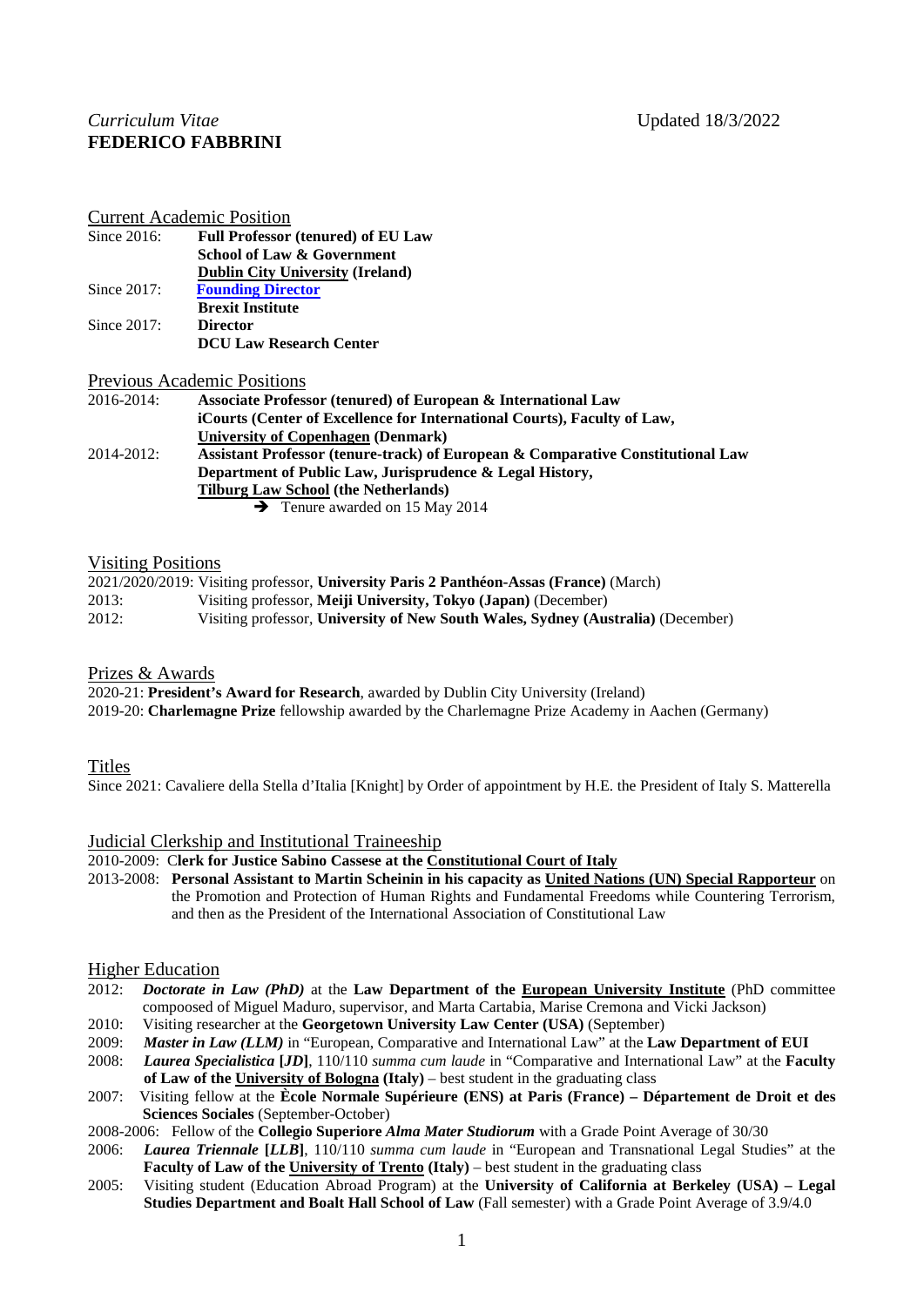*Curriculum Vitae* Updated 18/3/2022

**FEDERICO FABBRINI**

## Current Academic Position

Since 2016: **Full Professor (tenured) of EU Law**
**School of Law & Government**
**Dublin City University (Ireland)**

Since 2017: **Founding Director**
**Brexit Institute**

Since 2017: **Director**
**DCU Law Research Center**

## Previous Academic Positions

2016-2014: **Associate Professor (tenured) of European & International Law**
**iCourts (Center of Excellence for International Courts), Faculty of Law,**
**University of Copenhagen (Denmark)**

2014-2012: **Assistant Professor (tenure-track) of European & Comparative Constitutional Law**
**Department of Public Law, Jurisprudence & Legal History,**
**Tilburg Law School (the Netherlands)**
→ Tenure awarded on 15 May 2014

## Visiting Positions

2021/2020/2019: Visiting professor, **University Paris 2 Panthéon-Assas (France)** (March)
2013: Visiting professor, **Meiji University, Tokyo (Japan)** (December)
2012: Visiting professor, **University of New South Wales, Sydney (Australia)** (December)

## Prizes & Awards

2020-21: **President's Award for Research**, awarded by Dublin City University (Ireland)
2019-20: **Charlemagne Prize** fellowship awarded by the Charlemagne Prize Academy in Aachen (Germany)

## Titles

Since 2021: Cavaliere della Stella d'Italia [Knight] by Order of appointment by H.E. the President of Italy S. Matterella

## Judicial Clerkship and Institutional Traineeship

2010-2009: C**lerk for Justice Sabino Cassese at the Constitutional Court of Italy**
2013-2008: **Personal Assistant to Martin Scheinin in his capacity as United Nations (UN) Special Rapporteur** on the Promotion and Protection of Human Rights and Fundamental Freedoms while Countering Terrorism, and then as the President of the International Association of Constitutional Law

## Higher Education

2012: ***Doctorate in Law (PhD)*** at the **Law Department of the European University Institute** (PhD committee compoosed of Miguel Maduro, supervisor, and Marta Cartabia, Marise Cremona and Vicki Jackson)
2010: Visiting researcher at the **Georgetown University Law Center (USA)** (September)
2009: ***Master in Law (LLM)*** in "European, Comparative and International Law" at the **Law Department of EUI**
2008: ***Laurea Specialistica* [*JD*]**, 110/110 *summa cum laude* in "Comparative and International Law" at the **Faculty of Law of the University of Bologna (Italy)** – best student in the graduating class
2007: Visiting fellow at the **Ècole Normale Supérieure (ENS) at Paris (France) – Département de Droit et des Sciences Sociales** (September-October)
2008-2006: Fellow of the **Collegio Superiore *Alma Mater Studiorum*** with a Grade Point Average of 30/30
2006: ***Laurea Triennale* [*LLB*]**, 110/110 *summa cum laude* in "European and Transnational Legal Studies" at the **Faculty of Law of the University of Trento (Italy)** – best student in the graduating class
2005: Visiting student (Education Abroad Program) at the **University of California at Berkeley (USA) – Legal Studies Department and Boalt Hall School of Law** (Fall semester) with a Grade Point Average of 3.9/4.0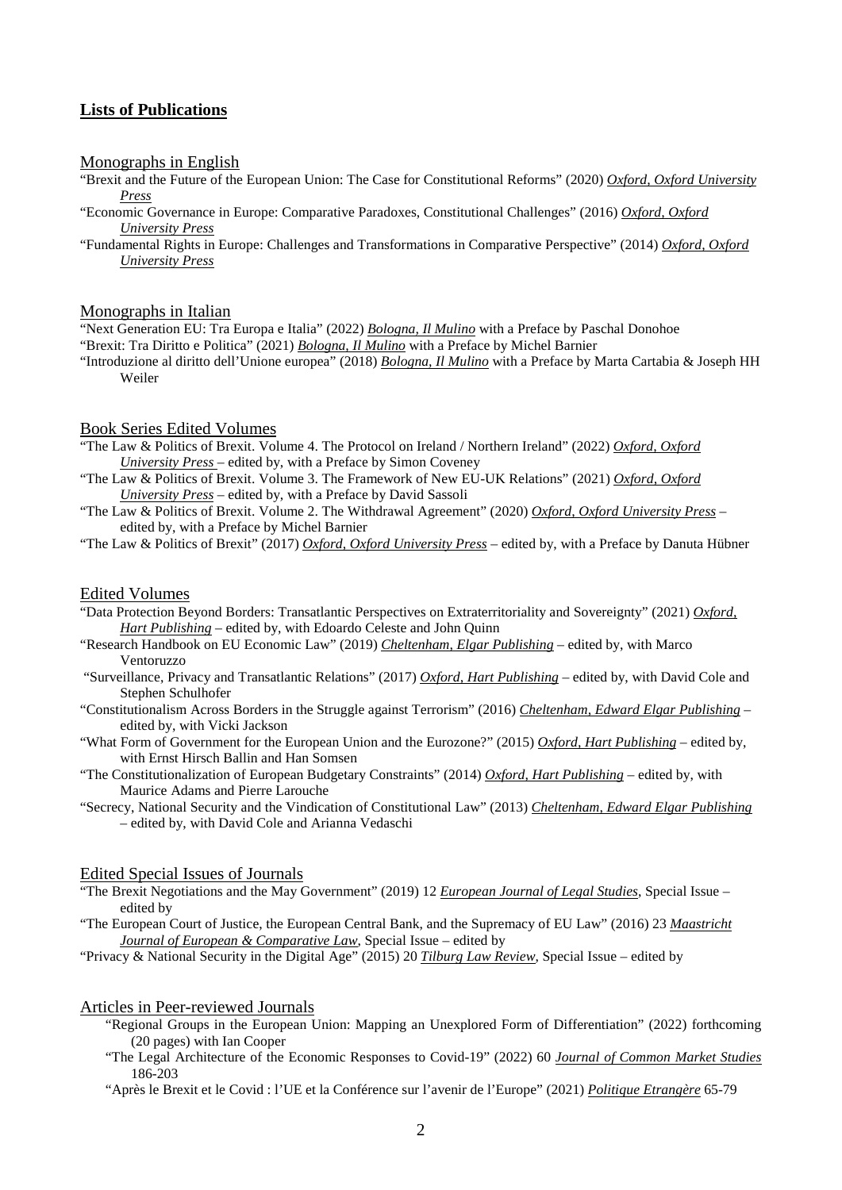## **Lists of Publications**

### Monographs in English

"Brexit and the Future of the European Union: The Case for Constitutional Reforms" (2020) *Oxford, Oxford University Press*

"Economic Governance in Europe: Comparative Paradoxes, Constitutional Challenges" (2016) *Oxford, Oxford University Press*

"Fundamental Rights in Europe: Challenges and Transformations in Comparative Perspective" (2014) *Oxford, Oxford University Press*

### Monographs in Italian

"Next Generation EU: Tra Europa e Italia" (2022) *Bologna, Il Mulino* with a Preface by Paschal Donohoe

"Brexit: Tra Diritto e Politica" (2021) *Bologna, Il Mulino* with a Preface by Michel Barnier

"Introduzione al diritto dell'Unione europea" (2018) *Bologna, Il Mulino* with a Preface by Marta Cartabia & Joseph HH Weiler

### Book Series Edited Volumes

"The Law & Politics of Brexit. Volume 4. The Protocol on Ireland / Northern Ireland" (2022) *Oxford, Oxford University Press* – edited by, with a Preface by Simon Coveney

"The Law & Politics of Brexit. Volume 3. The Framework of New EU-UK Relations" (2021) *Oxford, Oxford University Press* – edited by, with a Preface by David Sassoli

"The Law & Politics of Brexit. Volume 2. The Withdrawal Agreement" (2020) *Oxford, Oxford University Press* – edited by, with a Preface by Michel Barnier

"The Law & Politics of Brexit" (2017) *Oxford, Oxford University Press* – edited by, with a Preface by Danuta Hübner

### Edited Volumes

"Data Protection Beyond Borders: Transatlantic Perspectives on Extraterritoriality and Sovereignty" (2021) *Oxford, Hart Publishing* – edited by, with Edoardo Celeste and John Quinn

"Research Handbook on EU Economic Law" (2019) *Cheltenham, Elgar Publishing* – edited by, with Marco Ventoruzzo

"Surveillance, Privacy and Transatlantic Relations" (2017) *Oxford, Hart Publishing* – edited by, with David Cole and Stephen Schulhofer

"Constitutionalism Across Borders in the Struggle against Terrorism" (2016) *Cheltenham, Edward Elgar Publishing* – edited by, with Vicki Jackson

"What Form of Government for the European Union and the Eurozone?" (2015) *Oxford, Hart Publishing* – edited by, with Ernst Hirsch Ballin and Han Somsen

"The Constitutionalization of European Budgetary Constraints" (2014) *Oxford, Hart Publishing* – edited by, with Maurice Adams and Pierre Larouche

"Secrecy, National Security and the Vindication of Constitutional Law" (2013) *Cheltenham, Edward Elgar Publishing* – edited by, with David Cole and Arianna Vedaschi

### Edited Special Issues of Journals

"The Brexit Negotiations and the May Government" (2019) 12 *European Journal of Legal Studies*, Special Issue – edited by

"The European Court of Justice, the European Central Bank, and the Supremacy of EU Law" (2016) 23 *Maastricht Journal of European & Comparative Law*, Special Issue – edited by

"Privacy & National Security in the Digital Age" (2015) 20 *Tilburg Law Review*, Special Issue – edited by

### Articles in Peer-reviewed Journals

"Regional Groups in the European Union: Mapping an Unexplored Form of Differentiation" (2022) forthcoming (20 pages) with Ian Cooper

"The Legal Architecture of the Economic Responses to Covid-19" (2022) 60 *Journal of Common Market Studies* 186-203

"Après le Brexit et le Covid : l'UE et la Conférence sur l'avenir de l'Europe" (2021) *Politique Etrangère* 65-79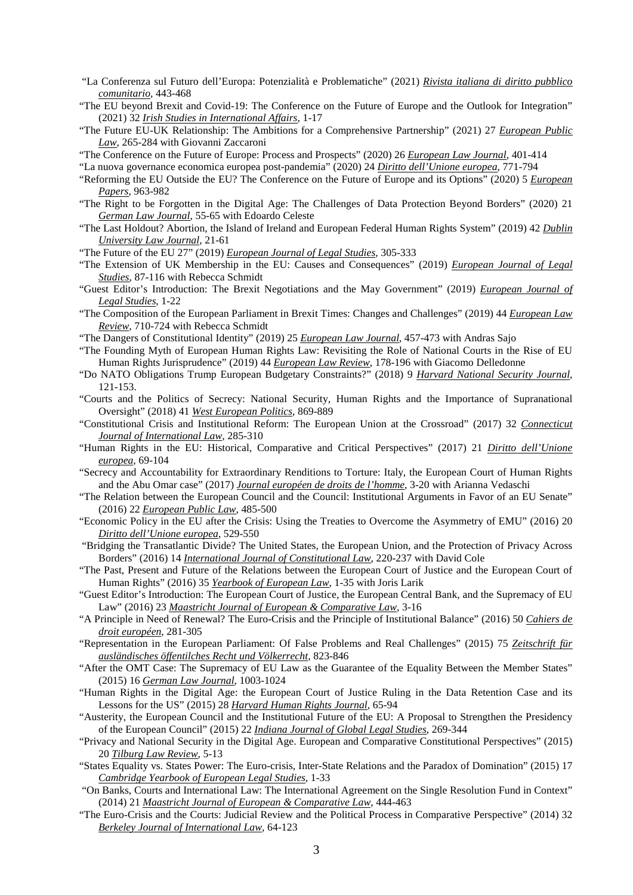"La Conferenza sul Futuro dell'Europa: Potenzialità e Problematiche" (2021) *Rivista italiana di diritto pubblico comunitario*, 443-468

"The EU beyond Brexit and Covid-19: The Conference on the Future of Europe and the Outlook for Integration" (2021) 32 *Irish Studies in International Affairs*, 1-17

"The Future EU-UK Relationship: The Ambitions for a Comprehensive Partnership" (2021) 27 *European Public Law*, 265-284 with Giovanni Zaccaroni

"The Conference on the Future of Europe: Process and Prospects" (2020) 26 *European Law Journal*, 401-414

"La nuova governance economica europea post-pandemia" (2020) 24 *Diritto dell'Unione europea*, 771-794

"Reforming the EU Outside the EU? The Conference on the Future of Europe and its Options" (2020) 5 *European Papers*, 963-982

"The Right to be Forgotten in the Digital Age: The Challenges of Data Protection Beyond Borders" (2020) 21 *German Law Journal*, 55-65 with Edoardo Celeste

"The Last Holdout? Abortion, the Island of Ireland and European Federal Human Rights System" (2019) 42 *Dublin University Law Journal*, 21-61

"The Future of the EU 27" (2019) *European Journal of Legal Studies*, 305-333

"The Extension of UK Membership in the EU: Causes and Consequences" (2019) *European Journal of Legal Studies*, 87-116 with Rebecca Schmidt

"Guest Editor's Introduction: The Brexit Negotiations and the May Government" (2019) *European Journal of Legal Studies*, 1-22

"The Composition of the European Parliament in Brexit Times: Changes and Challenges" (2019) 44 *European Law Review*, 710-724 with Rebecca Schmidt

"The Dangers of Constitutional Identity" (2019) 25 *European Law Journal*, 457-473 with Andras Sajo

"The Founding Myth of European Human Rights Law: Revisiting the Role of National Courts in the Rise of EU Human Rights Jurisprudence" (2019) 44 *European Law Review*, 178-196 with Giacomo Delledonne

"Do NATO Obligations Trump European Budgetary Constraints?" (2018) 9 *Harvard National Security Journal*, 121-153.

"Courts and the Politics of Secrecy: National Security, Human Rights and the Importance of Supranational Oversight" (2018) 41 *West European Politics*, 869-889

"Constitutional Crisis and Institutional Reform: The European Union at the Crossroad" (2017) 32 *Connecticut Journal of International Law*, 285-310

"Human Rights in the EU: Historical, Comparative and Critical Perspectives" (2017) 21 *Diritto dell'Unione europea*, 69-104

"Secrecy and Accountability for Extraordinary Renditions to Torture: Italy, the European Court of Human Rights and the Abu Omar case" (2017) *Journal européen de droits de l'homme*, 3-20 with Arianna Vedaschi

"The Relation between the European Council and the Council: Institutional Arguments in Favor of an EU Senate" (2016) 22 *European Public Law*, 485-500

"Economic Policy in the EU after the Crisis: Using the Treaties to Overcome the Asymmetry of EMU" (2016) 20 *Diritto dell'Unione europea*, 529-550

"Bridging the Transatlantic Divide? The United States, the European Union, and the Protection of Privacy Across Borders" (2016) 14 *International Journal of Constitutional Law*, 220-237 with David Cole

"The Past, Present and Future of the Relations between the European Court of Justice and the European Court of Human Rights" (2016) 35 *Yearbook of European Law*, 1-35 with Joris Larik

"Guest Editor's Introduction: The European Court of Justice, the European Central Bank, and the Supremacy of EU Law" (2016) 23 *Maastricht Journal of European & Comparative Law*, 3-16

"A Principle in Need of Renewal? The Euro-Crisis and the Principle of Institutional Balance" (2016) 50 *Cahiers de droit européen*, 281-305

"Representation in the European Parliament: Of False Problems and Real Challenges" (2015) 75 *Zeitschrift für ausländisches öffentlches Recht und Völkerrecht*, 823-846

"After the OMT Case: The Supremacy of EU Law as the Guarantee of the Equality Between the Member States" (2015) 16 *German Law Journal*, 1003-1024

"Human Rights in the Digital Age: the European Court of Justice Ruling in the Data Retention Case and its Lessons for the US" (2015) 28 *Harvard Human Rights Journal*, 65-94

"Austerity, the European Council and the Institutional Future of the EU: A Proposal to Strengthen the Presidency of the European Council" (2015) 22 *Indiana Journal of Global Legal Studies*, 269-344

"Privacy and National Security in the Digital Age. European and Comparative Constitutional Perspectives" (2015) 20 *Tilburg Law Review*, 5-13

"States Equality vs. States Power: The Euro-crisis, Inter-State Relations and the Paradox of Domination" (2015) 17 *Cambridge Yearbook of European Legal Studies*, 1-33

"On Banks, Courts and International Law: The International Agreement on the Single Resolution Fund in Context" (2014) 21 *Maastricht Journal of European & Comparative Law*, 444-463

"The Euro-Crisis and the Courts: Judicial Review and the Political Process in Comparative Perspective" (2014) 32 *Berkeley Journal of International Law*, 64-123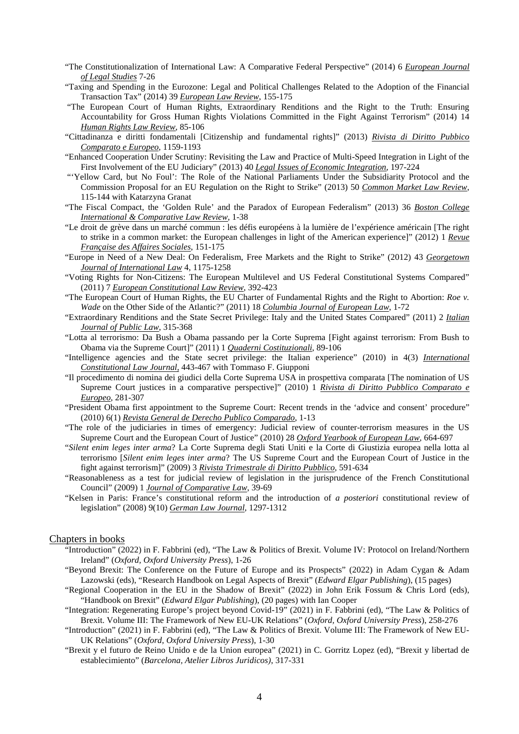"The Constitutionalization of International Law: A Comparative Federal Perspective" (2014) 6 *European Journal of Legal Studies* 7-26

"Taxing and Spending in the Eurozone: Legal and Political Challenges Related to the Adoption of the Financial Transaction Tax" (2014) 39 *European Law Review*, 155-175

"The European Court of Human Rights, Extraordinary Renditions and the Right to the Truth: Ensuring Accountability for Gross Human Rights Violations Committed in the Fight Against Terrorism" (2014) 14 *Human Rights Law Review*, 85-106

"Cittadinanza e diritti fondamentali [Citizenship and fundamental rights]" (2013) *Rivista di Diritto Pubblico Comparato e Europeo*, 1159-1193

"Enhanced Cooperation Under Scrutiny: Revisiting the Law and Practice of Multi-Speed Integration in Light of the First Involvement of the EU Judiciary" (2013) 40 *Legal Issues of Economic Integration*, 197-224

"'Yellow Card, but No Foul': The Role of the National Parliaments Under the Subsidiarity Protocol and the Commission Proposal for an EU Regulation on the Right to Strike" (2013) 50 *Common Market Law Review*, 115-144 with Katarzyna Granat

"The Fiscal Compact, the 'Golden Rule' and the Paradox of European Federalism" (2013) 36 *Boston College International & Comparative Law Review*, 1-38

"Le droit de grève dans un marché commun : les défis européens à la lumière de l'expérience américain [The right to strike in a common market: the European challenges in light of the American experience]" (2012) 1 *Revue Française des Affaires Sociales*, 151-175

"Europe in Need of a New Deal: On Federalism, Free Markets and the Right to Strike" (2012) 43 *Georgetown Journal of International Law* 4, 1175-1258

"Voting Rights for Non-Citizens: The European Multilevel and US Federal Constitutional Systems Compared" (2011) 7 *European Constitutional Law Review*, 392-423

"The European Court of Human Rights, the EU Charter of Fundamental Rights and the Right to Abortion: *Roe v. Wade* on the Other Side of the Atlantic?" (2011) 18 *Columbia Journal of European Law*, 1-72

"Extraordinary Renditions and the State Secret Privilege: Italy and the United States Compared" (2011) 2 *Italian Journal of Public Law*, 315-368

"Lotta al terrorismo: Da Bush a Obama passando per la Corte Suprema [Fight against terrorism: From Bush to Obama via the Supreme Court]" (2011) 1 *Quaderni Costituzionali*, 89-106

"Intelligence agencies and the State secret privilege: the Italian experience" (2010) in 4(3) *International Constitutional Law Journal*, 443-467 with Tommaso F. Giupponi

"Il procedimento di nomina dei giudici della Corte Suprema USA in prospettiva comparata [The nomination of US Supreme Court justices in a comparative perspective]" (2010) 1 *Rivista di Diritto Pubblico Comparato e Europeo*, 281-307

"President Obama first appointment to the Supreme Court: Recent trends in the 'advice and consent' procedure" (2010) 6(1) *Revista General de Derecho Publico Comparado*, 1-13

"The role of the judiciaries in times of emergency: Judicial review of counter-terrorism measures in the US Supreme Court and the European Court of Justice" (2010) 28 *Oxford Yearbook of European Law*, 664-697

"*Silent enim leges inter arma*? La Corte Suprema degli Stati Uniti e la Corte di Giustizia europea nella lotta al terrorismo [*Silent enim leges inter arma*? The US Supreme Court and the European Court of Justice in the fight against terrorism]" (2009) 3 *Rivista Trimestrale di Diritto Pubblico*, 591-634

"Reasonableness as a test for judicial review of legislation in the jurisprudence of the French Constitutional Council" (2009) 1 *Journal of Comparative Law*, 39-69

"Kelsen in Paris: France's constitutional reform and the introduction of *a posteriori* constitutional review of legislation" (2008) 9(10) *German Law Journal*, 1297-1312

## Chapters in books

"Introduction" (2022) in F. Fabbrini (ed), "The Law & Politics of Brexit. Volume IV: Protocol on Ireland/Northern Ireland" (*Oxford, Oxford University Press*), 1-26

"Beyond Brexit: The Conference on the Future of Europe and its Prospects" (2022) in Adam Cygan & Adam Lazowski (eds), "Research Handbook on Legal Aspects of Brexit" (*Edward Elgar Publishing*), (15 pages)

"Regional Cooperation in the EU in the Shadow of Brexit" (2022) in John Erik Fossum & Chris Lord (eds), "Handbook on Brexit" (*Edward Elgar Publishing*), (20 pages) with Ian Cooper

"Integration: Regenerating Europe's project beyond Covid-19" (2021) in F. Fabbrini (ed), "The Law & Politics of Brexit. Volume III: The Framework of New EU-UK Relations" (*Oxford, Oxford University Press*), 258-276

"Introduction" (2021) in F. Fabbrini (ed), "The Law & Politics of Brexit. Volume III: The Framework of New EU-UK Relations" (*Oxford, Oxford University Press*), 1-30

"Brexit y el futuro de Reino Unido e de la Union europea" (2021) in C. Gorritz Lopez (ed), "Brexit y libertad de establecimiento" (*Barcelona, Atelier Libros Juridicos)*, 317-331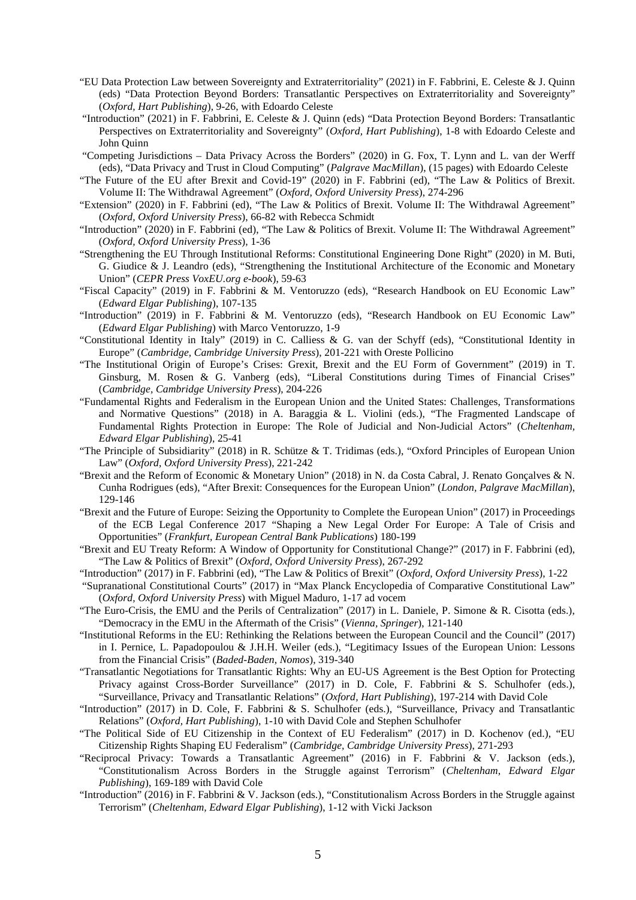"EU Data Protection Law between Sovereignty and Extraterritoriality" (2021) in F. Fabbrini, E. Celeste & J. Quinn (eds) "Data Protection Beyond Borders: Transatlantic Perspectives on Extraterritoriality and Sovereignty" (*Oxford, Hart Publishing*), 9-26, with Edoardo Celeste

"Introduction" (2021) in F. Fabbrini, E. Celeste & J. Quinn (eds) "Data Protection Beyond Borders: Transatlantic Perspectives on Extraterritoriality and Sovereignty" (*Oxford, Hart Publishing*), 1-8 with Edoardo Celeste and John Quinn

"Competing Jurisdictions – Data Privacy Across the Borders" (2020) in G. Fox, T. Lynn and L. van der Werff (eds), "Data Privacy and Trust in Cloud Computing" (*Palgrave MacMillan*), (15 pages) with Edoardo Celeste

"The Future of the EU after Brexit and Covid-19" (2020) in F. Fabbrini (ed), "The Law & Politics of Brexit. Volume II: The Withdrawal Agreement" (*Oxford, Oxford University Press*), 274-296

"Extension" (2020) in F. Fabbrini (ed), "The Law & Politics of Brexit. Volume II: The Withdrawal Agreement" (*Oxford, Oxford University Press*), 66-82 with Rebecca Schmidt

"Introduction" (2020) in F. Fabbrini (ed), "The Law & Politics of Brexit. Volume II: The Withdrawal Agreement" (*Oxford, Oxford University Press*), 1-36

"Strengthening the EU Through Institutional Reforms: Constitutional Engineering Done Right" (2020) in M. Buti, G. Giudice & J. Leandro (eds), "Strengthening the Institutional Architecture of the Economic and Monetary Union" (*CEPR Press VoxEU.org e-book*), 59-63

"Fiscal Capacity" (2019) in F. Fabbrini & M. Ventoruzzo (eds), "Research Handbook on EU Economic Law" (*Edward Elgar Publishing*), 107-135

"Introduction" (2019) in F. Fabbrini & M. Ventoruzzo (eds), "Research Handbook on EU Economic Law" (*Edward Elgar Publishing*) with Marco Ventoruzzo, 1-9

"Constitutional Identity in Italy" (2019) in C. Calliess & G. van der Schyff (eds), "Constitutional Identity in Europe" (*Cambridge, Cambridge University Press*), 201-221 with Oreste Pollicino

"The Institutional Origin of Europe's Crises: Grexit, Brexit and the EU Form of Government" (2019) in T. Ginsburg, M. Rosen & G. Vanberg (eds), "Liberal Constitutions during Times of Financial Crises" (*Cambridge, Cambridge University Press*), 204-226

"Fundamental Rights and Federalism in the European Union and the United States: Challenges, Transformations and Normative Questions" (2018) in A. Baraggia & L. Violini (eds.), "The Fragmented Landscape of Fundamental Rights Protection in Europe: The Role of Judicial and Non-Judicial Actors" (*Cheltenham, Edward Elgar Publishing*), 25-41

"The Principle of Subsidiarity" (2018) in R. Schütze & T. Tridimas (eds.), "Oxford Principles of European Union Law" (*Oxford, Oxford University Press*), 221-242

"Brexit and the Reform of Economic & Monetary Union" (2018) in N. da Costa Cabral, J. Renato Gonçalves & N. Cunha Rodrigues (eds), "After Brexit: Consequences for the European Union" (*London, Palgrave MacMillan*), 129-146

"Brexit and the Future of Europe: Seizing the Opportunity to Complete the European Union" (2017) in Proceedings of the ECB Legal Conference 2017 "Shaping a New Legal Order For Europe: A Tale of Crisis and Opportunities" (*Frankfurt, European Central Bank Publications*) 180-199

"Brexit and EU Treaty Reform: A Window of Opportunity for Constitutional Change?" (2017) in F. Fabbrini (ed), "The Law & Politics of Brexit" (*Oxford, Oxford University Press*), 267-292

"Introduction" (2017) in F. Fabbrini (ed), "The Law & Politics of Brexit" (*Oxford, Oxford University Press*), 1-22

"Supranational Constitutional Courts" (2017) in "Max Planck Encyclopedia of Comparative Constitutional Law" (*Oxford, Oxford University Press*) with Miguel Maduro, 1-17 ad vocem

"The Euro-Crisis, the EMU and the Perils of Centralization" (2017) in L. Daniele, P. Simone & R. Cisotta (eds.), "Democracy in the EMU in the Aftermath of the Crisis" (*Vienna, Springer*), 121-140

"Institutional Reforms in the EU: Rethinking the Relations between the European Council and the Council" (2017) in I. Pernice, L. Papadopoulou & J.H.H. Weiler (eds.), "Legitimacy Issues of the European Union: Lessons from the Financial Crisis" (*Baded-Baden, Nomos*), 319-340

"Transatlantic Negotiations for Transatlantic Rights: Why an EU-US Agreement is the Best Option for Protecting Privacy against Cross-Border Surveillance" (2017) in D. Cole, F. Fabbrini & S. Schulhofer (eds.), "Surveillance, Privacy and Transatlantic Relations" (*Oxford, Hart Publishing*), 197-214 with David Cole

"Introduction" (2017) in D. Cole, F. Fabbrini & S. Schulhofer (eds.), "Surveillance, Privacy and Transatlantic Relations" (*Oxford, Hart Publishing*), 1-10 with David Cole and Stephen Schulhofer

"The Political Side of EU Citizenship in the Context of EU Federalism" (2017) in D. Kochenov (ed.), "EU Citizenship Rights Shaping EU Federalism" (*Cambridge, Cambridge University Press*), 271-293

"Reciprocal Privacy: Towards a Transatlantic Agreement" (2016) in F. Fabbrini & V. Jackson (eds.), "Constitutionalism Across Borders in the Struggle against Terrorism" (*Cheltenham, Edward Elgar Publishing*), 169-189 with David Cole

"Introduction" (2016) in F. Fabbrini & V. Jackson (eds.), "Constitutionalism Across Borders in the Struggle against Terrorism" (*Cheltenham, Edward Elgar Publishing*), 1-12 with Vicki Jackson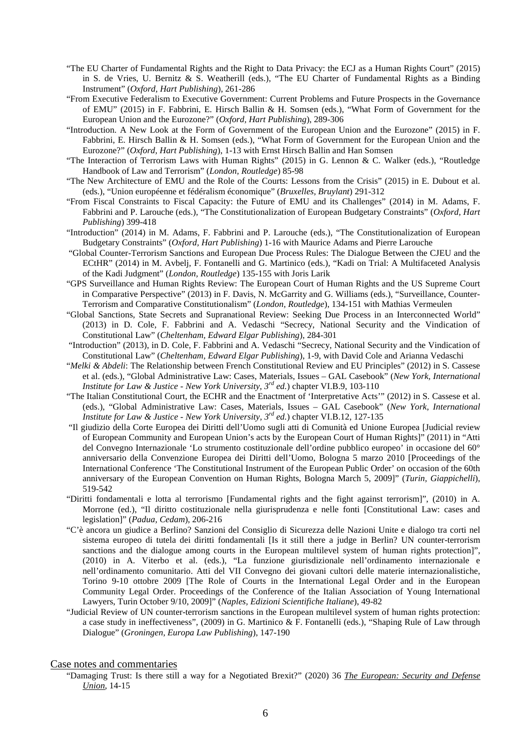"The EU Charter of Fundamental Rights and the Right to Data Privacy: the ECJ as a Human Rights Court" (2015) in S. de Vries, U. Bernitz & S. Weatherill (eds.), "The EU Charter of Fundamental Rights as a Binding Instrument" (*Oxford, Hart Publishing*), 261-286

"From Executive Federalism to Executive Government: Current Problems and Future Prospects in the Governance of EMU" (2015) in F. Fabbrini, E. Hirsch Ballin & H. Somsen (eds.), "What Form of Government for the European Union and the Eurozone?" (*Oxford, Hart Publishing*), 289-306

"Introduction. A New Look at the Form of Government of the European Union and the Eurozone" (2015) in F. Fabbrini, E. Hirsch Ballin & H. Somsen (eds.), "What Form of Government for the European Union and the Eurozone?" (*Oxford, Hart Publishing*), 1-13 with Ernst Hirsch Ballin and Han Somsen

"The Interaction of Terrorism Laws with Human Rights" (2015) in G. Lennon & C. Walker (eds.), "Routledge Handbook of Law and Terrorism" (*London, Routledge*) 85-98

"The New Architecture of EMU and the Role of the Courts: Lessons from the Crisis" (2015) in E. Dubout et al. (eds.), "Union européenne et fédéralisme économique" (*Bruxelles, Bruylant*) 291-312

"From Fiscal Constraints to Fiscal Capacity: the Future of EMU and its Challenges" (2014) in M. Adams, F. Fabbrini and P. Larouche (eds.), "The Constitutionalization of European Budgetary Constraints" (*Oxford, Hart Publishing*) 399-418

"Introduction" (2014) in M. Adams, F. Fabbrini and P. Larouche (eds.), "The Constitutionalization of European Budgetary Constraints" (*Oxford, Hart Publishing*) 1-16 with Maurice Adams and Pierre Larouche

"Global Counter-Terrorism Sanctions and European Due Process Rules: The Dialogue Between the CJEU and the ECtHR" (2014) in M. Avbelj, F. Fontanelli and G. Martinico (eds.), "Kadi on Trial: A Multifaceted Analysis of the Kadi Judgment" (*London, Routledge*) 135-155 with Joris Larik

"GPS Surveillance and Human Rights Review: The European Court of Human Rights and the US Supreme Court in Comparative Perspective" (2013) in F. Davis, N. McGarrity and G. Williams (eds.), "Surveillance, Counter-Terrorism and Comparative Constitutionalism" (*London, Routledge*), 134-151 with Mathias Vermeulen

"Global Sanctions, State Secrets and Supranational Review: Seeking Due Process in an Interconnected World" (2013) in D. Cole, F. Fabbrini and A. Vedaschi "Secrecy, National Security and the Vindication of Constitutional Law" (*Cheltenham, Edward Elgar Publishing*), 284-301

"Introduction" (2013), in D. Cole, F. Fabbrini and A. Vedaschi "Secrecy, National Security and the Vindication of Constitutional Law" (*Cheltenham, Edward Elgar Publishing*), 1-9, with David Cole and Arianna Vedaschi

"*Melki & Abdeli*: The Relationship between French Constitutional Review and EU Principles" (2012) in S. Cassese et al. (eds.), "Global Administrative Law: Cases, Materials, Issues – GAL Casebook" (*New York, International Institute for Law & Justice - New York University, 3rd ed.*) chapter VI.B.9, 103-110

"The Italian Constitutional Court, the ECHR and the Enactment of 'Interpretative Acts'" (2012) in S. Cassese et al. (eds.), "Global Administrative Law: Cases, Materials, Issues – GAL Casebook" (*New York, International Institute for Law & Justice - New York University, 3rd ed.*) chapter VI.B.12, 127-135

"Il giudizio della Corte Europea dei Diritti dell'Uomo sugli atti di Comunità ed Unione Europea [Judicial review of European Community and European Union's acts by the European Court of Human Rights]" (2011) in "Atti del Convegno Internazionale 'Lo strumento costituzionale dell'ordine pubblico europeo' in occasione del 60° anniversario della Convenzione Europea dei Diritti dell'Uomo, Bologna 5 marzo 2010 [Proceedings of the International Conference 'The Constitutional Instrument of the European Public Order' on occasion of the 60th anniversary of the European Convention on Human Rights, Bologna March 5, 2009]" (*Turin, Giappichelli*), 519-542

"Diritti fondamentali e lotta al terrorismo [Fundamental rights and the fight against terrorism]", (2010) in A. Morrone (ed.), "Il diritto costituzionale nella giurisprudenza e nelle fonti [Constitutional Law: cases and legislation]" (*Padua, Cedam*), 206-216

"C'è ancora un giudice a Berlino? Sanzioni del Consiglio di Sicurezza delle Nazioni Unite e dialogo tra corti nel sistema europeo di tutela dei diritti fondamentali [Is it still there a judge in Berlin? UN counter-terrorism sanctions and the dialogue among courts in the European multilevel system of human rights protection]", (2010) in A. Viterbo et al. (eds.), "La funzione giurisdizionale nell'ordinamento internazionale e nell'ordinamento comunitario. Atti del VII Convegno dei giovani cultori delle materie internazionalistiche, Torino 9-10 ottobre 2009 [The Role of Courts in the International Legal Order and in the European Community Legal Order. Proceedings of the Conference of the Italian Association of Young International Lawyers, Turin October 9/10, 2009]" (*Naples, Edizioni Scientifiche Italiane*), 49-82

"Judicial Review of UN counter-terrorism sanctions in the European multilevel system of human rights protection: a case study in ineffectiveness", (2009) in G. Martinico & F. Fontanelli (eds.), "Shaping Rule of Law through Dialogue" (*Groningen, Europa Law Publishing*), 147-190

## Case notes and commentaries

"Damaging Trust: Is there still a way for a Negotiated Brexit?" (2020) 36 ***The European: Security and Defense Union***, 14-15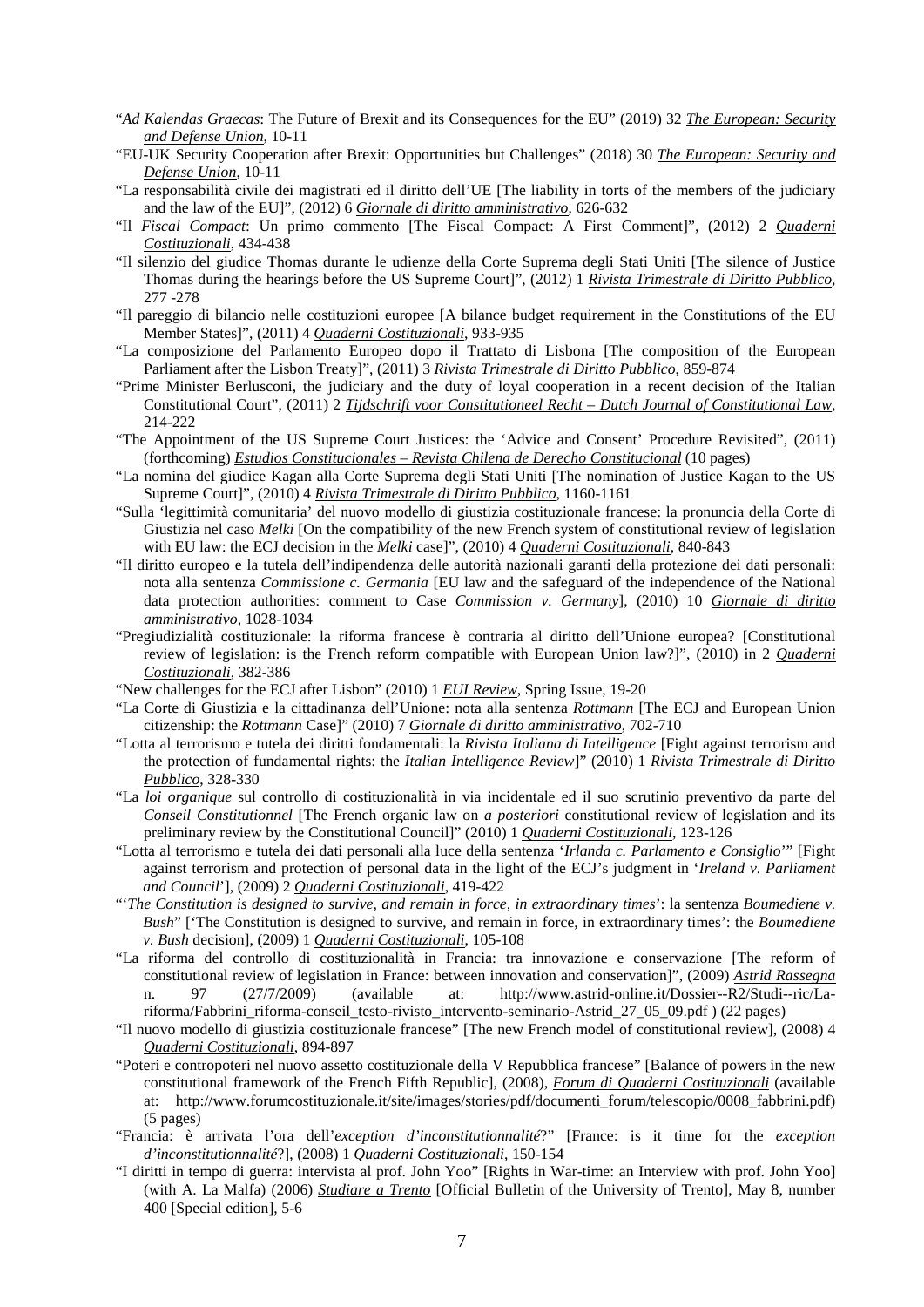"*Ad Kalendas Graecas*: The Future of Brexit and its Consequences for the EU" (2019) 32 *The European: Security and Defense Union*, 10-11

"EU-UK Security Cooperation after Brexit: Opportunities but Challenges" (2018) 30 *The European: Security and Defense Union*, 10-11

"La responsabilità civile dei magistrati ed il diritto dell'UE [The liability in torts of the members of the judiciary and the law of the EU]", (2012) 6 *Giornale di diritto amministrativo*, 626-632

"Il *Fiscal Compact*: Un primo commento [The Fiscal Compact: A First Comment]", (2012) 2 *Quaderni Costituzionali*, 434-438

"Il silenzio del giudice Thomas durante le udienze della Corte Suprema degli Stati Uniti [The silence of Justice Thomas during the hearings before the US Supreme Court]", (2012) 1 *Rivista Trimestrale di Diritto Pubblico*, 277 -278

"Il pareggio di bilancio nelle costituzioni europee [A bilance budget requirement in the Constitutions of the EU Member States]", (2011) 4 *Quaderni Costituzionali*, 933-935

"La composizione del Parlamento Europeo dopo il Trattato di Lisbona [The composition of the European Parliament after the Lisbon Treaty]", (2011) 3 *Rivista Trimestrale di Diritto Pubblico*, 859-874

"Prime Minister Berlusconi, the judiciary and the duty of loyal cooperation in a recent decision of the Italian Constitutional Court", (2011) 2 *Tijdschrift voor Constitutioneel Recht – Dutch Journal of Constitutional Law*, 214-222

"The Appointment of the US Supreme Court Justices: the 'Advice and Consent' Procedure Revisited", (2011) (forthcoming) *Estudios Constitucionales – Revista Chilena de Derecho Constitucional* (10 pages)

"La nomina del giudice Kagan alla Corte Suprema degli Stati Uniti [The nomination of Justice Kagan to the US Supreme Court]", (2010) 4 *Rivista Trimestrale di Diritto Pubblico*, 1160-1161

"Sulla 'legittimità comunitaria' del nuovo modello di giustizia costituzionale francese: la pronuncia della Corte di Giustizia nel caso *Melki* [On the compatibility of the new French system of constitutional review of legislation with EU law: the ECJ decision in the *Melki* case]", (2010) 4 *Quaderni Costituzionali*, 840-843

"Il diritto europeo e la tutela dell'indipendenza delle autorità nazionali garanti della protezione dei dati personali: nota alla sentenza *Commissione c. Germania* [EU law and the safeguard of the independence of the National data protection authorities: comment to Case *Commission v. Germany*], (2010) 10 *Giornale di diritto amministrativo*, 1028-1034

"Pregiudizialità costituzionale: la riforma francese è contraria al diritto dell'Unione europea? [Constitutional review of legislation: is the French reform compatible with European Union law?]", (2010) in 2 *Quaderni Costituzionali*, 382-386

"New challenges for the ECJ after Lisbon" (2010) 1 *EUI Review*, Spring Issue, 19-20

"La Corte di Giustizia e la cittadinanza dell'Unione: nota alla sentenza *Rottmann* [The ECJ and European Union citizenship: the *Rottmann* Case]" (2010) 7 *Giornale di diritto amministrativo*, 702-710

"Lotta al terrorismo e tutela dei diritti fondamentali: la *Rivista Italiana di Intelligence* [Fight against terrorism and the protection of fundamental rights: the *Italian Intelligence Review*]" (2010) 1 *Rivista Trimestrale di Diritto Pubblico*, 328-330

"La *loi organique* sul controllo di costituzionalità in via incidentale ed il suo scrutinio preventivo da parte del *Conseil Constitutionnel* [The French organic law on *a posteriori* constitutional review of legislation and its preliminary review by the Constitutional Council]" (2010) 1 *Quaderni Costituzionali*, 123-126

"Lotta al terrorismo e tutela dei dati personali alla luce della sentenza '*Irlanda c. Parlamento e Consiglio*'" [Fight against terrorism and protection of personal data in the light of the ECJ's judgment in '*Ireland v. Parliament and Council*'], (2009) 2 *Quaderni Costituzionali*, 419-422

"'*The Constitution is designed to survive, and remain in force, in extraordinary times*': la sentenza *Boumediene v. Bush*" ['The Constitution is designed to survive, and remain in force, in extraordinary times': the *Boumediene v. Bush* decision], (2009) 1 *Quaderni Costituzionali*, 105-108

"La riforma del controllo di costituzionalità in Francia: tra innovazione e conservazione [The reform of constitutional review of legislation in France: between innovation and conservation]", (2009) *Astrid Rassegna* n. 97 (27/7/2009) (available at: http://www.astrid-online.it/Dossier--R2/Studi--ric/La-riforma/Fabbrini_riforma-conseil_testo-rivisto_intervento-seminario-Astrid_27_05_09.pdf ) (22 pages)

"Il nuovo modello di giustizia costituzionale francese" [The new French model of constitutional review], (2008) 4 *Quaderni Costituzionali*, 894-897

"Poteri e contropoteri nel nuovo assetto costituzionale della V Repubblica francese" [Balance of powers in the new constitutional framework of the French Fifth Republic], (2008), *Forum di Quaderni Costituzionali* (available at: http://www.forumcostituzionale.it/site/images/stories/pdf/documenti_forum/telescopio/0008_fabbrini.pdf) (5 pages)

"Francia: è arrivata l'ora dell'*exception d'inconstitutionnalité*?" [France: is it time for the *exception d'inconstitutionnalité*?], (2008) 1 *Quaderni Costituzionali*, 150-154

"I diritti in tempo di guerra: intervista al prof. John Yoo" [Rights in War-time: an Interview with prof. John Yoo] (with A. La Malfa) (2006) *Studiare a Trento* [Official Bulletin of the University of Trento], May 8, number 400 [Special edition], 5-6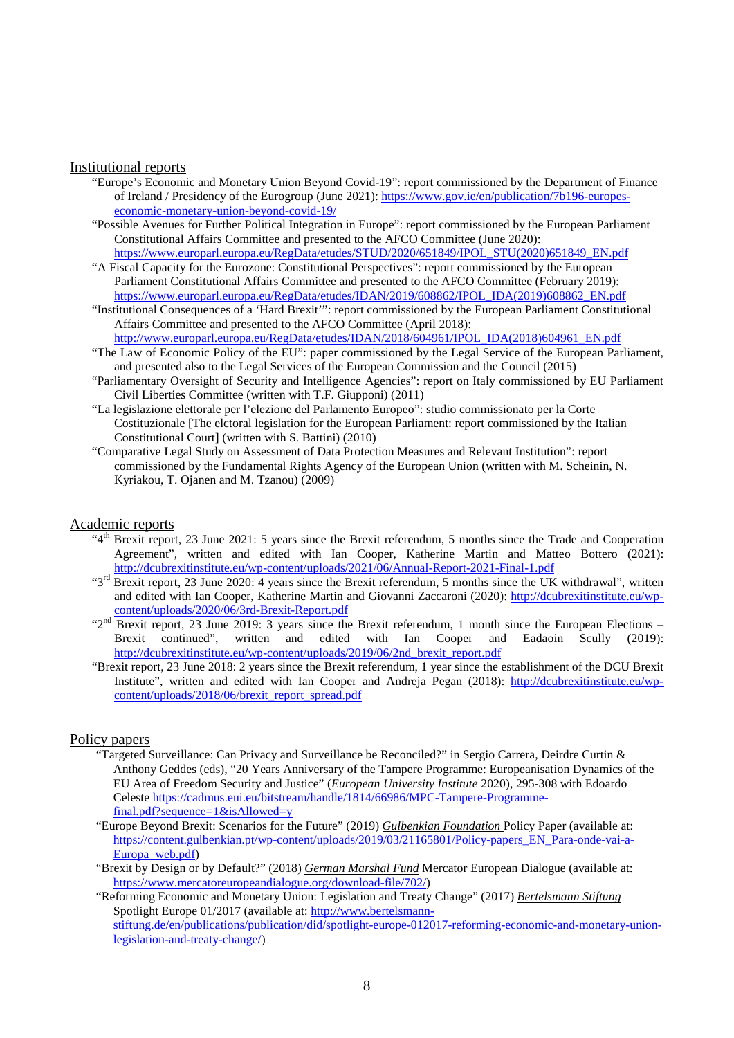## Institutional reports

- "Europe's Economic and Monetary Union Beyond Covid-19": report commissioned by the Department of Finance of Ireland / Presidency of the Eurogroup (June 2021): https://www.gov.ie/en/publication/7b196-europes-economic-monetary-union-beyond-covid-19/
- "Possible Avenues for Further Political Integration in Europe": report commissioned by the European Parliament Constitutional Affairs Committee and presented to the AFCO Committee (June 2020): https://www.europarl.europa.eu/RegData/etudes/STUD/2020/651849/IPOL_STU(2020)651849_EN.pdf
- "A Fiscal Capacity for the Eurozone: Constitutional Perspectives": report commissioned by the European Parliament Constitutional Affairs Committee and presented to the AFCO Committee (February 2019): https://www.europarl.europa.eu/RegData/etudes/IDAN/2019/608862/IPOL_IDA(2019)608862_EN.pdf
- "Institutional Consequences of a 'Hard Brexit'": report commissioned by the European Parliament Constitutional Affairs Committee and presented to the AFCO Committee (April 2018): http://www.europarl.europa.eu/RegData/etudes/IDAN/2018/604961/IPOL_IDA(2018)604961_EN.pdf
- "The Law of Economic Policy of the EU": paper commissioned by the Legal Service of the European Parliament, and presented also to the Legal Services of the European Commission and the Council (2015)
- "Parliamentary Oversight of Security and Intelligence Agencies": report on Italy commissioned by EU Parliament Civil Liberties Committee (written with T.F. Giupponi) (2011)
- "La legislazione elettorale per l'elezione del Parlamento Europeo": studio commissionato per la Corte Costituzionale [The elctoral legislation for the European Parliament: report commissioned by the Italian Constitutional Court] (written with S. Battini) (2010)
- "Comparative Legal Study on Assessment of Data Protection Measures and Relevant Institution": report commissioned by the Fundamental Rights Agency of the European Union (written with M. Scheinin, N. Kyriakou, T. Ojanen and M. Tzanou) (2009)

## Academic reports

- "4th Brexit report, 23 June 2021: 5 years since the Brexit referendum, 5 months since the Trade and Cooperation Agreement", written and edited with Ian Cooper, Katherine Martin and Matteo Bottero (2021): http://dcubrexitinstitute.eu/wp-content/uploads/2021/06/Annual-Report-2021-Final-1.pdf
- "3rd Brexit report, 23 June 2020: 4 years since the Brexit referendum, 5 months since the UK withdrawal", written and edited with Ian Cooper, Katherine Martin and Giovanni Zaccaroni (2020): http://dcubrexitinstitute.eu/wp-content/uploads/2020/06/3rd-Brexit-Report.pdf
- "2nd Brexit report, 23 June 2019: 3 years since the Brexit referendum, 1 month since the European Elections – Brexit continued", written and edited with Ian Cooper and Eadaoin Scully (2019): http://dcubrexitinstitute.eu/wp-content/uploads/2019/06/2nd_brexit_report.pdf
- "Brexit report, 23 June 2018: 2 years since the Brexit referendum, 1 year since the establishment of the DCU Brexit Institute", written and edited with Ian Cooper and Andreja Pegan (2018): http://dcubrexitinstitute.eu/wp-content/uploads/2018/06/brexit_report_spread.pdf

## Policy papers

- "Targeted Surveillance: Can Privacy and Surveillance be Reconciled?" in Sergio Carrera, Deirdre Curtin & Anthony Geddes (eds), "20 Years Anniversary of the Tampere Programme: Europeanisation Dynamics of the EU Area of Freedom Security and Justice" (*European University Institute* 2020), 295-308 with Edoardo Celeste https://cadmus.eui.eu/bitstream/handle/1814/66986/MPC-Tampere-Programme-final.pdf?sequence=1&isAllowed=y
- "Europe Beyond Brexit: Scenarios for the Future" (2019) *Gulbenkian Foundation* Policy Paper (available at: https://content.gulbenkian.pt/wp-content/uploads/2019/03/21165801/Policy-papers_EN_Para-onde-vai-a-Europa_web.pdf)
- "Brexit by Design or by Default?" (2018) *German Marshal Fund* Mercator European Dialogue (available at: https://www.mercatoreuropeandialogue.org/download-file/702/)
- "Reforming Economic and Monetary Union: Legislation and Treaty Change" (2017) *Bertelsmann Stiftung* Spotlight Europe 01/2017 (available at: http://www.bertelsmann-stiftung.de/en/publications/publication/did/spotlight-europe-012017-reforming-economic-and-monetary-union-legislation-and-treaty-change/)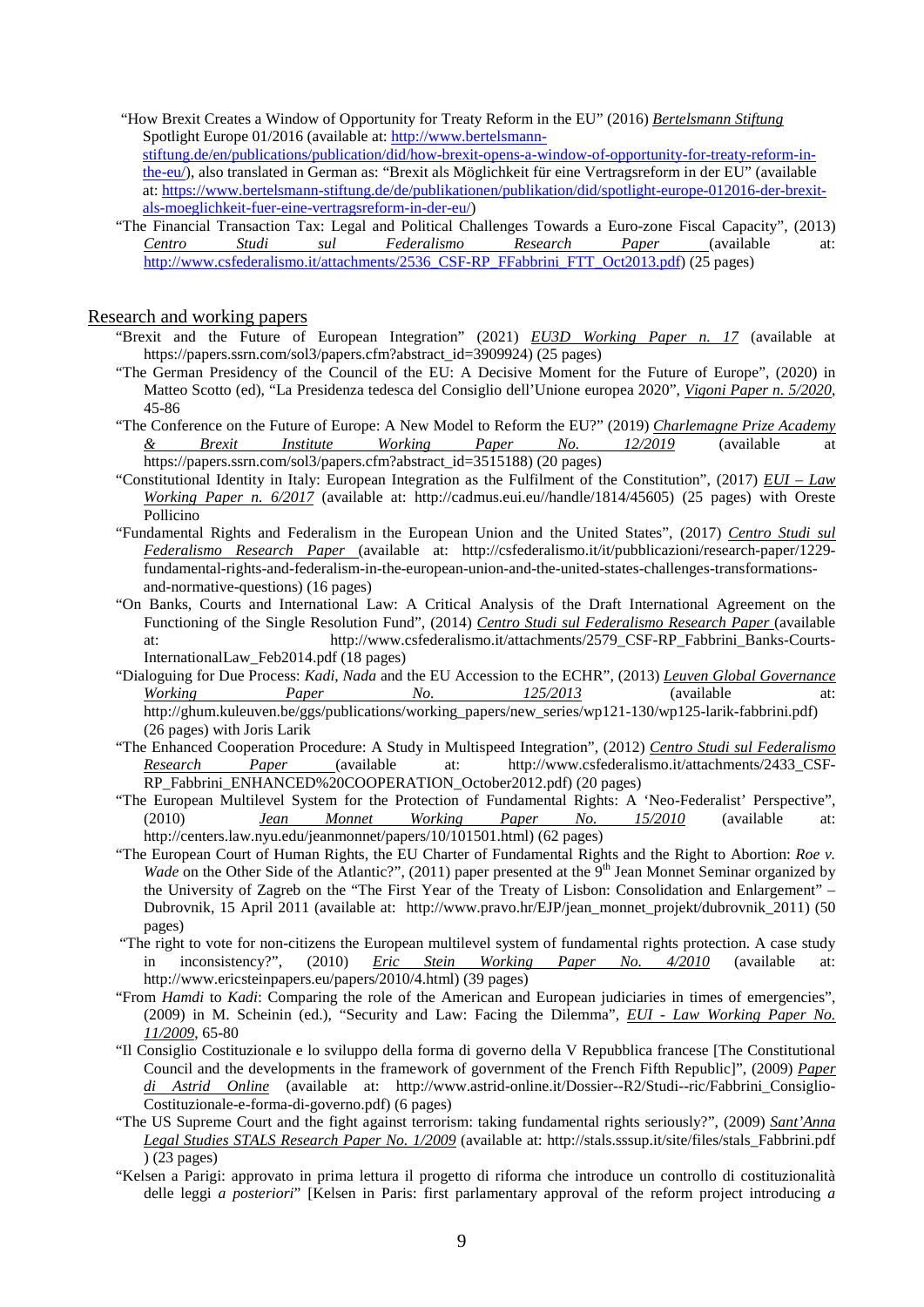- "How Brexit Creates a Window of Opportunity for Treaty Reform in the EU" (2016) *Bertelsmann Stiftung* Spotlight Europe 01/2016 (available at: http://www.bertelsmann-stiftung.de/en/publications/publication/did/how-brexit-opens-a-window-of-opportunity-for-treaty-reform-in-the-eu/), also translated in German as: "Brexit als Möglichkeit für eine Vertragsreform in der EU" (available at: https://www.bertelsmann-stiftung.de/de/publikationen/publikation/did/spotlight-europe-012016-der-brexit-als-moeglichkeit-fuer-eine-vertragsreform-in-der-eu/)
- "The Financial Transaction Tax: Legal and Political Challenges Towards a Euro-zone Fiscal Capacity", (2013) *Centro Studi sul Federalismo Research Paper* (available at: http://www.csfederalismo.it/attachments/2536_CSF-RP_FFabbrini_FTT_Oct2013.pdf) (25 pages)

## Research and working papers

- "Brexit and the Future of European Integration" (2021) *EU3D Working Paper n. 17* (available at https://papers.ssrn.com/sol3/papers.cfm?abstract_id=3909924) (25 pages)
- "The German Presidency of the Council of the EU: A Decisive Moment for the Future of Europe", (2020) in Matteo Scotto (ed), "La Presidenza tedesca del Consiglio dell'Unione europea 2020", *Vigoni Paper n. 5/2020*, 45-86
- "The Conference on the Future of Europe: A New Model to Reform the EU?" (2019) *Charlemagne Prize Academy & Brexit Institute Working Paper No. 12/2019* (available at https://papers.ssrn.com/sol3/papers.cfm?abstract_id=3515188) (20 pages)
- "Constitutional Identity in Italy: European Integration as the Fulfilment of the Constitution", (2017) *EUI – Law Working Paper n. 6/2017* (available at: http://cadmus.eui.eu//handle/1814/45605) (25 pages) with Oreste Pollicino
- "Fundamental Rights and Federalism in the European Union and the United States", (2017) *Centro Studi sul Federalismo Research Paper* (available at: http://csfederalismo.it/it/pubblicazioni/research-paper/1229-fundamental-rights-and-federalism-in-the-european-union-and-the-united-states-challenges-transformations-and-normative-questions) (16 pages)
- "On Banks, Courts and International Law: A Critical Analysis of the Draft International Agreement on the Functioning of the Single Resolution Fund", (2014) *Centro Studi sul Federalismo Research Paper* (available at: http://www.csfederalismo.it/attachments/2579_CSF-RP_Fabbrini_Banks-Courts-InternationalLaw_Feb2014.pdf (18 pages)
- "Dialoguing for Due Process: *Kadi*, *Nada* and the EU Accession to the ECHR", (2013) *Leuven Global Governance Working Paper No. 125/2013* (available at: http://ghum.kuleuven.be/ggs/publications/working_papers/new_series/wp121-130/wp125-larik-fabbrini.pdf) (26 pages) with Joris Larik
- "The Enhanced Cooperation Procedure: A Study in Multispeed Integration", (2012) *Centro Studi sul Federalismo Research Paper* (available at: http://www.csfederalismo.it/attachments/2433_CSF-RP_Fabbrini_ENHANCED%20COOPERATION_October2012.pdf) (20 pages)
- "The European Multilevel System for the Protection of Fundamental Rights: A 'Neo-Federalist' Perspective", (2010) *Jean Monnet Working Paper No. 15/2010* (available at: http://centers.law.nyu.edu/jeanmonnet/papers/10/101501.html) (62 pages)
- "The European Court of Human Rights, the EU Charter of Fundamental Rights and the Right to Abortion: *Roe v. Wade* on the Other Side of the Atlantic?", (2011) paper presented at the 9th Jean Monnet Seminar organized by the University of Zagreb on the "The First Year of the Treaty of Lisbon: Consolidation and Enlargement" – Dubrovnik, 15 April 2011 (available at: http://www.pravo.hr/EJP/jean_monnet_projekt/dubrovnik_2011) (50 pages)
- "The right to vote for non-citizens the European multilevel system of fundamental rights protection. A case study in inconsistency?", (2010) *Eric Stein Working Paper No. 4/2010* (available at: http://www.ericsteinpapers.eu/papers/2010/4.html) (39 pages)
- "From *Hamdi* to *Kadi*: Comparing the role of the American and European judiciaries in times of emergencies", (2009) in M. Scheinin (ed.), "Security and Law: Facing the Dilemma", *EUI - Law Working Paper No. 11/2009*, 65-80
- "Il Consiglio Costituzionale e lo sviluppo della forma di governo della V Repubblica francese [The Constitutional Council and the developments in the framework of government of the French Fifth Republic]", (2009) *Paper di Astrid Online* (available at: http://www.astrid-online.it/Dossier--R2/Studi--ric/Fabbrini_Consiglio-Costituzionale-e-forma-di-governo.pdf) (6 pages)
- "The US Supreme Court and the fight against terrorism: taking fundamental rights seriously?", (2009) *Sant'Anna Legal Studies STALS Research Paper No. 1/2009* (available at: http://stals.sssup.it/site/files/stals_Fabbrini.pdf ) (23 pages)
- "Kelsen a Parigi: approvato in prima lettura il progetto di riforma che introduce un controllo di costituzionalità delle leggi *a posteriori*" [Kelsen in Paris: first parlamentary approval of the reform project introducing *a*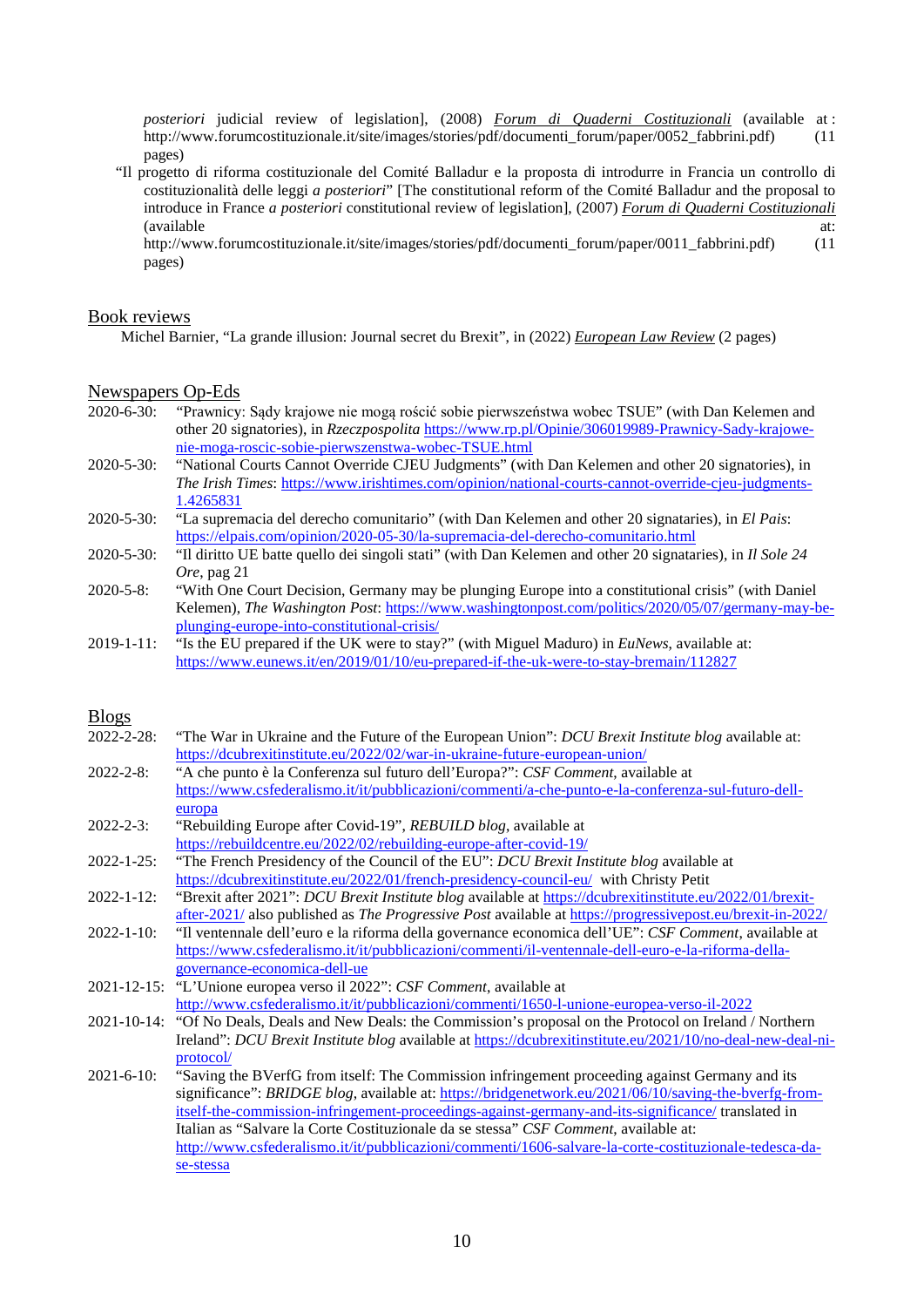*posteriori* judicial review of legislation], (2008) *Forum di Quaderni Costituzionali* (available at: http://www.forumcostituzionale.it/site/images/stories/pdf/documenti_forum/paper/0052_fabbrini.pdf) (11 pages)

"Il progetto di riforma costituzionale del Comité Balladur e la proposta di introdurre in Francia un controllo di costituzionalità delle leggi *a posteriori*" [The constitutional reform of the Comité Balladur and the proposal to introduce in France *a posteriori* constitutional review of legislation], (2007) *Forum di Quaderni Costituzionali* (available at: http://www.forumcostituzionale.it/site/images/stories/pdf/documenti_forum/paper/0011_fabbrini.pdf) (11 pages)

## Book reviews

Michel Barnier, "La grande illusion: Journal secret du Brexit", in (2022) *European Law Review* (2 pages)

## Newspapers Op-Eds

2020-6-30: "Prawnicy: Sądy krajowe nie mogą rościć sobie pierwszeństwa wobec TSUE" (with Dan Kelemen and other 20 signatories), in *Rzeczpospolita* https://www.rp.pl/Opinie/306019989-Prawnicy-Sady-krajowe-nie-moga-roscic-sobie-pierwszenstwa-wobec-TSUE.html

2020-5-30: "National Courts Cannot Override CJEU Judgments" (with Dan Kelemen and other 20 signatories), in *The Irish Times*: https://www.irishtimes.com/opinion/national-courts-cannot-override-cjeu-judgments-1.4265831

2020-5-30: "La supremacia del derecho comunitario" (with Dan Kelemen and other 20 signataries), in *El Pais*: https://elpais.com/opinion/2020-05-30/la-supremacia-del-derecho-comunitario.html

2020-5-30: "Il diritto UE batte quello dei singoli stati" (with Dan Kelemen and other 20 signataries), in *Il Sole 24 Ore*, pag 21

2020-5-8: "With One Court Decision, Germany may be plunging Europe into a constitutional crisis" (with Daniel Kelemen), *The Washington Post*: https://www.washingtonpost.com/politics/2020/05/07/germany-may-be-plunging-europe-into-constitutional-crisis/

2019-1-11: "Is the EU prepared if the UK were to stay?" (with Miguel Maduro) in *EuNews*, available at: https://www.eunews.it/en/2019/01/10/eu-prepared-if-the-uk-were-to-stay-bremain/112827

## Blogs

2022-2-28: "The War in Ukraine and the Future of the European Union": *DCU Brexit Institute blog* available at: https://dcubrexitinstitute.eu/2022/02/war-in-ukraine-future-european-union/

2022-2-8: "A che punto è la Conferenza sul futuro dell'Europa?": *CSF Comment*, available at https://www.csfederalismo.it/it/pubblicazioni/commenti/a-che-punto-e-la-conferenza-sul-futuro-dell-europa

2022-2-3: "Rebuilding Europe after Covid-19", *REBUILD blog*, available at https://rebuildcentre.eu/2022/02/rebuilding-europe-after-covid-19/

2022-1-25: "The French Presidency of the Council of the EU": *DCU Brexit Institute blog* available at https://dcubrexitinstitute.eu/2022/01/french-presidency-council-eu/ with Christy Petit

2022-1-12: "Brexit after 2021": *DCU Brexit Institute blog* available at https://dcubrexitinstitute.eu/2022/01/brexit-after-2021/ also published as *The Progressive Post* available at https://progressivepost.eu/brexit-in-2022/

2022-1-10: "Il ventennale dell'euro e la riforma della governance economica dell'UE": *CSF Comment*, available at https://www.csfederalismo.it/it/pubblicazioni/commenti/il-ventennale-dell-euro-e-la-riforma-della-governance-economica-dell-ue

2021-12-15: "L'Unione europea verso il 2022": *CSF Comment*, available at http://www.csfederalismo.it/it/pubblicazioni/commenti/1650-l-unione-europea-verso-il-2022

2021-10-14: "Of No Deals, Deals and New Deals: the Commission's proposal on the Protocol on Ireland / Northern Ireland": *DCU Brexit Institute blog* available at https://dcubrexitinstitute.eu/2021/10/no-deal-new-deal-ni-protocol/

2021-6-10: "Saving the BVerfG from itself: The Commission infringement proceeding against Germany and its significance": *BRIDGE blog*, available at: https://bridgenetwork.eu/2021/06/10/saving-the-bverfg-from-itself-the-commission-infringement-proceedings-against-germany-and-its-significance/ translated in Italian as "Salvare la Corte Costituzionale da se stessa" *CSF Comment*, available at: http://www.csfederalismo.it/it/pubblicazioni/commenti/1606-salvare-la-corte-costituzionale-tedesca-da-se-stessa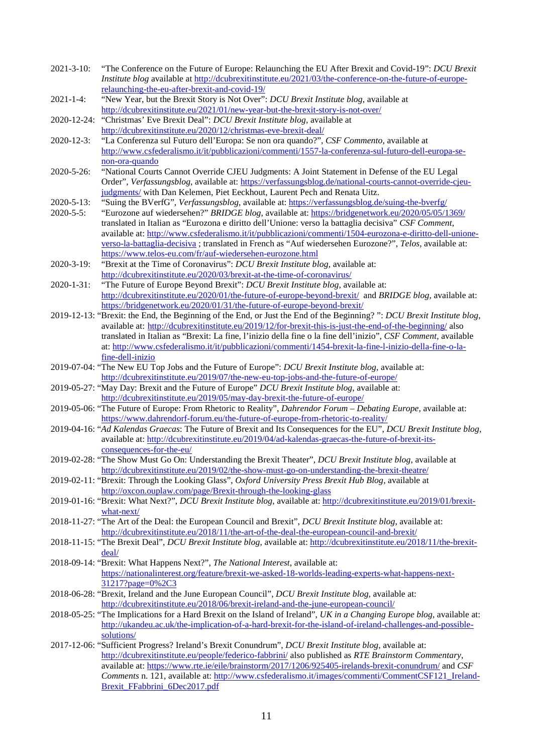2021-3-10: "The Conference on the Future of Europe: Relaunching the EU After Brexit and Covid-19": *DCU Brexit Institute blog* available at http://dcubrexitinstitute.eu/2021/03/the-conference-on-the-future-of-europe-relaunching-the-eu-after-brexit-and-covid-19/

2021-1-4: "New Year, but the Brexit Story is Not Over": *DCU Brexit Institute blog*, available at http://dcubrexitinstitute.eu/2021/01/new-year-but-the-brexit-story-is-not-over/

2020-12-24: "Christmas' Eve Brexit Deal": *DCU Brexit Institute blog*, available at http://dcubrexitinstitute.eu/2020/12/christmas-eve-brexit-deal/

2020-12-3: "La Conferenza sul Futuro dell'Europa: Se non ora quando?", *CSF Commento*, available at http://www.csfederalismo.it/it/pubblicazioni/commenti/1557-la-conferenza-sul-futuro-dell-europa-se-non-ora-quando

2020-5-26: "National Courts Cannot Override CJEU Judgments: A Joint Statement in Defense of the EU Legal Order", *Verfassungsblog*, available at: https://verfassungsblog.de/national-courts-cannot-override-cjeu-judgments/ with Dan Kelemen, Piet Eeckhout, Laurent Pech and Renata Uitz.

2020-5-13: "Suing the BVerfG", *Verfassungsblog*, available at: https://verfassungsblog.de/suing-the-bverfg/

2020-5-5: "Eurozone auf wiedersehen?" *BRIDGE blog*, available at: https://bridgenetwork.eu/2020/05/05/1369/ translated in Italian as "Eurozona e diritto dell'Unione: verso la battaglia decisiva" *CSF Comment*, available at: http://www.csfederalismo.it/it/pubblicazioni/commenti/1504-eurozona-e-diritto-dell-unione-verso-la-battaglia-decisiva ; translated in French as "Auf wiedersehen Eurozone?", *Telos*, available at: https://www.telos-eu.com/fr/auf-wiedersehen-eurozone.html

2020-3-19: "Brexit at the Time of Coronavirus": *DCU Brexit Institute blog*, available at: http://dcubrexitinstitute.eu/2020/03/brexit-at-the-time-of-coronavirus/

2020-1-31: "The Future of Europe Beyond Brexit": *DCU Brexit Institute blog*, available at: http://dcubrexitinstitute.eu/2020/01/the-future-of-europe-beyond-brexit/ and *BRIDGE blog*, available at: https://bridgenetwork.eu/2020/01/31/the-future-of-europe-beyond-brexit/

2019-12-13: "Brexit: the End, the Beginning of the End, or Just the End of the Beginning? ": *DCU Brexit Institute blog*, available at: http://dcubrexitinstitute.eu/2019/12/for-brexit-this-is-just-the-end-of-the-beginning/ also translated in Italian as "Brexit: La fine, l'inizio della fine o la fine dell'inizio", *CSF Comment*, available at: http://www.csfederalismo.it/it/pubblicazioni/commenti/1454-brexit-la-fine-l-inizio-della-fine-o-la-fine-dell-inizio

2019-07-04: "The New EU Top Jobs and the Future of Europe": *DCU Brexit Institute blog*, available at: http://dcubrexitinstitute.eu/2019/07/the-new-eu-top-jobs-and-the-future-of-europe/

2019-05-27: "May Day: Brexit and the Future of Europe" *DCU Brexit Institute blog*, available at: http://dcubrexitinstitute.eu/2019/05/may-day-brexit-the-future-of-europe/

2019-05-06: "The Future of Europe: From Rhetoric to Reality", *Dahrendor Forum – Debating Europe*, available at: https://www.dahrendorf-forum.eu/the-future-of-europe-from-rhetoric-to-reality/

2019-04-16: "*Ad Kalendas Graecas*: The Future of Brexit and Its Consequences for the EU", *DCU Brexit Institute blog*, available at: http://dcubrexitinstitute.eu/2019/04/ad-kalendas-graecas-the-future-of-brexit-its-consequences-for-the-eu/

2019-02-28: "The Show Must Go On: Understanding the Brexit Theater", *DCU Brexit Institute blog*, available at http://dcubrexitinstitute.eu/2019/02/the-show-must-go-on-understanding-the-brexit-theatre/

2019-02-11: "Brexit: Through the Looking Glass", *Oxford University Press Brexit Hub Blog*, available at http://oxcon.ouplaw.com/page/Brexit-through-the-looking-glass

2019-01-16: "Brexit: What Next?", *DCU Brexit Institute blog*, available at: http://dcubrexitinstitute.eu/2019/01/brexit-what-next/

2018-11-27: "The Art of the Deal: the European Council and Brexit", *DCU Brexit Institute blog*, available at: http://dcubrexitinstitute.eu/2018/11/the-art-of-the-deal-the-european-council-and-brexit/

2018-11-15: "The Brexit Deal", *DCU Brexit Institute blog*, available at: http://dcubrexitinstitute.eu/2018/11/the-brexit-deal/

2018-09-14: "Brexit: What Happens Next?", *The National Interest*, available at: https://nationalinterest.org/feature/brexit-we-asked-18-worlds-leading-experts-what-happens-next-31217?page=0%2C3

2018-06-28: "Brexit, Ireland and the June European Council", *DCU Brexit Institute blog*, available at: http://dcubrexitinstitute.eu/2018/06/brexit-ireland-and-the-june-european-council/

2018-05-25: "The Implications for a Hard Brexit on the Island of Ireland", *UK in a Changing Europe blog*, available at: http://ukandeu.ac.uk/the-implication-of-a-hard-brexit-for-the-island-of-ireland-challenges-and-possible-solutions/

2017-12-06: "Sufficient Progress? Ireland's Brexit Conundrum", *DCU Brexit Institute blog*, available at: http://dcubrexitinstitute.eu/people/federico-fabbrini/ also published as *RTE Brainstorm Commentary*, available at: https://www.rte.ie/eile/brainstorm/2017/1206/925405-irelands-brexit-conundrum/ and *CSF Comments* n. 121, available at: http://www.csfederalismo.it/images/commenti/CommentCSF121_Ireland-Brexit_FFabbrini_6Dec2017.pdf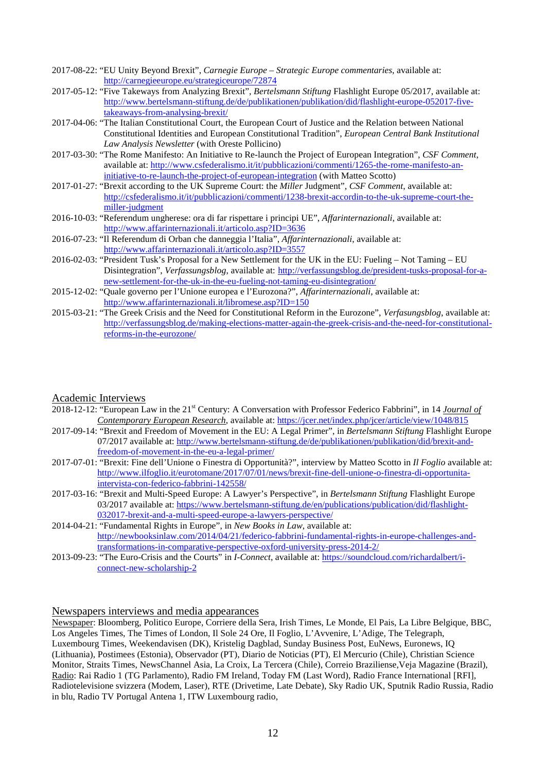- 2017-08-22: "EU Unity Beyond Brexit", *Carnegie Europe – Strategic Europe commentaries*, available at: http://carnegieeurope.eu/strategiceurope/72874
- 2017-05-12: "Five Takeaways from Analyzing Brexit", *Bertelsmann Stiftung* Flashlight Europe 05/2017, available at: http://www.bertelsmann-stiftung.de/de/publikationen/publikation/did/flashlight-europe-052017-five-takeaways-from-analysing-brexit/
- 2017-04-06: "The Italian Constitutional Court, the European Court of Justice and the Relation between National Constitutional Identities and European Constitutional Tradition", *European Central Bank Institutional Law Analysis Newsletter* (with Oreste Pollicino)
- 2017-03-30: "The Rome Manifesto: An Initiative to Re-launch the Project of European Integration", *CSF Comment*, available at: http://www.csfederalismo.it/it/pubblicazioni/commenti/1265-the-rome-manifesto-an-initiative-to-re-launch-the-project-of-european-integration (with Matteo Scotto)
- 2017-01-27: "Brexit according to the UK Supreme Court: the *Miller* Judgment", *CSF Comment*, available at: http://csfederalismo.it/it/pubblicazioni/commenti/1238-brexit-accordin-to-the-uk-supreme-court-the-miller-judgment
- 2016-10-03: "Referendum ungherese: ora di far rispettare i principi UE", *Affarinternazionali*, available at: http://www.affarinternazionali.it/articolo.asp?ID=3636
- 2016-07-23: "Il Referendum di Orban che danneggia l'Italia", *Affarinternazionali*, available at: http://www.affarinternazionali.it/articolo.asp?ID=3557
- 2016-02-03: "President Tusk's Proposal for a New Settlement for the UK in the EU: Fueling – Not Taming – EU Disintegration", *Verfassungsblog*, available at: http://verfassungsblog.de/president-tusks-proposal-for-a-new-settlement-for-the-uk-in-the-eu-fueling-not-taming-eu-disintegration/
- 2015-12-02: "Quale governo per l'Unione europea e l'Eurozona?", *Affarinternazionali*, available at: http://www.affarinternazionali.it/libromese.asp?ID=150
- 2015-03-21: "The Greek Crisis and the Need for Constitutional Reform in the Eurozone", *Verfasungsblog*, available at: http://verfassungsblog.de/making-elections-matter-again-the-greek-crisis-and-the-need-for-constitutional-reforms-in-the-eurozone/

## Academic Interviews

- 2018-12-12: "European Law in the 21st Century: A Conversation with Professor Federico Fabbrini", in 14 *Journal of Contemporary European Research*, available at: https://jcer.net/index.php/jcer/article/view/1048/815
- 2017-09-14: "Brexit and Freedom of Movement in the EU: A Legal Primer", in *Bertelsmann Stiftung* Flashlight Europe 07/2017 available at: http://www.bertelsmann-stiftung.de/de/publikationen/publikation/did/brexit-and-freedom-of-movement-in-the-eu-a-legal-primer/
- 2017-07-01: "Brexit: Fine dell'Unione o Finestra di Opportunità?", interview by Matteo Scotto in *Il Foglio* available at: http://www.ilfoglio.it/eurotomane/2017/07/01/news/brexit-fine-dell-unione-o-finestra-di-opportunita-intervista-con-federico-fabbrini-142558/
- 2017-03-16: "Brexit and Multi-Speed Europe: A Lawyer's Perspective", in *Bertelsmann Stiftung* Flashlight Europe 03/2017 available at: https://www.bertelsmann-stiftung.de/en/publications/publication/did/flashlight-032017-brexit-and-a-multi-speed-europe-a-lawyers-perspective/
- 2014-04-21: "Fundamental Rights in Europe", in *New Books in Law*, available at: http://newbooksinlaw.com/2014/04/21/federico-fabbrini-fundamental-rights-in-europe-challenges-and-transformations-in-comparative-perspective-oxford-university-press-2014-2/
- 2013-09-23: "The Euro-Crisis and the Courts" in *I-Connect*, available at: https://soundcloud.com/richardalbert/i-connect-new-scholarship-2

## Newspapers interviews and media appearances

Newspaper: Bloomberg, Politico Europe, Corriere della Sera, Irish Times, Le Monde, El Pais, La Libre Belgique, BBC, Los Angeles Times, The Times of London, Il Sole 24 Ore, Il Foglio, L'Avvenire, L'Adige, The Telegraph, Luxembourg Times, Weekendavisen (DK), Kristelig Dagblad, Sunday Business Post, EuNews, Euronews, IQ (Lithuania), Postimees (Estonia), Observador (PT), Diario de Noticias (PT), El Mercurio (Chile), Christian Science Monitor, Straits Times, NewsChannel Asia, La Croix, La Tercera (Chile), Correio Braziliense,Veja Magazine (Brazil), Radio: Rai Radio 1 (TG Parlamento), Radio FM Ireland, Today FM (Last Word), Radio France International [RFI], Radiotelevisione svizzera (Modem, Laser), RTE (Drivetime, Late Debate), Sky Radio UK, Sputnik Radio Russia, Radio in blu, Radio TV Portugal Antena 1, ITW Luxembourg radio,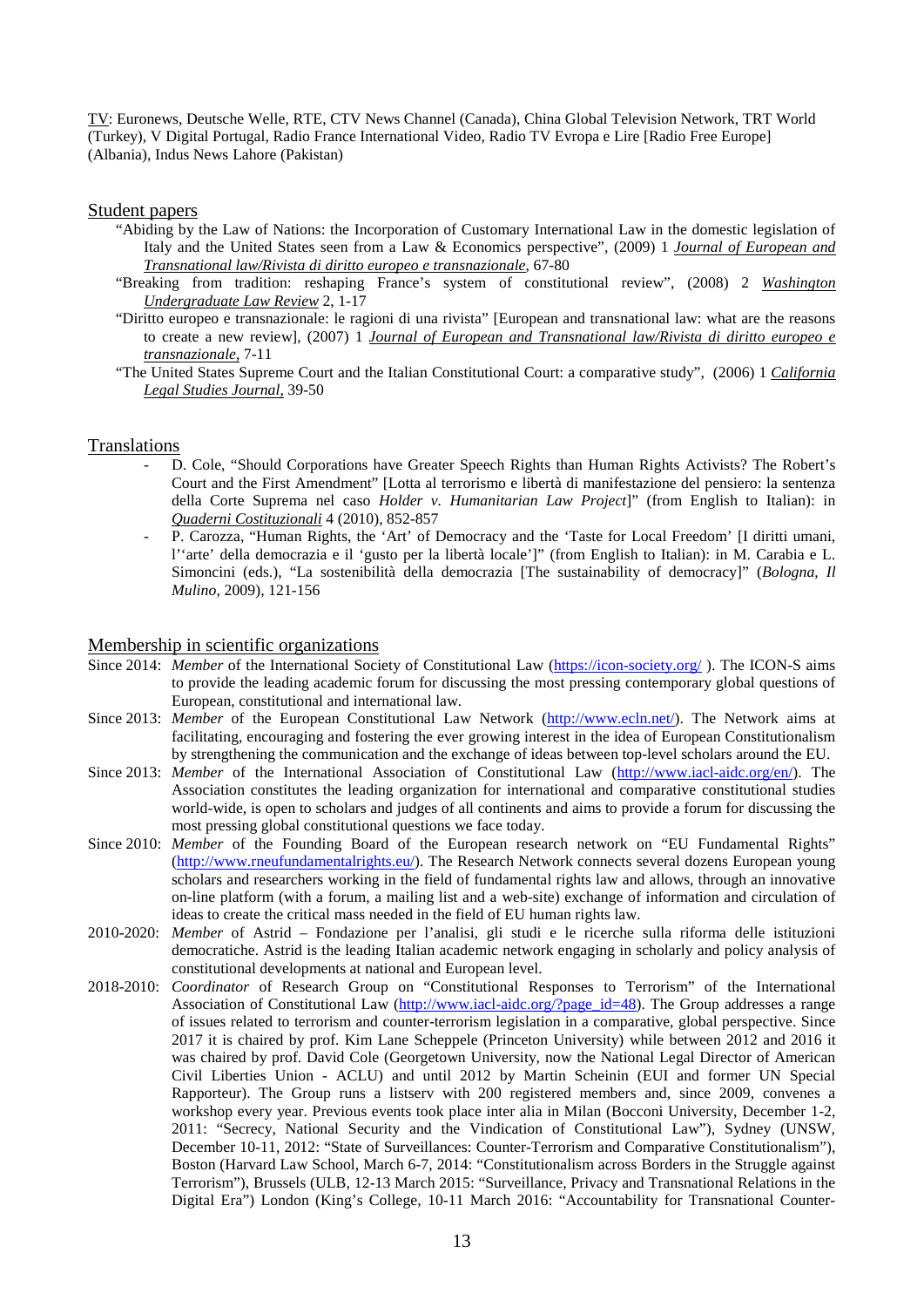TV: Euronews, Deutsche Welle, RTE, CTV News Channel (Canada), China Global Television Network, TRT World (Turkey), V Digital Portugal, Radio France International Video, Radio TV Evropa e Lire [Radio Free Europe] (Albania), Indus News Lahore (Pakistan)

## Student papers

"Abiding by the Law of Nations: the Incorporation of Customary International Law in the domestic legislation of Italy and the United States seen from a Law & Economics perspective", (2009) 1 *Journal of European and Transnational law/Rivista di diritto europeo e transnazionale*, 67-80

"Breaking from tradition: reshaping France's system of constitutional review", (2008) 2 *Washington Undergraduate Law Review* 2, 1-17

"Diritto europeo e transnazionale: le ragioni di una rivista" [European and transnational law: what are the reasons to create a new review], (2007) 1 *Journal of European and Transnational law/Rivista di diritto europeo e transnazionale*, 7-11

"The United States Supreme Court and the Italian Constitutional Court: a comparative study", (2006) 1 *California Legal Studies Journal*, 39-50

## Translations

- D. Cole, "Should Corporations have Greater Speech Rights than Human Rights Activists? The Robert's Court and the First Amendment" [Lotta al terrorismo e libertà di manifestazione del pensiero: la sentenza della Corte Suprema nel caso *Holder v. Humanitarian Law Project*]" (from English to Italian): in *Quaderni Costituzionali* 4 (2010), 852-857
- P. Carozza, "Human Rights, the 'Art' of Democracy and the 'Taste for Local Freedom' [I diritti umani, l''arte' della democrazia e il 'gusto per la libertà locale']" (from English to Italian): in M. Carabia e L. Simoncini (eds.), "La sostenibilità della democrazia [The sustainability of democracy]" (*Bologna, Il Mulino*, 2009), 121-156

## Membership in scientific organizations

Since 2014: *Member* of the International Society of Constitutional Law (https://icon-society.org/ ). The ICON-S aims to provide the leading academic forum for discussing the most pressing contemporary global questions of European, constitutional and international law.

Since 2013: *Member* of the European Constitutional Law Network (http://www.ecln.net/). The Network aims at facilitating, encouraging and fostering the ever growing interest in the idea of European Constitutionalism by strengthening the communication and the exchange of ideas between top-level scholars around the EU.

Since 2013: *Member* of the International Association of Constitutional Law (http://www.iacl-aidc.org/en/). The Association constitutes the leading organization for international and comparative constitutional studies world-wide, is open to scholars and judges of all continents and aims to provide a forum for discussing the most pressing global constitutional questions we face today.

Since 2010: *Member* of the Founding Board of the European research network on "EU Fundamental Rights" (http://www.rneufundamentalrights.eu/). The Research Network connects several dozens European young scholars and researchers working in the field of fundamental rights law and allows, through an innovative on-line platform (with a forum, a mailing list and a web-site) exchange of information and circulation of ideas to create the critical mass needed in the field of EU human rights law.

2010-2020: *Member* of Astrid – Fondazione per l'analisi, gli studi e le ricerche sulla riforma delle istituzioni democratiche. Astrid is the leading Italian academic network engaging in scholarly and policy analysis of constitutional developments at national and European level.

2018-2010: *Coordinator* of Research Group on "Constitutional Responses to Terrorism" of the International Association of Constitutional Law (http://www.iacl-aidc.org/?page_id=48). The Group addresses a range of issues related to terrorism and counter-terrorism legislation in a comparative, global perspective. Since 2017 it is chaired by prof. Kim Lane Scheppele (Princeton University) while between 2012 and 2016 it was chaired by prof. David Cole (Georgetown University, now the National Legal Director of American Civil Liberties Union - ACLU) and until 2012 by Martin Scheinin (EUI and former UN Special Rapporteur). The Group runs a listserv with 200 registered members and, since 2009, convenes a workshop every year. Previous events took place inter alia in Milan (Bocconi University, December 1-2, 2011: "Secrecy, National Security and the Vindication of Constitutional Law"), Sydney (UNSW, December 10-11, 2012: "State of Surveillances: Counter-Terrorism and Comparative Constitutionalism"), Boston (Harvard Law School, March 6-7, 2014: "Constitutionalism across Borders in the Struggle against Terrorism"), Brussels (ULB, 12-13 March 2015: "Surveillance, Privacy and Transnational Relations in the Digital Era") London (King's College, 10-11 March 2016: "Accountability for Transnational Counter-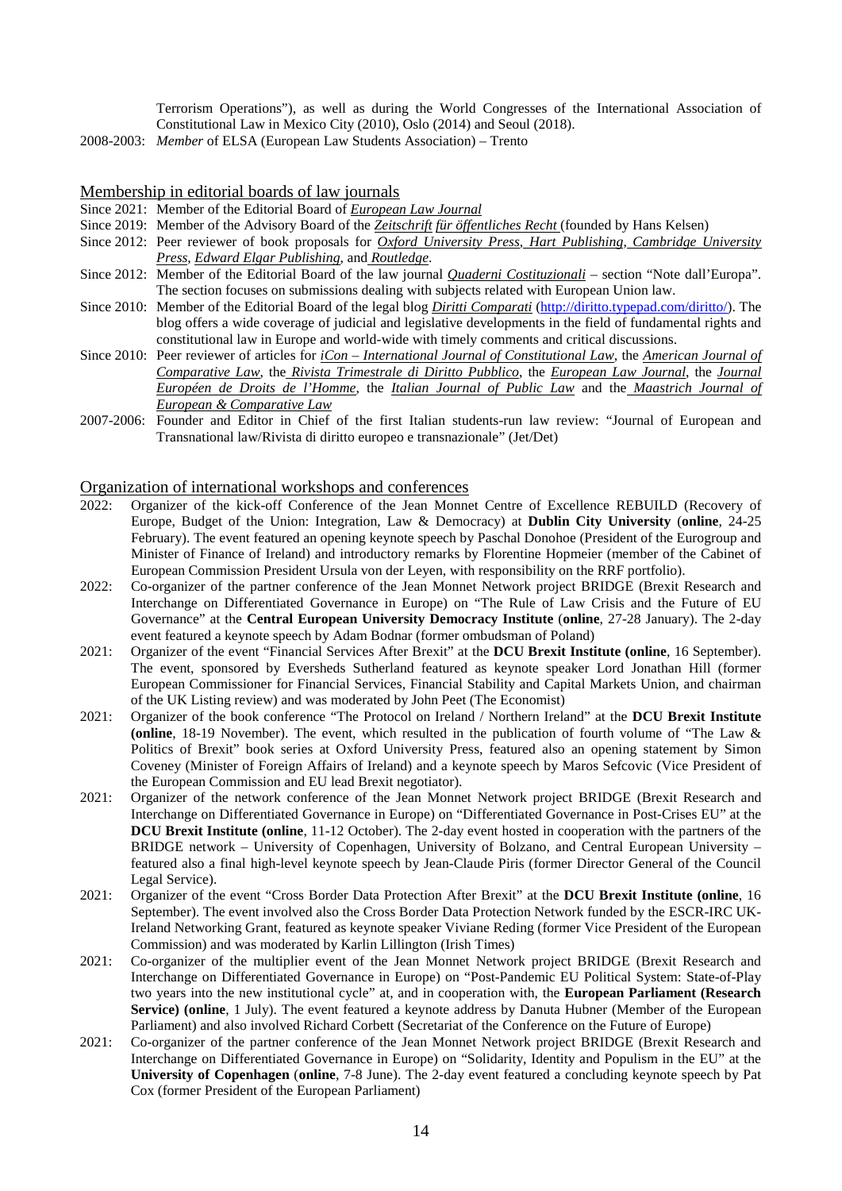Terrorism Operations"), as well as during the World Congresses of the International Association of Constitutional Law in Mexico City (2010), Oslo (2014) and Seoul (2018).

2008-2003: *Member* of ELSA (European Law Students Association) – Trento

## Membership in editorial boards of law journals

Since 2021: Member of the Editorial Board of *European Law Journal*

Since 2019: Member of the Advisory Board of the *Zeitschrift für öffentliches Recht* (founded by Hans Kelsen)

Since 2012: Peer reviewer of book proposals for *Oxford University Press*, *Hart Publishing*, *Cambridge University Press*, *Edward Elgar Publishing*, and *Routledge*.

Since 2012: Member of the Editorial Board of the law journal *Quaderni Costituzionali* – section "Note dall'Europa". The section focuses on submissions dealing with subjects related with European Union law.

Since 2010: Member of the Editorial Board of the legal blog *Diritti Comparati* (http://diritto.typepad.com/diritto/). The blog offers a wide coverage of judicial and legislative developments in the field of fundamental rights and constitutional law in Europe and world-wide with timely comments and critical discussions.

Since 2010: Peer reviewer of articles for *iCon – International Journal of Constitutional Law*, the *American Journal of Comparative Law*, the *Rivista Trimestrale di Diritto Pubblico*, the *European Law Journal*, the *Journal Européen de Droits de l'Homme*, the *Italian Journal of Public Law* and the *Maastrich Journal of European & Comparative Law*

2007-2006: Founder and Editor in Chief of the first Italian students-run law review: "Journal of European and Transnational law/Rivista di diritto europeo e transnazionale" (Jet/Det)

## Organization of international workshops and conferences

2022: Organizer of the kick-off Conference of the Jean Monnet Centre of Excellence REBUILD (Recovery of Europe, Budget of the Union: Integration, Law & Democracy) at **Dublin City University** (**online**, 24-25 February). The event featured an opening keynote speech by Paschal Donohoe (President of the Eurogroup and Minister of Finance of Ireland) and introductory remarks by Florentine Hopmeier (member of the Cabinet of European Commission President Ursula von der Leyen, with responsibility on the RRF portfolio).

2022: Co-organizer of the partner conference of the Jean Monnet Network project BRIDGE (Brexit Research and Interchange on Differentiated Governance in Europe) on "The Rule of Law Crisis and the Future of EU Governance" at the **Central European University Democracy Institute** (**online**, 27-28 January). The 2-day event featured a keynote speech by Adam Bodnar (former ombudsman of Poland)

2021: Organizer of the event "Financial Services After Brexit" at the **DCU Brexit Institute (online**, 16 September). The event, sponsored by Eversheds Sutherland featured as keynote speaker Lord Jonathan Hill (former European Commissioner for Financial Services, Financial Stability and Capital Markets Union, and chairman of the UK Listing review) and was moderated by John Peet (The Economist)

2021: Organizer of the book conference "The Protocol on Ireland / Northern Ireland" at the **DCU Brexit Institute (online**, 18-19 November). The event, which resulted in the publication of fourth volume of "The Law & Politics of Brexit" book series at Oxford University Press, featured also an opening statement by Simon Coveney (Minister of Foreign Affairs of Ireland) and a keynote speech by Maros Sefcovic (Vice President of the European Commission and EU lead Brexit negotiator).

2021: Organizer of the network conference of the Jean Monnet Network project BRIDGE (Brexit Research and Interchange on Differentiated Governance in Europe) on "Differentiated Governance in Post-Crises EU" at the **DCU Brexit Institute (online**, 11-12 October). The 2-day event hosted in cooperation with the partners of the BRIDGE network – University of Copenhagen, University of Bolzano, and Central European University – featured also a final high-level keynote speech by Jean-Claude Piris (former Director General of the Council Legal Service).

2021: Organizer of the event "Cross Border Data Protection After Brexit" at the **DCU Brexit Institute (online**, 16 September). The event involved also the Cross Border Data Protection Network funded by the ESCR-IRC UK-Ireland Networking Grant, featured as keynote speaker Viviane Reding (former Vice President of the European Commission) and was moderated by Karlin Lillington (Irish Times)

2021: Co-organizer of the multiplier event of the Jean Monnet Network project BRIDGE (Brexit Research and Interchange on Differentiated Governance in Europe) on "Post-Pandemic EU Political System: State-of-Play two years into the new institutional cycle" at, and in cooperation with, the **European Parliament (Research Service) (online**, 1 July). The event featured a keynote address by Danuta Hubner (Member of the European Parliament) and also involved Richard Corbett (Secretariat of the Conference on the Future of Europe)

2021: Co-organizer of the partner conference of the Jean Monnet Network project BRIDGE (Brexit Research and Interchange on Differentiated Governance in Europe) on "Solidarity, Identity and Populism in the EU" at the **University of Copenhagen** (**online**, 7-8 June). The 2-day event featured a concluding keynote speech by Pat Cox (former President of the European Parliament)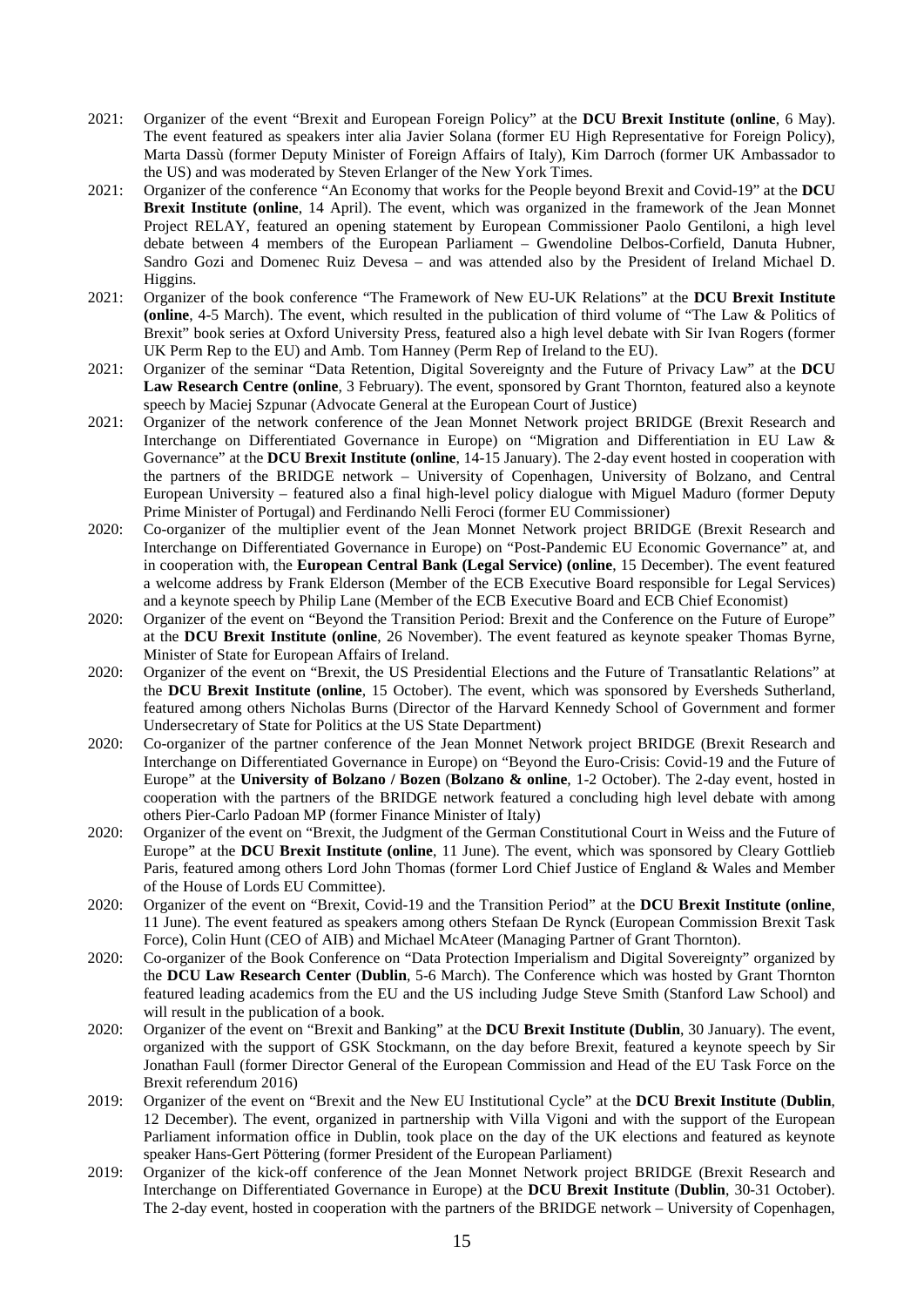2021: Organizer of the event "Brexit and European Foreign Policy" at the **DCU Brexit Institute (online**, 6 May). The event featured as speakers inter alia Javier Solana (former EU High Representative for Foreign Policy), Marta Dassù (former Deputy Minister of Foreign Affairs of Italy), Kim Darroch (former UK Ambassador to the US) and was moderated by Steven Erlanger of the New York Times.

2021: Organizer of the conference "An Economy that works for the People beyond Brexit and Covid-19" at the **DCU Brexit Institute (online**, 14 April). The event, which was organized in the framework of the Jean Monnet Project RELAY, featured an opening statement by European Commissioner Paolo Gentiloni, a high level debate between 4 members of the European Parliament – Gwendoline Delbos-Corfield, Danuta Hubner, Sandro Gozi and Domenec Ruiz Devesa – and was attended also by the President of Ireland Michael D. Higgins.

2021: Organizer of the book conference "The Framework of New EU-UK Relations" at the **DCU Brexit Institute (online**, 4-5 March). The event, which resulted in the publication of third volume of "The Law & Politics of Brexit" book series at Oxford University Press, featured also a high level debate with Sir Ivan Rogers (former UK Perm Rep to the EU) and Amb. Tom Hanney (Perm Rep of Ireland to the EU).

2021: Organizer of the seminar "Data Retention, Digital Sovereignty and the Future of Privacy Law" at the **DCU Law Research Centre (online**, 3 February). The event, sponsored by Grant Thornton, featured also a keynote speech by Maciej Szpunar (Advocate General at the European Court of Justice)

2021: Organizer of the network conference of the Jean Monnet Network project BRIDGE (Brexit Research and Interchange on Differentiated Governance in Europe) on "Migration and Differentiation in EU Law & Governance" at the **DCU Brexit Institute (online**, 14-15 January). The 2-day event hosted in cooperation with the partners of the BRIDGE network – University of Copenhagen, University of Bolzano, and Central European University – featured also a final high-level policy dialogue with Miguel Maduro (former Deputy Prime Minister of Portugal) and Ferdinando Nelli Feroci (former EU Commissioner)

2020: Co-organizer of the multiplier event of the Jean Monnet Network project BRIDGE (Brexit Research and Interchange on Differentiated Governance in Europe) on "Post-Pandemic EU Economic Governance" at, and in cooperation with, the **European Central Bank (Legal Service) (online**, 15 December). The event featured a welcome address by Frank Elderson (Member of the ECB Executive Board responsible for Legal Services) and a keynote speech by Philip Lane (Member of the ECB Executive Board and ECB Chief Economist)

2020: Organizer of the event on "Beyond the Transition Period: Brexit and the Conference on the Future of Europe" at the **DCU Brexit Institute (online**, 26 November). The event featured as keynote speaker Thomas Byrne, Minister of State for European Affairs of Ireland.

2020: Organizer of the event on "Brexit, the US Presidential Elections and the Future of Transatlantic Relations" at the **DCU Brexit Institute (online**, 15 October). The event, which was sponsored by Eversheds Sutherland, featured among others Nicholas Burns (Director of the Harvard Kennedy School of Government and former Undersecretary of State for Politics at the US State Department)

2020: Co-organizer of the partner conference of the Jean Monnet Network project BRIDGE (Brexit Research and Interchange on Differentiated Governance in Europe) on "Beyond the Euro-Crisis: Covid-19 and the Future of Europe" at the **University of Bolzano / Bozen** (**Bolzano & online**, 1-2 October). The 2-day event, hosted in cooperation with the partners of the BRIDGE network featured a concluding high level debate with among others Pier-Carlo Padoan MP (former Finance Minister of Italy)

2020: Organizer of the event on "Brexit, the Judgment of the German Constitutional Court in Weiss and the Future of Europe" at the **DCU Brexit Institute (online**, 11 June). The event, which was sponsored by Cleary Gottlieb Paris, featured among others Lord John Thomas (former Lord Chief Justice of England & Wales and Member of the House of Lords EU Committee).

2020: Organizer of the event on "Brexit, Covid-19 and the Transition Period" at the **DCU Brexit Institute (online**, 11 June). The event featured as speakers among others Stefaan De Rynck (European Commission Brexit Task Force), Colin Hunt (CEO of AIB) and Michael McAteer (Managing Partner of Grant Thornton).

2020: Co-organizer of the Book Conference on "Data Protection Imperialism and Digital Sovereignty" organized by the **DCU Law Research Center** (**Dublin**, 5-6 March). The Conference which was hosted by Grant Thornton featured leading academics from the EU and the US including Judge Steve Smith (Stanford Law School) and will result in the publication of a book.

2020: Organizer of the event on "Brexit and Banking" at the **DCU Brexit Institute (Dublin**, 30 January). The event, organized with the support of GSK Stockmann, on the day before Brexit, featured a keynote speech by Sir Jonathan Faull (former Director General of the European Commission and Head of the EU Task Force on the Brexit referendum 2016)

2019: Organizer of the event on "Brexit and the New EU Institutional Cycle" at the **DCU Brexit Institute** (**Dublin**, 12 December). The event, organized in partnership with Villa Vigoni and with the support of the European Parliament information office in Dublin, took place on the day of the UK elections and featured as keynote speaker Hans-Gert Pöttering (former President of the European Parliament)

2019: Organizer of the kick-off conference of the Jean Monnet Network project BRIDGE (Brexit Research and Interchange on Differentiated Governance in Europe) at the **DCU Brexit Institute** (**Dublin**, 30-31 October). The 2-day event, hosted in cooperation with the partners of the BRIDGE network – University of Copenhagen,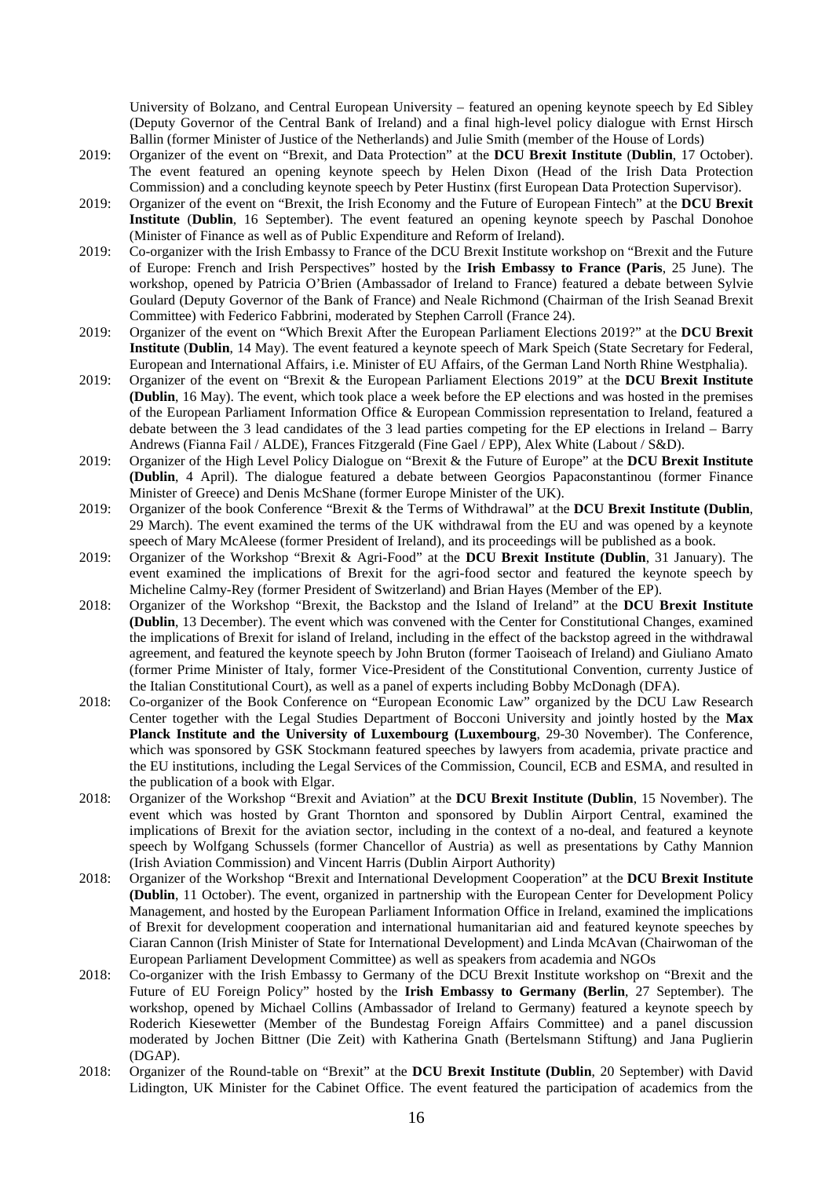University of Bolzano, and Central European University – featured an opening keynote speech by Ed Sibley (Deputy Governor of the Central Bank of Ireland) and a final high-level policy dialogue with Ernst Hirsch Ballin (former Minister of Justice of the Netherlands) and Julie Smith (member of the House of Lords)

2019: Organizer of the event on "Brexit, and Data Protection" at the **DCU Brexit Institute** (**Dublin**, 17 October). The event featured an opening keynote speech by Helen Dixon (Head of the Irish Data Protection Commission) and a concluding keynote speech by Peter Hustinx (first European Data Protection Supervisor).

2019: Organizer of the event on "Brexit, the Irish Economy and the Future of European Fintech" at the **DCU Brexit Institute** (**Dublin**, 16 September). The event featured an opening keynote speech by Paschal Donohoe (Minister of Finance as well as of Public Expenditure and Reform of Ireland).

2019: Co-organizer with the Irish Embassy to France of the DCU Brexit Institute workshop on "Brexit and the Future of Europe: French and Irish Perspectives" hosted by the **Irish Embassy to France (Paris**, 25 June). The workshop, opened by Patricia O'Brien (Ambassador of Ireland to France) featured a debate between Sylvie Goulard (Deputy Governor of the Bank of France) and Neale Richmond (Chairman of the Irish Seanad Brexit Committee) with Federico Fabbrini, moderated by Stephen Carroll (France 24).

2019: Organizer of the event on "Which Brexit After the European Parliament Elections 2019?" at the **DCU Brexit Institute** (**Dublin**, 14 May). The event featured a keynote speech of Mark Speich (State Secretary for Federal, European and International Affairs, i.e. Minister of EU Affairs, of the German Land North Rhine Westphalia).

2019: Organizer of the event on "Brexit & the European Parliament Elections 2019" at the **DCU Brexit Institute (Dublin**, 16 May). The event, which took place a week before the EP elections and was hosted in the premises of the European Parliament Information Office & European Commission representation to Ireland, featured a debate between the 3 lead candidates of the 3 lead parties competing for the EP elections in Ireland – Barry Andrews (Fianna Fail / ALDE), Frances Fitzgerald (Fine Gael / EPP), Alex White (Labout / S&D).

2019: Organizer of the High Level Policy Dialogue on "Brexit & the Future of Europe" at the **DCU Brexit Institute (Dublin**, 4 April). The dialogue featured a debate between Georgios Papaconstantinou (former Finance Minister of Greece) and Denis McShane (former Europe Minister of the UK).

2019: Organizer of the book Conference "Brexit & the Terms of Withdrawal" at the **DCU Brexit Institute (Dublin**, 29 March). The event examined the terms of the UK withdrawal from the EU and was opened by a keynote speech of Mary McAleese (former President of Ireland), and its proceedings will be published as a book.

2019: Organizer of the Workshop "Brexit & Agri-Food" at the **DCU Brexit Institute (Dublin**, 31 January). The event examined the implications of Brexit for the agri-food sector and featured the keynote speech by Micheline Calmy-Rey (former President of Switzerland) and Brian Hayes (Member of the EP).

2018: Organizer of the Workshop "Brexit, the Backstop and the Island of Ireland" at the **DCU Brexit Institute (Dublin**, 13 December). The event which was convened with the Center for Constitutional Changes, examined the implications of Brexit for island of Ireland, including in the effect of the backstop agreed in the withdrawal agreement, and featured the keynote speech by John Bruton (former Taoiseach of Ireland) and Giuliano Amato (former Prime Minister of Italy, former Vice-President of the Constitutional Convention, currenty Justice of the Italian Constitutional Court), as well as a panel of experts including Bobby McDonagh (DFA).

2018: Co-organizer of the Book Conference on "European Economic Law" organized by the DCU Law Research Center together with the Legal Studies Department of Bocconi University and jointly hosted by the **Max Planck Institute and the University of Luxembourg (Luxembourg**, 29-30 November). The Conference, which was sponsored by GSK Stockmann featured speeches by lawyers from academia, private practice and the EU institutions, including the Legal Services of the Commission, Council, ECB and ESMA, and resulted in the publication of a book with Elgar.

2018: Organizer of the Workshop "Brexit and Aviation" at the **DCU Brexit Institute (Dublin**, 15 November). The event which was hosted by Grant Thornton and sponsored by Dublin Airport Central, examined the implications of Brexit for the aviation sector, including in the context of a no-deal, and featured a keynote speech by Wolfgang Schussels (former Chancellor of Austria) as well as presentations by Cathy Mannion (Irish Aviation Commission) and Vincent Harris (Dublin Airport Authority)

2018: Organizer of the Workshop "Brexit and International Development Cooperation" at the **DCU Brexit Institute (Dublin**, 11 October). The event, organized in partnership with the European Center for Development Policy Management, and hosted by the European Parliament Information Office in Ireland, examined the implications of Brexit for development cooperation and international humanitarian aid and featured keynote speeches by Ciaran Cannon (Irish Minister of State for International Development) and Linda McAvan (Chairwoman of the European Parliament Development Committee) as well as speakers from academia and NGOs

2018: Co-organizer with the Irish Embassy to Germany of the DCU Brexit Institute workshop on "Brexit and the Future of EU Foreign Policy" hosted by the **Irish Embassy to Germany (Berlin**, 27 September). The workshop, opened by Michael Collins (Ambassador of Ireland to Germany) featured a keynote speech by Roderich Kiesewetter (Member of the Bundestag Foreign Affairs Committee) and a panel discussion moderated by Jochen Bittner (Die Zeit) with Katherina Gnath (Bertelsmann Stiftung) and Jana Puglierin (DGAP).

2018: Organizer of the Round-table on "Brexit" at the **DCU Brexit Institute (Dublin**, 20 September) with David Lidington, UK Minister for the Cabinet Office. The event featured the participation of academics from the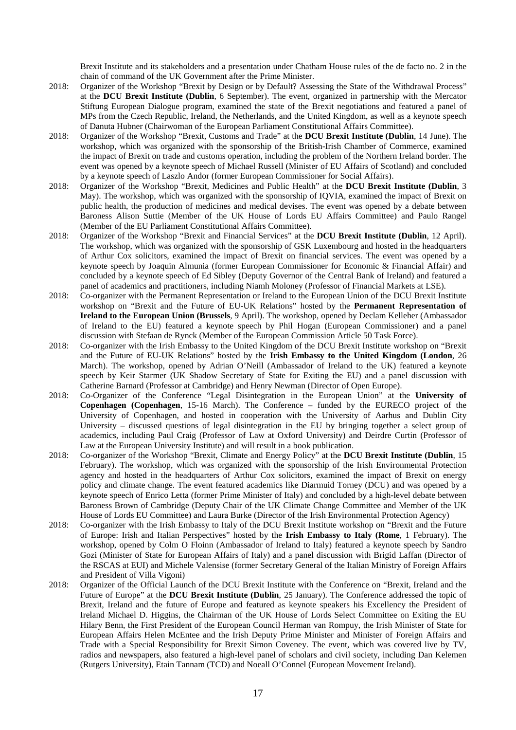Brexit Institute and its stakeholders and a presentation under Chatham House rules of the de facto no. 2 in the chain of command of the UK Government after the Prime Minister.

2018: Organizer of the Workshop "Brexit by Design or by Default? Assessing the State of the Withdrawal Process" at the **DCU Brexit Institute (Dublin**, 6 September). The event, organized in partnership with the Mercator Stiftung European Dialogue program, examined the state of the Brexit negotiations and featured a panel of MPs from the Czech Republic, Ireland, the Netherlands, and the United Kingdom, as well as a keynote speech of Danuta Hubner (Chairwoman of the European Parliament Constitutional Affairs Committee).

2018: Organizer of the Workshop "Brexit, Customs and Trade" at the **DCU Brexit Institute (Dublin**, 14 June). The workshop, which was organized with the sponsorship of the British-Irish Chamber of Commerce, examined the impact of Brexit on trade and customs operation, including the problem of the Northern Ireland border. The event was opened by a keynote speech of Michael Russell (Minister of EU Affairs of Scotland) and concluded by a keynote speech of Laszlo Andor (former European Commissioner for Social Affairs).

2018: Organizer of the Workshop "Brexit, Medicines and Public Health" at the **DCU Brexit Institute (Dublin**, 3 May). The workshop, which was organized with the sponsorship of IQVIA, examined the impact of Brexit on public health, the production of medicines and medical devises. The event was opened by a debate between Baroness Alison Suttie (Member of the UK House of Lords EU Affairs Committee) and Paulo Rangel (Member of the EU Parliament Constitutional Affairs Committee).

2018: Organizer of the Workshop "Brexit and Financial Services" at the **DCU Brexit Institute (Dublin**, 12 April). The workshop, which was organized with the sponsorship of GSK Luxembourg and hosted in the headquarters of Arthur Cox solicitors, examined the impact of Brexit on financial services. The event was opened by a keynote speech by Joaquin Almunia (former European Commissioner for Economic & Financial Affair) and concluded by a keynote speech of Ed Sibley (Deputy Governor of the Central Bank of Ireland) and featured a panel of academics and practitioners, including Niamh Moloney (Professor of Financial Markets at LSE).

2018: Co-organizer with the Permanent Representation or Ireland to the European Union of the DCU Brexit Institute workshop on "Brexit and the Future of EU-UK Relations" hosted by the **Permanent Representation of Ireland to the European Union (Brussels**, 9 April). The workshop, opened by Declam Kelleher (Ambassador of Ireland to the EU) featured a keynote speech by Phil Hogan (European Commissioner) and a panel discussion with Stefaan de Rynck (Member of the European Commission Article 50 Task Force).

2018: Co-organizer with the Irish Embassy to the United Kingdom of the DCU Brexit Institute workshop on "Brexit and the Future of EU-UK Relations" hosted by the **Irish Embassy to the United Kingdom (London**, 26 March). The workshop, opened by Adrian O'Neill (Ambassador of Ireland to the UK) featured a keynote speech by Keir Starmer (UK Shadow Secretary of State for Exiting the EU) and a panel discussion with Catherine Barnard (Professor at Cambridge) and Henry Newman (Director of Open Europe).

2018: Co-Organizer of the Conference "Legal Disintegration in the European Union" at the **University of Copenhagen (Copenhagen**, 15-16 March). The Conference – funded by the EURECO project of the University of Copenhagen, and hosted in cooperation with the University of Aarhus and Dublin City University – discussed questions of legal disintegration in the EU by bringing together a select group of academics, including Paul Craig (Professor of Law at Oxford University) and Deirdre Curtin (Professor of Law at the European University Institute) and will result in a book publication.

2018: Co-organizer of the Workshop "Brexit, Climate and Energy Policy" at the **DCU Brexit Institute (Dublin**, 15 February). The workshop, which was organized with the sponsorship of the Irish Environmental Protection agency and hosted in the headquarters of Arthur Cox solicitors, examined the impact of Brexit on energy policy and climate change. The event featured academics like Diarmuid Torney (DCU) and was opened by a keynote speech of Enrico Letta (former Prime Minister of Italy) and concluded by a high-level debate between Baroness Brown of Cambridge (Deputy Chair of the UK Climate Change Committee and Member of the UK House of Lords EU Committee) and Laura Burke (Director of the Irish Environmental Protection Agency)

2018: Co-organizer with the Irish Embassy to Italy of the DCU Brexit Institute workshop on "Brexit and the Future of Europe: Irish and Italian Perspectives" hosted by the **Irish Embassy to Italy (Rome**, 1 February). The workshop, opened by Colm O Floinn (Ambassador of Ireland to Italy) featured a keynote speech by Sandro Gozi (Minister of State for European Affairs of Italy) and a panel discussion with Brigid Laffan (Director of the RSCAS at EUI) and Michele Valensise (former Secretary General of the Italian Ministry of Foreign Affairs and President of Villa Vigoni)

2018: Organizer of the Official Launch of the DCU Brexit Institute with the Conference on "Brexit, Ireland and the Future of Europe" at the **DCU Brexit Institute (Dublin**, 25 January). The Conference addressed the topic of Brexit, Ireland and the future of Europe and featured as keynote speakers his Excellency the President of Ireland Michael D. Higgins, the Chairman of the UK House of Lords Select Committee on Exiting the EU Hilary Benn, the First President of the European Council Herman van Rompuy, the Irish Minister of State for European Affairs Helen McEntee and the Irish Deputy Prime Minister and Minister of Foreign Affairs and Trade with a Special Responsibility for Brexit Simon Coveney. The event, which was covered live by TV, radios and newspapers, also featured a high-level panel of scholars and civil society, including Dan Kelemen (Rutgers University), Etain Tannam (TCD) and Noeall O'Connel (European Movement Ireland).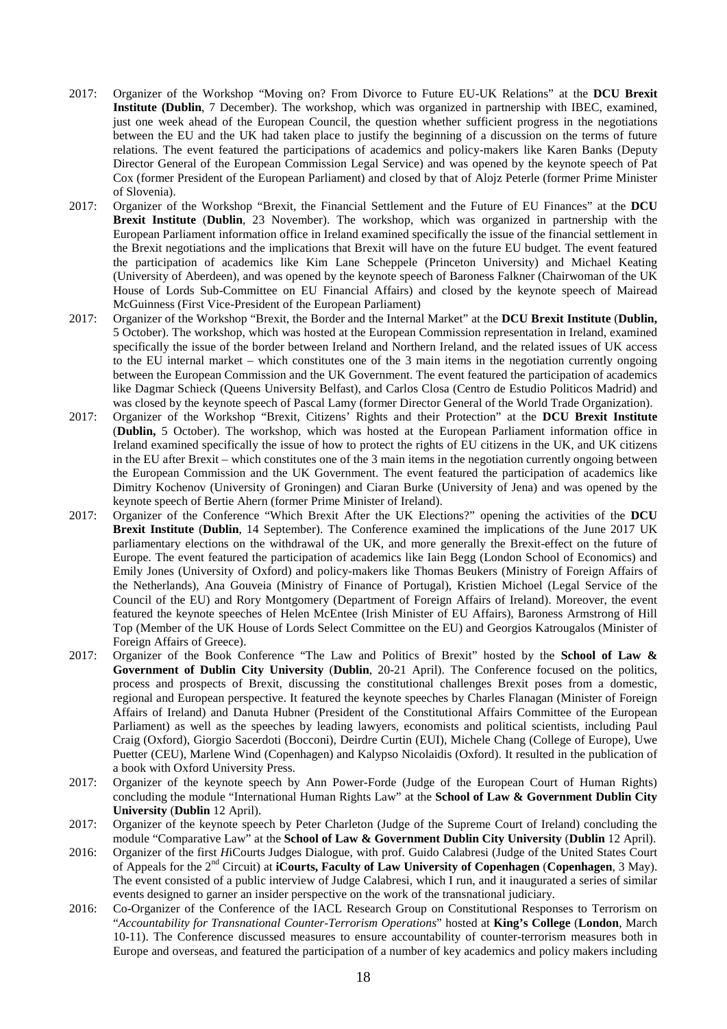2017: Organizer of the Workshop "Moving on? From Divorce to Future EU-UK Relations" at the **DCU Brexit Institute (Dublin**, 7 December). The workshop, which was organized in partnership with IBEC, examined, just one week ahead of the European Council, the question whether sufficient progress in the negotiations between the EU and the UK had taken place to justify the beginning of a discussion on the terms of future relations. The event featured the participations of academics and policy-makers like Karen Banks (Deputy Director General of the European Commission Legal Service) and was opened by the keynote speech of Pat Cox (former President of the European Parliament) and closed by that of Alojz Peterle (former Prime Minister of Slovenia).

2017: Organizer of the Workshop "Brexit, the Financial Settlement and the Future of EU Finances" at the **DCU Brexit Institute** (**Dublin**, 23 November). The workshop, which was organized in partnership with the European Parliament information office in Ireland examined specifically the issue of the financial settlement in the Brexit negotiations and the implications that Brexit will have on the future EU budget. The event featured the participation of academics like Kim Lane Scheppele (Princeton University) and Michael Keating (University of Aberdeen), and was opened by the keynote speech of Baroness Falkner (Chairwoman of the UK House of Lords Sub-Committee on EU Financial Affairs) and closed by the keynote speech of Mairead McGuinness (First Vice-President of the European Parliament)

2017: Organizer of the Workshop "Brexit, the Border and the Internal Market" at the **DCU Brexit Institute** (**Dublin,** 5 October). The workshop, which was hosted at the European Commission representation in Ireland, examined specifically the issue of the border between Ireland and Northern Ireland, and the related issues of UK access to the EU internal market – which constitutes one of the 3 main items in the negotiation currently ongoing between the European Commission and the UK Government. The event featured the participation of academics like Dagmar Schieck (Queens University Belfast), and Carlos Closa (Centro de Estudio Politicos Madrid) and was closed by the keynote speech of Pascal Lamy (former Director General of the World Trade Organization).

2017: Organizer of the Workshop "Brexit, Citizens' Rights and their Protection" at the **DCU Brexit Institute** (**Dublin,** 5 October). The workshop, which was hosted at the European Parliament information office in Ireland examined specifically the issue of how to protect the rights of EU citizens in the UK, and UK citizens in the EU after Brexit – which constitutes one of the 3 main items in the negotiation currently ongoing between the European Commission and the UK Government. The event featured the participation of academics like Dimitry Kochenov (University of Groningen) and Ciaran Burke (University of Jena) and was opened by the keynote speech of Bertie Ahern (former Prime Minister of Ireland).

2017: Organizer of the Conference "Which Brexit After the UK Elections?" opening the activities of the **DCU Brexit Institute** (**Dublin**, 14 September). The Conference examined the implications of the June 2017 UK parliamentary elections on the withdrawal of the UK, and more generally the Brexit-effect on the future of Europe. The event featured the participation of academics like Iain Begg (London School of Economics) and Emily Jones (University of Oxford) and policy-makers like Thomas Beukers (Ministry of Foreign Affairs of the Netherlands), Ana Gouveia (Ministry of Finance of Portugal), Kristien Michoel (Legal Service of the Council of the EU) and Rory Montgomery (Department of Foreign Affairs of Ireland). Moreover, the event featured the keynote speeches of Helen McEntee (Irish Minister of EU Affairs), Baroness Armstrong of Hill Top (Member of the UK House of Lords Select Committee on the EU) and Georgios Katrougalos (Minister of Foreign Affairs of Greece).

2017: Organizer of the Book Conference "The Law and Politics of Brexit" hosted by the **School of Law & Government of Dublin City University** (**Dublin**, 20-21 April). The Conference focused on the politics, process and prospects of Brexit, discussing the constitutional challenges Brexit poses from a domestic, regional and European perspective. It featured the keynote speeches by Charles Flanagan (Minister of Foreign Affairs of Ireland) and Danuta Hubner (President of the Constitutional Affairs Committee of the European Parliament) as well as the speeches by leading lawyers, economists and political scientists, including Paul Craig (Oxford), Giorgio Sacerdoti (Bocconi), Deirdre Curtin (EUI), Michele Chang (College of Europe), Uwe Puetter (CEU), Marlene Wind (Copenhagen) and Kalypso Nicolaidis (Oxford). It resulted in the publication of a book with Oxford University Press.

2017: Organizer of the keynote speech by Ann Power-Forde (Judge of the European Court of Human Rights) concluding the module "International Human Rights Law" at the **School of Law & Government Dublin City University** (**Dublin** 12 April).

2017: Organizer of the keynote speech by Peter Charleton (Judge of the Supreme Court of Ireland) concluding the module "Comparative Law" at the **School of Law & Government Dublin City University** (**Dublin** 12 April).

2016: Organizer of the first *Hi*Courts Judges Dialogue, with prof. Guido Calabresi (Judge of the United States Court of Appeals for the 2nd Circuit) at **iCourts, Faculty of Law University of Copenhagen** (**Copenhagen**, 3 May). The event consisted of a public interview of Judge Calabresi, which I run, and it inaugurated a series of similar events designed to garner an insider perspective on the work of the transnational judiciary.

2016: Co-Organizer of the Conference of the IACL Research Group on Constitutional Responses to Terrorism on "*Accountability for Transnational Counter-Terrorism Operations*" hosted at **King's College** (**London**, March 10-11). The Conference discussed measures to ensure accountability of counter-terrorism measures both in Europe and overseas, and featured the participation of a number of key academics and policy makers including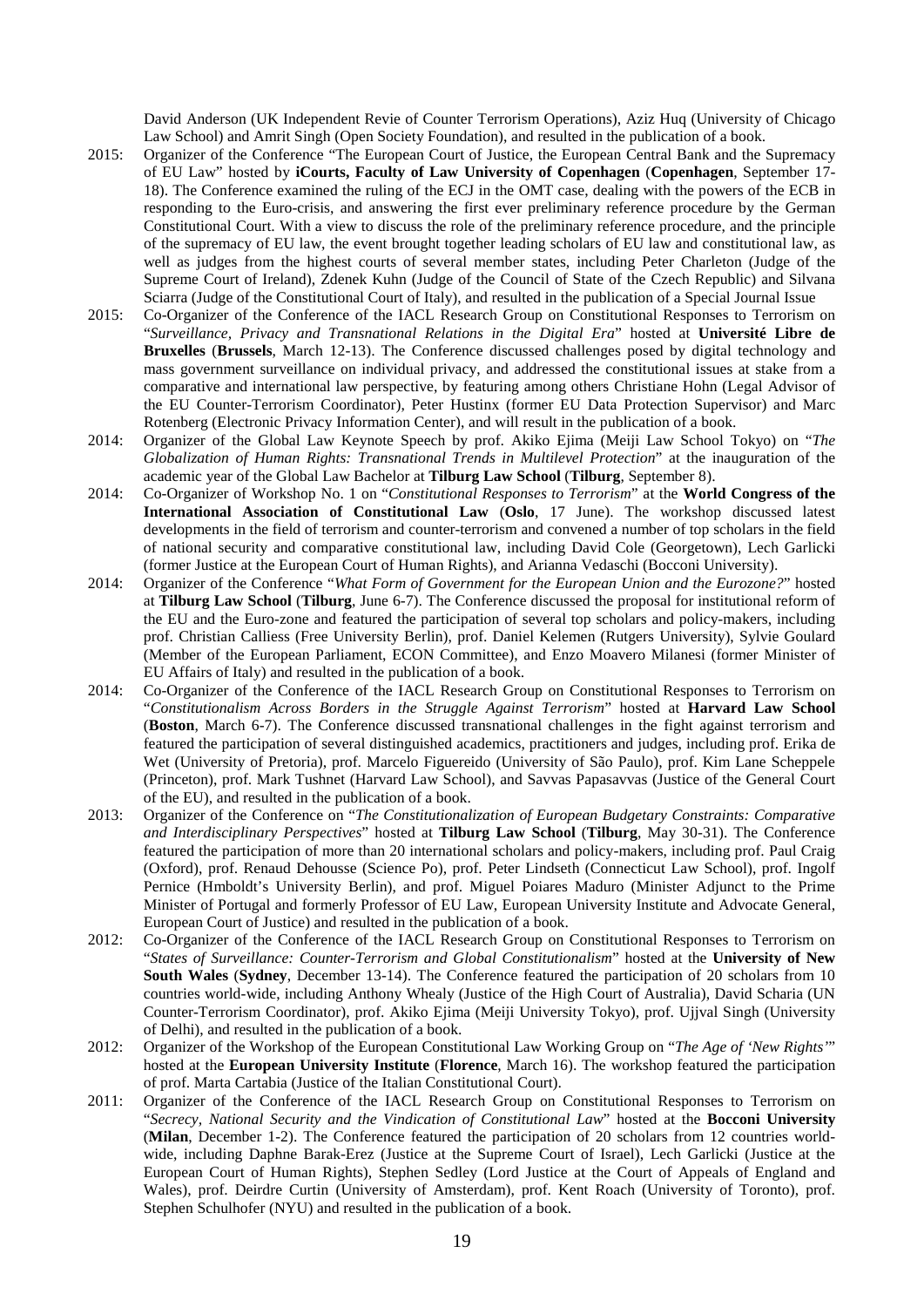David Anderson (UK Independent Revie of Counter Terrorism Operations), Aziz Huq (University of Chicago Law School) and Amrit Singh (Open Society Foundation), and resulted in the publication of a book.

2015: Organizer of the Conference "The European Court of Justice, the European Central Bank and the Supremacy of EU Law" hosted by **iCourts, Faculty of Law University of Copenhagen** (**Copenhagen**, September 17-18). The Conference examined the ruling of the ECJ in the OMT case, dealing with the powers of the ECB in responding to the Euro-crisis, and answering the first ever preliminary reference procedure by the German Constitutional Court. With a view to discuss the role of the preliminary reference procedure, and the principle of the supremacy of EU law, the event brought together leading scholars of EU law and constitutional law, as well as judges from the highest courts of several member states, including Peter Charleton (Judge of the Supreme Court of Ireland), Zdenek Kuhn (Judge of the Council of State of the Czech Republic) and Silvana Sciarra (Judge of the Constitutional Court of Italy), and resulted in the publication of a Special Journal Issue

2015: Co-Organizer of the Conference of the IACL Research Group on Constitutional Responses to Terrorism on "*Surveillance, Privacy and Transnational Relations in the Digital Era*" hosted at **Université Libre de Bruxelles** (**Brussels**, March 12-13). The Conference discussed challenges posed by digital technology and mass government surveillance on individual privacy, and addressed the constitutional issues at stake from a comparative and international law perspective, by featuring among others Christiane Hohn (Legal Advisor of the EU Counter-Terrorism Coordinator), Peter Hustinx (former EU Data Protection Supervisor) and Marc Rotenberg (Electronic Privacy Information Center), and will result in the publication of a book.

2014: Organizer of the Global Law Keynote Speech by prof. Akiko Ejima (Meiji Law School Tokyo) on "*The Globalization of Human Rights: Transnational Trends in Multilevel Protection*" at the inauguration of the academic year of the Global Law Bachelor at **Tilburg Law School** (**Tilburg**, September 8).

2014: Co-Organizer of Workshop No. 1 on "*Constitutional Responses to Terrorism*" at the **World Congress of the International Association of Constitutional Law** (**Oslo**, 17 June). The workshop discussed latest developments in the field of terrorism and counter-terrorism and convened a number of top scholars in the field of national security and comparative constitutional law, including David Cole (Georgetown), Lech Garlicki (former Justice at the European Court of Human Rights), and Arianna Vedaschi (Bocconi University).

2014: Organizer of the Conference "*What Form of Government for the European Union and the Eurozone?*" hosted at **Tilburg Law School** (**Tilburg**, June 6-7). The Conference discussed the proposal for institutional reform of the EU and the Euro-zone and featured the participation of several top scholars and policy-makers, including prof. Christian Calliess (Free University Berlin), prof. Daniel Kelemen (Rutgers University), Sylvie Goulard (Member of the European Parliament, ECON Committee), and Enzo Moavero Milanesi (former Minister of EU Affairs of Italy) and resulted in the publication of a book.

2014: Co-Organizer of the Conference of the IACL Research Group on Constitutional Responses to Terrorism on "*Constitutionalism Across Borders in the Struggle Against Terrorism*" hosted at **Harvard Law School** (**Boston**, March 6-7). The Conference discussed transnational challenges in the fight against terrorism and featured the participation of several distinguished academics, practitioners and judges, including prof. Erika de Wet (University of Pretoria), prof. Marcelo Figuereido (University of São Paulo), prof. Kim Lane Scheppele (Princeton), prof. Mark Tushnet (Harvard Law School), and Savvas Papasavvas (Justice of the General Court of the EU), and resulted in the publication of a book.

2013: Organizer of the Conference on "*The Constitutionalization of European Budgetary Constraints: Comparative and Interdisciplinary Perspectives*" hosted at **Tilburg Law School** (**Tilburg**, May 30-31). The Conference featured the participation of more than 20 international scholars and policy-makers, including prof. Paul Craig (Oxford), prof. Renaud Dehousse (Science Po), prof. Peter Lindseth (Connecticut Law School), prof. Ingolf Pernice (Hmboldt's University Berlin), and prof. Miguel Poiares Maduro (Minister Adjunct to the Prime Minister of Portugal and formerly Professor of EU Law, European University Institute and Advocate General, European Court of Justice) and resulted in the publication of a book.

2012: Co-Organizer of the Conference of the IACL Research Group on Constitutional Responses to Terrorism on "*States of Surveillance: Counter-Terrorism and Global Constitutionalism*" hosted at the **University of New South Wales** (**Sydney**, December 13-14). The Conference featured the participation of 20 scholars from 10 countries world-wide, including Anthony Whealy (Justice of the High Court of Australia), David Scharia (UN Counter-Terrorism Coordinator), prof. Akiko Ejima (Meiji University Tokyo), prof. Ujjval Singh (University of Delhi), and resulted in the publication of a book.

2012: Organizer of the Workshop of the European Constitutional Law Working Group on "*The Age of 'New Rights'*" hosted at the **European University Institute** (**Florence**, March 16). The workshop featured the participation of prof. Marta Cartabia (Justice of the Italian Constitutional Court).

2011: Organizer of the Conference of the IACL Research Group on Constitutional Responses to Terrorism on "*Secrecy, National Security and the Vindication of Constitutional Law*" hosted at the **Bocconi University** (**Milan**, December 1-2). The Conference featured the participation of 20 scholars from 12 countries world-wide, including Daphne Barak-Erez (Justice at the Supreme Court of Israel), Lech Garlicki (Justice at the European Court of Human Rights), Stephen Sedley (Lord Justice at the Court of Appeals of England and Wales), prof. Deirdre Curtin (University of Amsterdam), prof. Kent Roach (University of Toronto), prof. Stephen Schulhofer (NYU) and resulted in the publication of a book.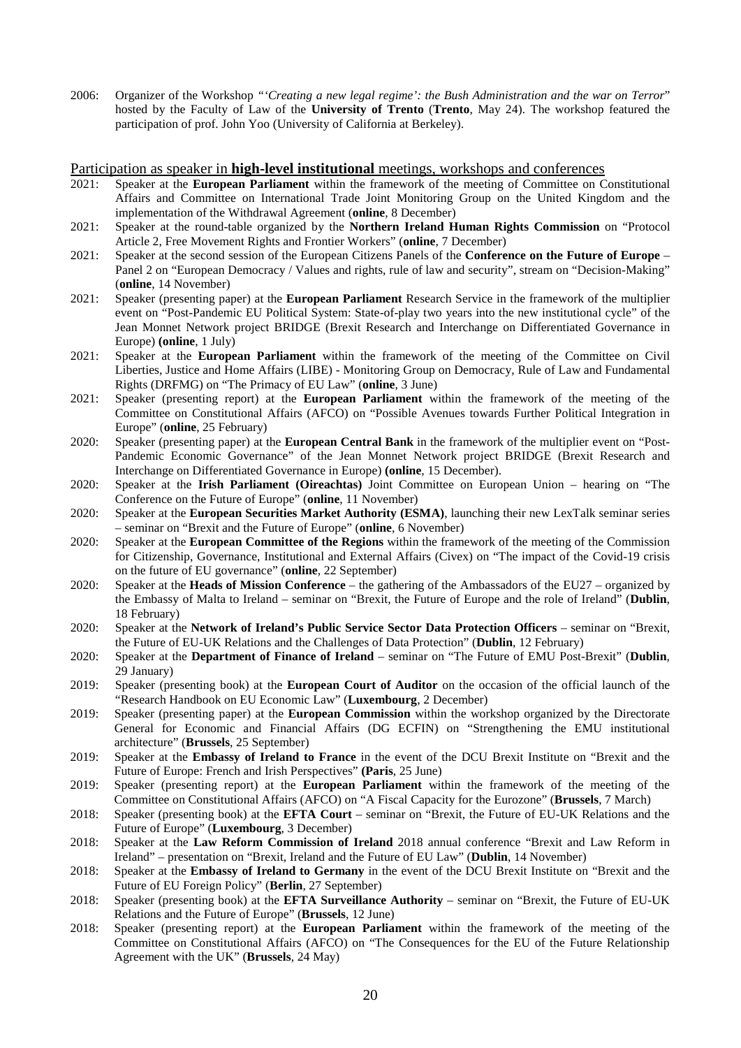2006: Organizer of the Workshop *"'Creating a new legal regime': the Bush Administration and the war on Terror*" hosted by the Faculty of Law of the **University of Trento** (**Trento**, May 24). The workshop featured the participation of prof. John Yoo (University of California at Berkeley).

## Participation as speaker in **high-level institutional** meetings, workshops and conferences

2021: Speaker at the **European Parliament** within the framework of the meeting of Committee on Constitutional Affairs and Committee on International Trade Joint Monitoring Group on the United Kingdom and the implementation of the Withdrawal Agreement (**online**, 8 December)

2021: Speaker at the round-table organized by the **Northern Ireland Human Rights Commission** on "Protocol Article 2, Free Movement Rights and Frontier Workers" (**online**, 7 December)

2021: Speaker at the second session of the European Citizens Panels of the **Conference on the Future of Europe** – Panel 2 on "European Democracy / Values and rights, rule of law and security", stream on "Decision-Making" (**online**, 14 November)

2021: Speaker (presenting paper) at the **European Parliament** Research Service in the framework of the multiplier event on "Post-Pandemic EU Political System: State-of-play two years into the new institutional cycle" of the Jean Monnet Network project BRIDGE (Brexit Research and Interchange on Differentiated Governance in Europe) **(online**, 1 July)

2021: Speaker at the **European Parliament** within the framework of the meeting of the Committee on Civil Liberties, Justice and Home Affairs (LIBE) - Monitoring Group on Democracy, Rule of Law and Fundamental Rights (DRFMG) on "The Primacy of EU Law" (**online**, 3 June)

2021: Speaker (presenting report) at the **European Parliament** within the framework of the meeting of the Committee on Constitutional Affairs (AFCO) on "Possible Avenues towards Further Political Integration in Europe" (**online**, 25 February)

2020: Speaker (presenting paper) at the **European Central Bank** in the framework of the multiplier event on "Post-Pandemic Economic Governance" of the Jean Monnet Network project BRIDGE (Brexit Research and Interchange on Differentiated Governance in Europe) **(online**, 15 December).

2020: Speaker at the **Irish Parliament (Oireachtas)** Joint Committee on European Union – hearing on "The Conference on the Future of Europe" (**online**, 11 November)

2020: Speaker at the **European Securities Market Authority (ESMA)**, launching their new LexTalk seminar series – seminar on "Brexit and the Future of Europe" (**online**, 6 November)

2020: Speaker at the **European Committee of the Regions** within the framework of the meeting of the Commission for Citizenship, Governance, Institutional and External Affairs (Civex) on "The impact of the Covid-19 crisis on the future of EU governance" (**online**, 22 September)

2020: Speaker at the **Heads of Mission Conference** – the gathering of the Ambassadors of the EU27 – organized by the Embassy of Malta to Ireland – seminar on "Brexit, the Future of Europe and the role of Ireland" (**Dublin**, 18 February)

2020: Speaker at the **Network of Ireland's Public Service Sector Data Protection Officers** – seminar on "Brexit, the Future of EU-UK Relations and the Challenges of Data Protection" (**Dublin**, 12 February)

2020: Speaker at the **Department of Finance of Ireland** – seminar on "The Future of EMU Post-Brexit" (**Dublin**, 29 January)

2019: Speaker (presenting book) at the **European Court of Auditor** on the occasion of the official launch of the "Research Handbook on EU Economic Law" (**Luxembourg**, 2 December)

2019: Speaker (presenting paper) at the **European Commission** within the workshop organized by the Directorate General for Economic and Financial Affairs (DG ECFIN) on "Strengthening the EMU institutional architecture" (**Brussels**, 25 September)

2019: Speaker at the **Embassy of Ireland to France** in the event of the DCU Brexit Institute on "Brexit and the Future of Europe: French and Irish Perspectives" **(Paris**, 25 June)

2019: Speaker (presenting report) at the **European Parliament** within the framework of the meeting of the Committee on Constitutional Affairs (AFCO) on "A Fiscal Capacity for the Eurozone" (**Brussels**, 7 March)

2018: Speaker (presenting book) at the **EFTA Court** – seminar on "Brexit, the Future of EU-UK Relations and the Future of Europe" (**Luxembourg**, 3 December)

2018: Speaker at the **Law Reform Commission of Ireland** 2018 annual conference "Brexit and Law Reform in Ireland" – presentation on "Brexit, Ireland and the Future of EU Law" (**Dublin**, 14 November)

2018: Speaker at the **Embassy of Ireland to Germany** in the event of the DCU Brexit Institute on "Brexit and the Future of EU Foreign Policy" (**Berlin**, 27 September)

2018: Speaker (presenting book) at the **EFTA Surveillance Authority** – seminar on "Brexit, the Future of EU-UK Relations and the Future of Europe" (**Brussels**, 12 June)

2018: Speaker (presenting report) at the **European Parliament** within the framework of the meeting of the Committee on Constitutional Affairs (AFCO) on "The Consequences for the EU of the Future Relationship Agreement with the UK" (**Brussels**, 24 May)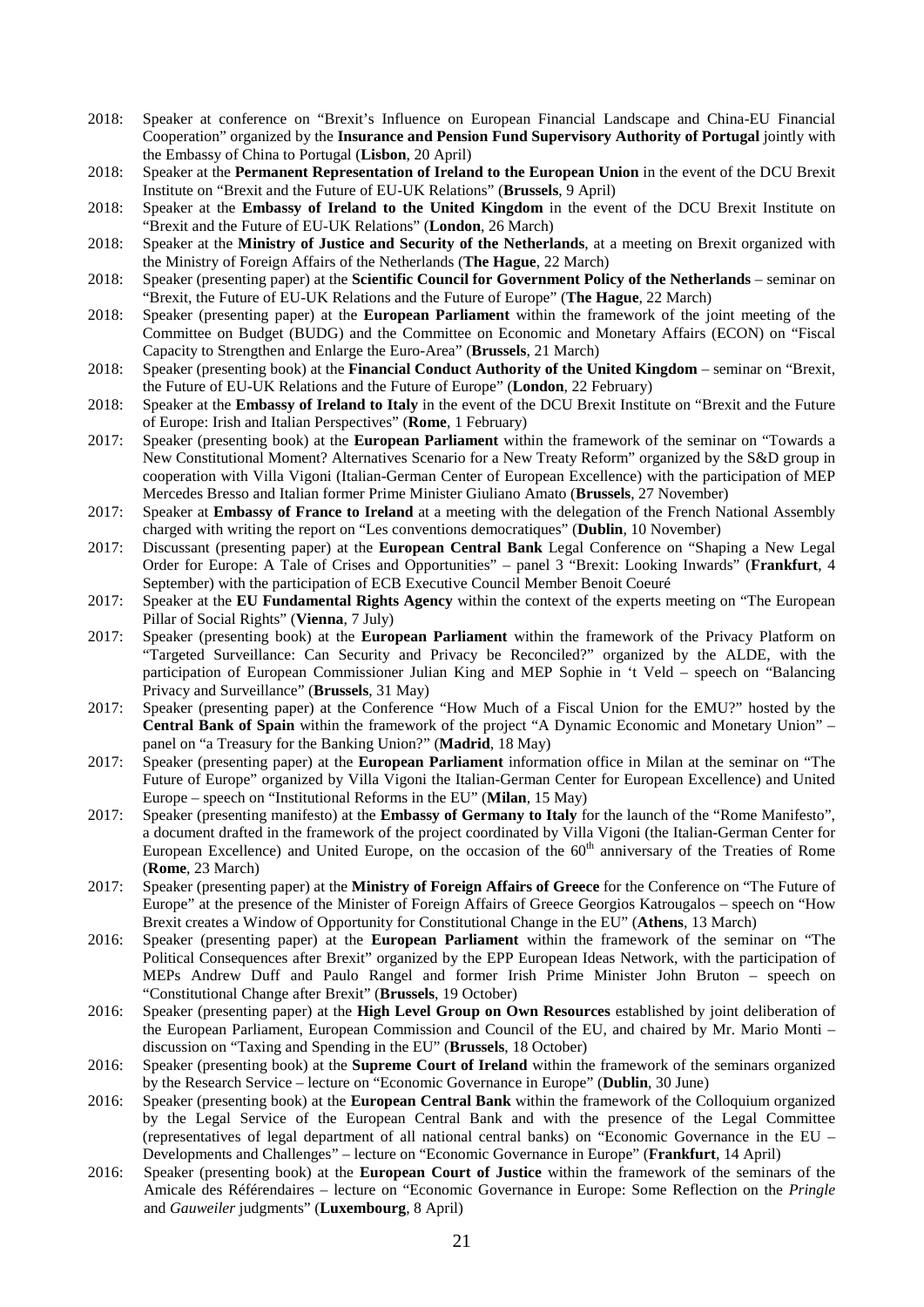2018: Speaker at conference on "Brexit's Influence on European Financial Landscape and China-EU Financial Cooperation" organized by the **Insurance and Pension Fund Supervisory Authority of Portugal** jointly with the Embassy of China to Portugal (**Lisbon**, 20 April)

2018: Speaker at the **Permanent Representation of Ireland to the European Union** in the event of the DCU Brexit Institute on "Brexit and the Future of EU-UK Relations" (**Brussels**, 9 April)

2018: Speaker at the **Embassy of Ireland to the United Kingdom** in the event of the DCU Brexit Institute on "Brexit and the Future of EU-UK Relations" (**London**, 26 March)

2018: Speaker at the **Ministry of Justice and Security of the Netherlands**, at a meeting on Brexit organized with the Ministry of Foreign Affairs of the Netherlands (**The Hague**, 22 March)

2018: Speaker (presenting paper) at the **Scientific Council for Government Policy of the Netherlands** – seminar on "Brexit, the Future of EU-UK Relations and the Future of Europe" (**The Hague**, 22 March)

2018: Speaker (presenting paper) at the **European Parliament** within the framework of the joint meeting of the Committee on Budget (BUDG) and the Committee on Economic and Monetary Affairs (ECON) on "Fiscal Capacity to Strengthen and Enlarge the Euro-Area" (**Brussels**, 21 March)

2018: Speaker (presenting book) at the **Financial Conduct Authority of the United Kingdom** – seminar on "Brexit, the Future of EU-UK Relations and the Future of Europe" (**London**, 22 February)

2018: Speaker at the **Embassy of Ireland to Italy** in the event of the DCU Brexit Institute on "Brexit and the Future of Europe: Irish and Italian Perspectives" (**Rome**, 1 February)

2017: Speaker (presenting book) at the **European Parliament** within the framework of the seminar on "Towards a New Constitutional Moment? Alternatives Scenario for a New Treaty Reform" organized by the S&D group in cooperation with Villa Vigoni (Italian-German Center of European Excellence) with the participation of MEP Mercedes Bresso and Italian former Prime Minister Giuliano Amato (**Brussels**, 27 November)

2017: Speaker at **Embassy of France to Ireland** at a meeting with the delegation of the French National Assembly charged with writing the report on "Les conventions democratiques" (**Dublin**, 10 November)

2017: Discussant (presenting paper) at the **European Central Bank** Legal Conference on "Shaping a New Legal Order for Europe: A Tale of Crises and Opportunities" – panel 3 "Brexit: Looking Inwards" (**Frankfurt**, 4 September) with the participation of ECB Executive Council Member Benoit Coeuré

2017: Speaker at the **EU Fundamental Rights Agency** within the context of the experts meeting on "The European Pillar of Social Rights" (**Vienna**, 7 July)

2017: Speaker (presenting book) at the **European Parliament** within the framework of the Privacy Platform on "Targeted Surveillance: Can Security and Privacy be Reconciled?" organized by the ALDE, with the participation of European Commissioner Julian King and MEP Sophie in 't Veld – speech on "Balancing Privacy and Surveillance" (**Brussels**, 31 May)

2017: Speaker (presenting paper) at the Conference "How Much of a Fiscal Union for the EMU?" hosted by the **Central Bank of Spain** within the framework of the project "A Dynamic Economic and Monetary Union" – panel on "a Treasury for the Banking Union?" (**Madrid**, 18 May)

2017: Speaker (presenting paper) at the **European Parliament** information office in Milan at the seminar on "The Future of Europe" organized by Villa Vigoni the Italian-German Center for European Excellence) and United Europe – speech on "Institutional Reforms in the EU" (**Milan**, 15 May)

2017: Speaker (presenting manifesto) at the **Embassy of Germany to Italy** for the launch of the "Rome Manifesto", a document drafted in the framework of the project coordinated by Villa Vigoni (the Italian-German Center for European Excellence) and United Europe, on the occasion of the 60th anniversary of the Treaties of Rome (**Rome**, 23 March)

2017: Speaker (presenting paper) at the **Ministry of Foreign Affairs of Greece** for the Conference on "The Future of Europe" at the presence of the Minister of Foreign Affairs of Greece Georgios Katrougalos – speech on "How Brexit creates a Window of Opportunity for Constitutional Change in the EU" (**Athens**, 13 March)

2016: Speaker (presenting paper) at the **European Parliament** within the framework of the seminar on "The Political Consequences after Brexit" organized by the EPP European Ideas Network, with the participation of MEPs Andrew Duff and Paulo Rangel and former Irish Prime Minister John Bruton – speech on "Constitutional Change after Brexit" (**Brussels**, 19 October)

2016: Speaker (presenting paper) at the **High Level Group on Own Resources** established by joint deliberation of the European Parliament, European Commission and Council of the EU, and chaired by Mr. Mario Monti – discussion on "Taxing and Spending in the EU" (**Brussels**, 18 October)

2016: Speaker (presenting book) at the **Supreme Court of Ireland** within the framework of the seminars organized by the Research Service – lecture on "Economic Governance in Europe" (**Dublin**, 30 June)

2016: Speaker (presenting book) at the **European Central Bank** within the framework of the Colloquium organized by the Legal Service of the European Central Bank and with the presence of the Legal Committee (representatives of legal department of all national central banks) on "Economic Governance in the EU – Developments and Challenges" – lecture on "Economic Governance in Europe" (**Frankfurt**, 14 April)

2016: Speaker (presenting book) at the **European Court of Justice** within the framework of the seminars of the Amicale des Référendaires – lecture on "Economic Governance in Europe: Some Reflection on the *Pringle* and *Gauweiler* judgments" (**Luxembourg**, 8 April)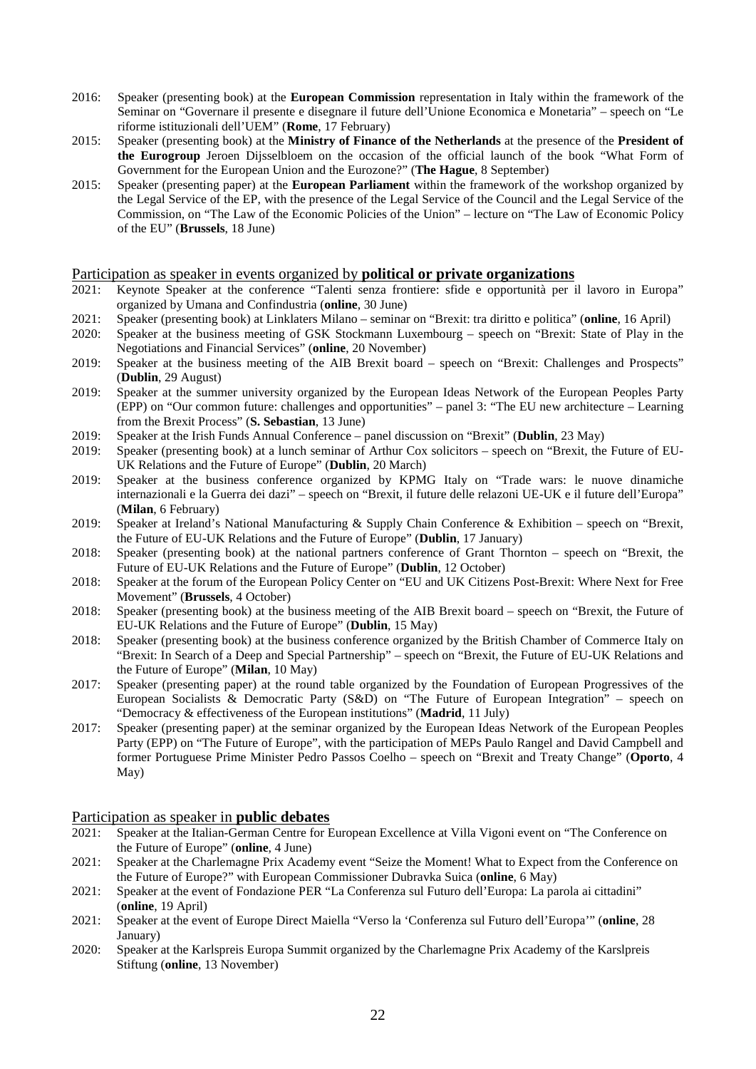2016: Speaker (presenting book) at the **European Commission** representation in Italy within the framework of the Seminar on "Governare il presente e disegnare il future dell'Unione Economica e Monetaria" – speech on "Le riforme istituzionali dell'UEM" (**Rome**, 17 February)

2015: Speaker (presenting book) at the **Ministry of Finance of the Netherlands** at the presence of the **President of the Eurogroup** Jeroen Dijsselbloem on the occasion of the official launch of the book "What Form of Government for the European Union and the Eurozone?" (**The Hague**, 8 September)

2015: Speaker (presenting paper) at the **European Parliament** within the framework of the workshop organized by the Legal Service of the EP, with the presence of the Legal Service of the Council and the Legal Service of the Commission, on "The Law of the Economic Policies of the Union" – lecture on "The Law of Economic Policy of the EU" (**Brussels**, 18 June)

## Participation as speaker in events organized by **political or private organizations**

2021: Keynote Speaker at the conference "Talenti senza frontiere: sfide e opportunità per il lavoro in Europa" organized by Umana and Confindustria (**online**, 30 June)

2021: Speaker (presenting book) at Linklaters Milano – seminar on "Brexit: tra diritto e politica" (**online**, 16 April)

2020: Speaker at the business meeting of GSK Stockmann Luxembourg – speech on "Brexit: State of Play in the Negotiations and Financial Services" (**online**, 20 November)

2019: Speaker at the business meeting of the AIB Brexit board – speech on "Brexit: Challenges and Prospects" (**Dublin**, 29 August)

2019: Speaker at the summer university organized by the European Ideas Network of the European Peoples Party (EPP) on "Our common future: challenges and opportunities" – panel 3: "The EU new architecture – Learning from the Brexit Process" (**S. Sebastian**, 13 June)

2019: Speaker at the Irish Funds Annual Conference – panel discussion on "Brexit" (**Dublin**, 23 May)

2019: Speaker (presenting book) at a lunch seminar of Arthur Cox solicitors – speech on "Brexit, the Future of EU-UK Relations and the Future of Europe" (**Dublin**, 20 March)

2019: Speaker at the business conference organized by KPMG Italy on "Trade wars: le nuove dinamiche internazionali e la Guerra dei dazi" – speech on "Brexit, il future delle relazoni UE-UK e il future dell'Europa" (**Milan**, 6 February)

2019: Speaker at Ireland's National Manufacturing & Supply Chain Conference & Exhibition – speech on "Brexit, the Future of EU-UK Relations and the Future of Europe" (**Dublin**, 17 January)

2018: Speaker (presenting book) at the national partners conference of Grant Thornton – speech on "Brexit, the Future of EU-UK Relations and the Future of Europe" (**Dublin**, 12 October)

2018: Speaker at the forum of the European Policy Center on "EU and UK Citizens Post-Brexit: Where Next for Free Movement" (**Brussels**, 4 October)

2018: Speaker (presenting book) at the business meeting of the AIB Brexit board – speech on "Brexit, the Future of EU-UK Relations and the Future of Europe" (**Dublin**, 15 May)

2018: Speaker (presenting book) at the business conference organized by the British Chamber of Commerce Italy on "Brexit: In Search of a Deep and Special Partnership" – speech on "Brexit, the Future of EU-UK Relations and the Future of Europe" (**Milan**, 10 May)

2017: Speaker (presenting paper) at the round table organized by the Foundation of European Progressives of the European Socialists & Democratic Party (S&D) on "The Future of European Integration" – speech on "Democracy & effectiveness of the European institutions" (**Madrid**, 11 July)

2017: Speaker (presenting paper) at the seminar organized by the European Ideas Network of the European Peoples Party (EPP) on "The Future of Europe", with the participation of MEPs Paulo Rangel and David Campbell and former Portuguese Prime Minister Pedro Passos Coelho – speech on "Brexit and Treaty Change" (**Oporto**, 4 May)

## Participation as speaker in **public debates**

2021: Speaker at the Italian-German Centre for European Excellence at Villa Vigoni event on "The Conference on the Future of Europe" (**online**, 4 June)

2021: Speaker at the Charlemagne Prix Academy event "Seize the Moment! What to Expect from the Conference on the Future of Europe?" with European Commissioner Dubravka Suica (**online**, 6 May)

2021: Speaker at the event of Fondazione PER "La Conferenza sul Futuro dell'Europa: La parola ai cittadini" (**online**, 19 April)

2021: Speaker at the event of Europe Direct Maiella "Verso la 'Conferenza sul Futuro dell'Europa'" (**online**, 28 January)

2020: Speaker at the Karlspreis Europa Summit organized by the Charlemagne Prix Academy of the Karslpreis Stiftung (**online**, 13 November)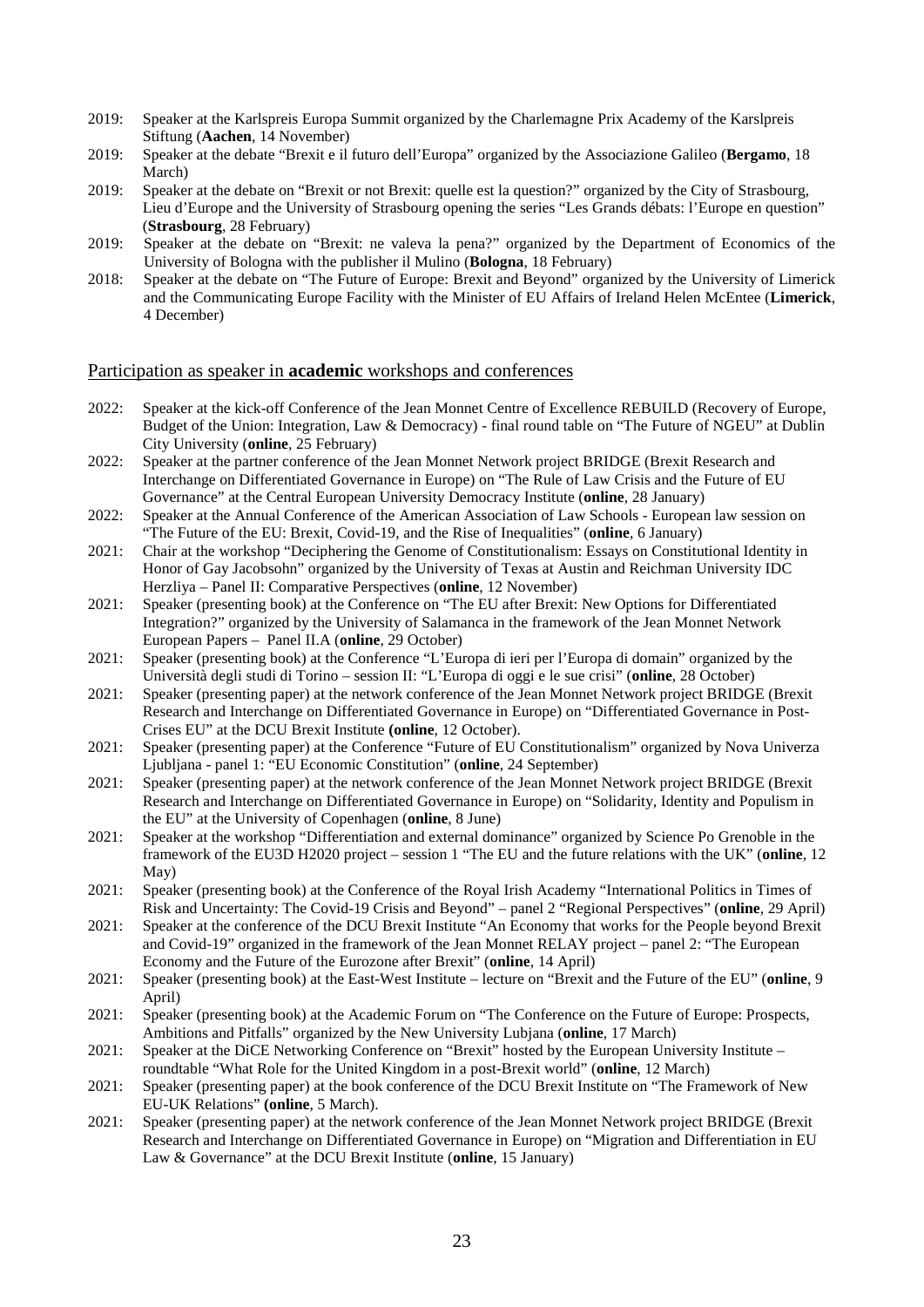2019: Speaker at the Karlspreis Europa Summit organized by the Charlemagne Prix Academy of the Karslpreis Stiftung (**Aachen**, 14 November)

2019: Speaker at the debate "Brexit e il futuro dell'Europa" organized by the Associazione Galileo (**Bergamo**, 18 March)

2019: Speaker at the debate on "Brexit or not Brexit: quelle est la question?" organized by the City of Strasbourg, Lieu d'Europe and the University of Strasbourg opening the series "Les Grands débats: l'Europe en question" (**Strasbourg**, 28 February)

2019: Speaker at the debate on "Brexit: ne valeva la pena?" organized by the Department of Economics of the University of Bologna with the publisher il Mulino (**Bologna**, 18 February)

2018: Speaker at the debate on "The Future of Europe: Brexit and Beyond" organized by the University of Limerick and the Communicating Europe Facility with the Minister of EU Affairs of Ireland Helen McEntee (**Limerick**, 4 December)

## Participation as speaker in **academic** workshops and conferences

2022: Speaker at the kick-off Conference of the Jean Monnet Centre of Excellence REBUILD (Recovery of Europe, Budget of the Union: Integration, Law & Democracy) - final round table on "The Future of NGEU" at Dublin City University (**online**, 25 February)

2022: Speaker at the partner conference of the Jean Monnet Network project BRIDGE (Brexit Research and Interchange on Differentiated Governance in Europe) on "The Rule of Law Crisis and the Future of EU Governance" at the Central European University Democracy Institute (**online**, 28 January)

2022: Speaker at the Annual Conference of the American Association of Law Schools - European law session on "The Future of the EU: Brexit, Covid-19, and the Rise of Inequalities" (**online**, 6 January)

2021: Chair at the workshop "Deciphering the Genome of Constitutionalism: Essays on Constitutional Identity in Honor of Gay Jacobsohn" organized by the University of Texas at Austin and Reichman University IDC Herzliya – Panel II: Comparative Perspectives (**online**, 12 November)

2021: Speaker (presenting book) at the Conference on "The EU after Brexit: New Options for Differentiated Integration?" organized by the University of Salamanca in the framework of the Jean Monnet Network European Papers – Panel II.A (**online**, 29 October)

2021: Speaker (presenting book) at the Conference "L'Europa di ieri per l'Europa di domain" organized by the Università degli studi di Torino – session II: "L'Europa di oggi e le sue crisi" (**online**, 28 October)

2021: Speaker (presenting paper) at the network conference of the Jean Monnet Network project BRIDGE (Brexit Research and Interchange on Differentiated Governance in Europe) on "Differentiated Governance in Post-Crises EU" at the DCU Brexit Institute **(online**, 12 October).

2021: Speaker (presenting paper) at the Conference "Future of EU Constitutionalism" organized by Nova Univerza Ljubljana - panel 1: "EU Economic Constitution" (**online**, 24 September)

2021: Speaker (presenting paper) at the network conference of the Jean Monnet Network project BRIDGE (Brexit Research and Interchange on Differentiated Governance in Europe) on "Solidarity, Identity and Populism in the EU" at the University of Copenhagen (**online**, 8 June)

2021: Speaker at the workshop "Differentiation and external dominance" organized by Science Po Grenoble in the framework of the EU3D H2020 project – session 1 "The EU and the future relations with the UK" (**online**, 12 May)

2021: Speaker (presenting book) at the Conference of the Royal Irish Academy "International Politics in Times of Risk and Uncertainty: The Covid-19 Crisis and Beyond" – panel 2 "Regional Perspectives" (**online**, 29 April)

2021: Speaker at the conference of the DCU Brexit Institute "An Economy that works for the People beyond Brexit and Covid-19" organized in the framework of the Jean Monnet RELAY project – panel 2: "The European Economy and the Future of the Eurozone after Brexit" (**online**, 14 April)

2021: Speaker (presenting book) at the East-West Institute – lecture on "Brexit and the Future of the EU" (**online**, 9 April)

2021: Speaker (presenting book) at the Academic Forum on "The Conference on the Future of Europe: Prospects, Ambitions and Pitfalls" organized by the New University Lubjana (**online**, 17 March)

2021: Speaker at the DiCE Networking Conference on "Brexit" hosted by the European University Institute – roundtable "What Role for the United Kingdom in a post-Brexit world" (**online**, 12 March)

2021: Speaker (presenting paper) at the book conference of the DCU Brexit Institute on "The Framework of New EU-UK Relations" **(online**, 5 March).

2021: Speaker (presenting paper) at the network conference of the Jean Monnet Network project BRIDGE (Brexit Research and Interchange on Differentiated Governance in Europe) on "Migration and Differentiation in EU Law & Governance" at the DCU Brexit Institute (**online**, 15 January)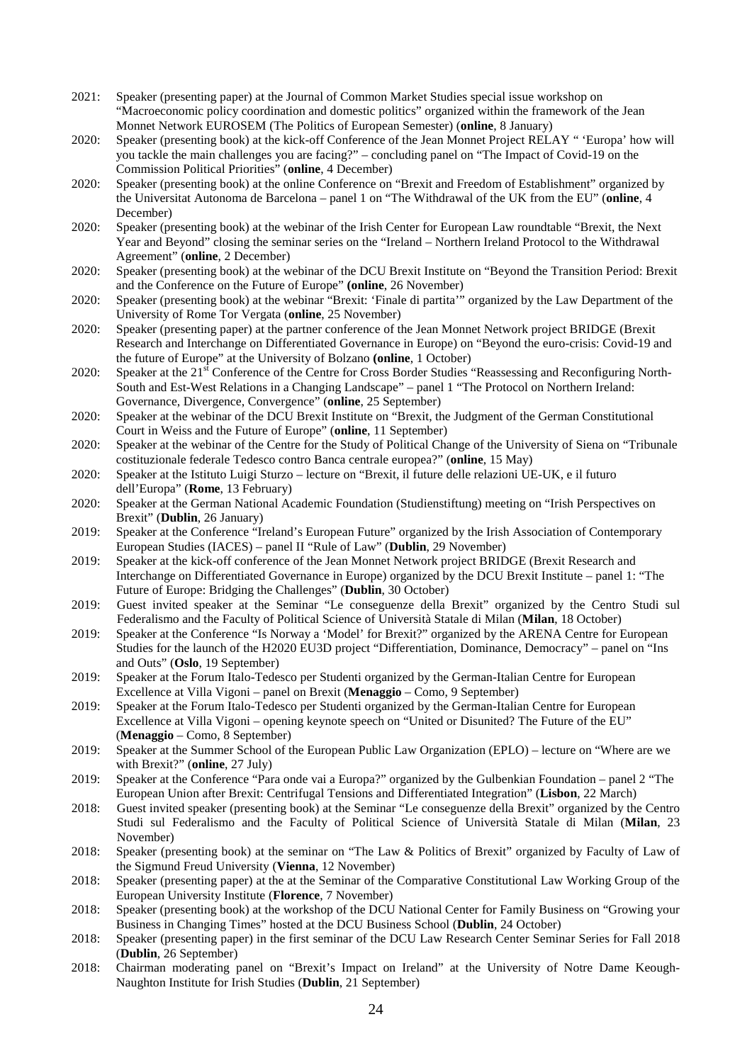2021: Speaker (presenting paper) at the Journal of Common Market Studies special issue workshop on "Macroeconomic policy coordination and domestic politics" organized within the framework of the Jean Monnet Network EUROSEM (The Politics of European Semester) (**online**, 8 January)

2020: Speaker (presenting book) at the kick-off Conference of the Jean Monnet Project RELAY " 'Europa' how will you tackle the main challenges you are facing?" – concluding panel on "The Impact of Covid-19 on the Commission Political Priorities" (**online**, 4 December)

2020: Speaker (presenting book) at the online Conference on "Brexit and Freedom of Establishment" organized by the Universitat Autonoma de Barcelona – panel 1 on "The Withdrawal of the UK from the EU" (**online**, 4 December)

2020: Speaker (presenting book) at the webinar of the Irish Center for European Law roundtable "Brexit, the Next Year and Beyond" closing the seminar series on the "Ireland – Northern Ireland Protocol to the Withdrawal Agreement" (**online**, 2 December)

2020: Speaker (presenting book) at the webinar of the DCU Brexit Institute on "Beyond the Transition Period: Brexit and the Conference on the Future of Europe" **(online**, 26 November)

2020: Speaker (presenting book) at the webinar "Brexit: 'Finale di partita'" organized by the Law Department of the University of Rome Tor Vergata (**online**, 25 November)

2020: Speaker (presenting paper) at the partner conference of the Jean Monnet Network project BRIDGE (Brexit Research and Interchange on Differentiated Governance in Europe) on "Beyond the euro-crisis: Covid-19 and the future of Europe" at the University of Bolzano **(online**, 1 October)

2020: Speaker at the 21st Conference of the Centre for Cross Border Studies "Reassessing and Reconfiguring North-South and Est-West Relations in a Changing Landscape" – panel 1 "The Protocol on Northern Ireland: Governance, Divergence, Convergence" (**online**, 25 September)

2020: Speaker at the webinar of the DCU Brexit Institute on "Brexit, the Judgment of the German Constitutional Court in Weiss and the Future of Europe" (**online**, 11 September)

2020: Speaker at the webinar of the Centre for the Study of Political Change of the University of Siena on "Tribunale costituzionale federale Tedesco contro Banca centrale europea?" (**online**, 15 May)

2020: Speaker at the Istituto Luigi Sturzo – lecture on "Brexit, il future delle relazioni UE-UK, e il futuro dell'Europa" (**Rome**, 13 February)

2020: Speaker at the German National Academic Foundation (Studienstiftung) meeting on "Irish Perspectives on Brexit" (**Dublin**, 26 January)

2019: Speaker at the Conference "Ireland's European Future" organized by the Irish Association of Contemporary European Studies (IACES) – panel II "Rule of Law" (**Dublin**, 29 November)

2019: Speaker at the kick-off conference of the Jean Monnet Network project BRIDGE (Brexit Research and Interchange on Differentiated Governance in Europe) organized by the DCU Brexit Institute – panel 1: "The Future of Europe: Bridging the Challenges" (**Dublin**, 30 October)

2019: Guest invited speaker at the Seminar "Le conseguenze della Brexit" organized by the Centro Studi sul Federalismo and the Faculty of Political Science of Università Statale di Milan (**Milan**, 18 October)

2019: Speaker at the Conference "Is Norway a 'Model' for Brexit?" organized by the ARENA Centre for European Studies for the launch of the H2020 EU3D project "Differentiation, Dominance, Democracy" – panel on "Ins and Outs" (**Oslo**, 19 September)

2019: Speaker at the Forum Italo-Tedesco per Studenti organized by the German-Italian Centre for European Excellence at Villa Vigoni – panel on Brexit (**Menaggio** – Como, 9 September)

2019: Speaker at the Forum Italo-Tedesco per Studenti organized by the German-Italian Centre for European Excellence at Villa Vigoni – opening keynote speech on "United or Disunited? The Future of the EU" (**Menaggio** – Como, 8 September)

2019: Speaker at the Summer School of the European Public Law Organization (EPLO) – lecture on "Where are we with Brexit?" (**online**, 27 July)

2019: Speaker at the Conference "Para onde vai a Europa?" organized by the Gulbenkian Foundation – panel 2 "The European Union after Brexit: Centrifugal Tensions and Differentiated Integration" (**Lisbon**, 22 March)

2018: Guest invited speaker (presenting book) at the Seminar "Le conseguenze della Brexit" organized by the Centro Studi sul Federalismo and the Faculty of Political Science of Università Statale di Milan (**Milan**, 23 November)

2018: Speaker (presenting book) at the seminar on "The Law & Politics of Brexit" organized by Faculty of Law of the Sigmund Freud University (**Vienna**, 12 November)

2018: Speaker (presenting paper) at the at the Seminar of the Comparative Constitutional Law Working Group of the European University Institute (**Florence**, 7 November)

2018: Speaker (presenting book) at the workshop of the DCU National Center for Family Business on "Growing your Business in Changing Times" hosted at the DCU Business School (**Dublin**, 24 October)

2018: Speaker (presenting paper) in the first seminar of the DCU Law Research Center Seminar Series for Fall 2018 (**Dublin**, 26 September)

2018: Chairman moderating panel on "Brexit's Impact on Ireland" at the University of Notre Dame Keough-Naughton Institute for Irish Studies (**Dublin**, 21 September)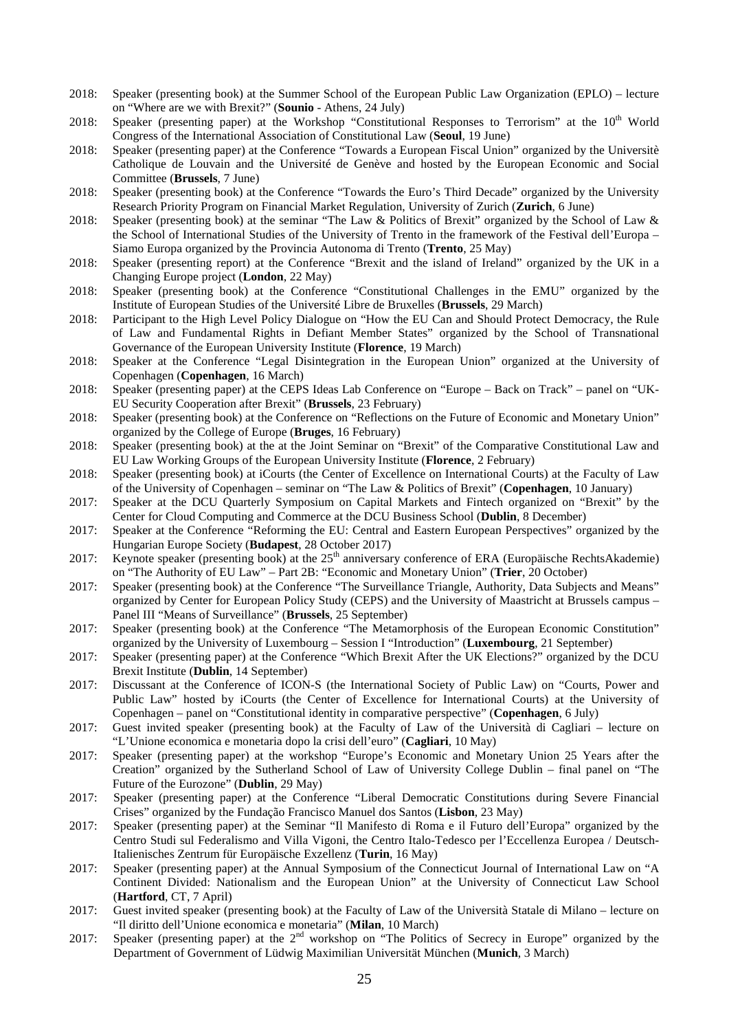2018: Speaker (presenting book) at the Summer School of the European Public Law Organization (EPLO) – lecture on "Where are we with Brexit?" (**Sounio** - Athens, 24 July)

2018: Speaker (presenting paper) at the Workshop "Constitutional Responses to Terrorism" at the 10th World Congress of the International Association of Constitutional Law (**Seoul**, 19 June)

2018: Speaker (presenting paper) at the Conference "Towards a European Fiscal Union" organized by the Universitè Catholique de Louvain and the Université de Genève and hosted by the European Economic and Social Committee (**Brussels**, 7 June)

2018: Speaker (presenting book) at the Conference "Towards the Euro's Third Decade" organized by the University Research Priority Program on Financial Market Regulation, University of Zurich (**Zurich**, 6 June)

2018: Speaker (presenting book) at the seminar "The Law & Politics of Brexit" organized by the School of Law & the School of International Studies of the University of Trento in the framework of the Festival dell'Europa – Siamo Europa organized by the Provincia Autonoma di Trento (**Trento**, 25 May)

2018: Speaker (presenting report) at the Conference "Brexit and the island of Ireland" organized by the UK in a Changing Europe project (**London**, 22 May)

2018: Speaker (presenting book) at the Conference "Constitutional Challenges in the EMU" organized by the Institute of European Studies of the Université Libre de Bruxelles (**Brussels**, 29 March)

2018: Participant to the High Level Policy Dialogue on "How the EU Can and Should Protect Democracy, the Rule of Law and Fundamental Rights in Defiant Member States" organized by the School of Transnational Governance of the European University Institute (**Florence**, 19 March)

2018: Speaker at the Conference "Legal Disintegration in the European Union" organized at the University of Copenhagen (**Copenhagen**, 16 March)

2018: Speaker (presenting paper) at the CEPS Ideas Lab Conference on "Europe – Back on Track" – panel on "UK-EU Security Cooperation after Brexit" (**Brussels**, 23 February)

2018: Speaker (presenting book) at the Conference on "Reflections on the Future of Economic and Monetary Union" organized by the College of Europe (**Bruges**, 16 February)

2018: Speaker (presenting book) at the at the Joint Seminar on "Brexit" of the Comparative Constitutional Law and EU Law Working Groups of the European University Institute (**Florence**, 2 February)

2018: Speaker (presenting book) at iCourts (the Center of Excellence on International Courts) at the Faculty of Law of the University of Copenhagen – seminar on "The Law & Politics of Brexit" (**Copenhagen**, 10 January)

2017: Speaker at the DCU Quarterly Symposium on Capital Markets and Fintech organized on "Brexit" by the Center for Cloud Computing and Commerce at the DCU Business School (**Dublin**, 8 December)

2017: Speaker at the Conference "Reforming the EU: Central and Eastern European Perspectives" organized by the Hungarian Europe Society (**Budapest**, 28 October 2017)

2017: Keynote speaker (presenting book) at the 25th anniversary conference of ERA (Europäische RechtsAkademie) on "The Authority of EU Law" – Part 2B: "Economic and Monetary Union" (**Trier**, 20 October)

2017: Speaker (presenting book) at the Conference "The Surveillance Triangle, Authority, Data Subjects and Means" organized by Center for European Policy Study (CEPS) and the University of Maastricht at Brussels campus – Panel III "Means of Surveillance" (**Brussels**, 25 September)

2017: Speaker (presenting book) at the Conference "The Metamorphosis of the European Economic Constitution" organized by the University of Luxembourg – Session I "Introduction" (**Luxembourg**, 21 September)

2017: Speaker (presenting paper) at the Conference "Which Brexit After the UK Elections?" organized by the DCU Brexit Institute (**Dublin**, 14 September)

2017: Discussant at the Conference of ICON-S (the International Society of Public Law) on "Courts, Power and Public Law" hosted by iCourts (the Center of Excellence for International Courts) at the University of Copenhagen – panel on "Constitutional identity in comparative perspective" (**Copenhagen**, 6 July)

2017: Guest invited speaker (presenting book) at the Faculty of Law of the Università di Cagliari – lecture on "L'Unione economica e monetaria dopo la crisi dell'euro" (**Cagliari**, 10 May)

2017: Speaker (presenting paper) at the workshop "Europe's Economic and Monetary Union 25 Years after the Creation" organized by the Sutherland School of Law of University College Dublin – final panel on "The Future of the Eurozone" (**Dublin**, 29 May)

2017: Speaker (presenting paper) at the Conference "Liberal Democratic Constitutions during Severe Financial Crises" organized by the Fundação Francisco Manuel dos Santos (**Lisbon**, 23 May)

2017: Speaker (presenting paper) at the Seminar "Il Manifesto di Roma e il Futuro dell'Europa" organized by the Centro Studi sul Federalismo and Villa Vigoni, the Centro Italo-Tedesco per l'Eccellenza Europea / Deutsch-Italienisches Zentrum für Europäische Exzellenz (**Turin**, 16 May)

2017: Speaker (presenting paper) at the Annual Symposium of the Connecticut Journal of International Law on "A Continent Divided: Nationalism and the European Union" at the University of Connecticut Law School (**Hartford**, CT, 7 April)

2017: Guest invited speaker (presenting book) at the Faculty of Law of the Università Statale di Milano – lecture on "Il diritto dell'Unione economica e monetaria" (**Milan**, 10 March)

2017: Speaker (presenting paper) at the 2nd workshop on "The Politics of Secrecy in Europe" organized by the Department of Government of Lüdwig Maximilian Universität München (**Munich**, 3 March)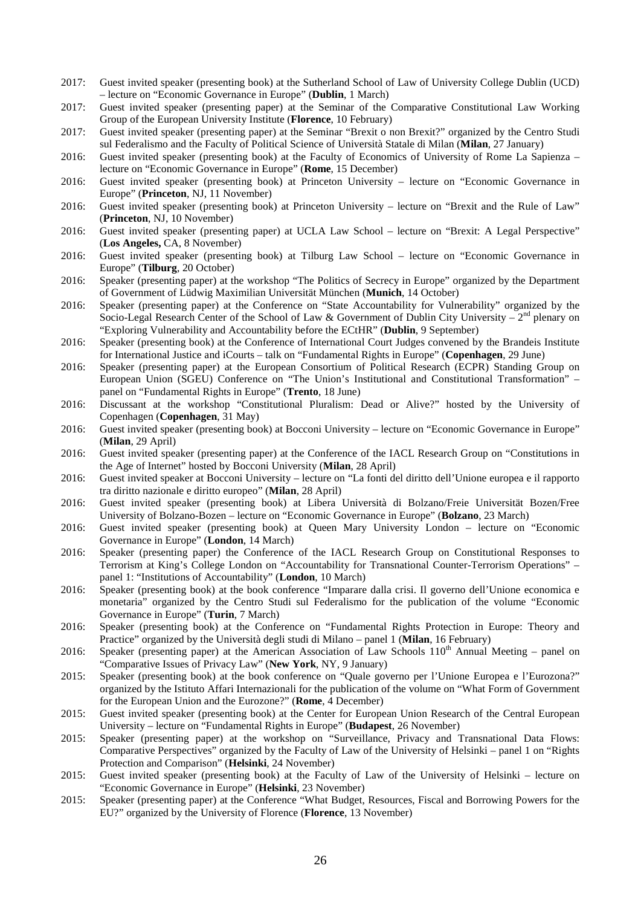2017: Guest invited speaker (presenting book) at the Sutherland School of Law of University College Dublin (UCD) – lecture on "Economic Governance in Europe" (**Dublin**, 1 March)

2017: Guest invited speaker (presenting paper) at the Seminar of the Comparative Constitutional Law Working Group of the European University Institute (**Florence**, 10 February)

2017: Guest invited speaker (presenting paper) at the Seminar "Brexit o non Brexit?" organized by the Centro Studi sul Federalismo and the Faculty of Political Science of Università Statale di Milan (**Milan**, 27 January)

2016: Guest invited speaker (presenting book) at the Faculty of Economics of University of Rome La Sapienza – lecture on "Economic Governance in Europe" (**Rome**, 15 December)

2016: Guest invited speaker (presenting book) at Princeton University – lecture on "Economic Governance in Europe" (**Princeton**, NJ, 11 November)

2016: Guest invited speaker (presenting book) at Princeton University – lecture on "Brexit and the Rule of Law" (**Princeton**, NJ, 10 November)

2016: Guest invited speaker (presenting paper) at UCLA Law School – lecture on "Brexit: A Legal Perspective" (**Los Angeles,** CA, 8 November)

2016: Guest invited speaker (presenting book) at Tilburg Law School – lecture on "Economic Governance in Europe" (**Tilburg**, 20 October)

2016: Speaker (presenting paper) at the workshop "The Politics of Secrecy in Europe" organized by the Department of Government of Lüdwig Maximilian Universität München (**Munich**, 14 October)

2016: Speaker (presenting paper) at the Conference on "State Accountability for Vulnerability" organized by the Socio-Legal Research Center of the School of Law & Government of Dublin City University – 2nd plenary on "Exploring Vulnerability and Accountability before the ECtHR" (**Dublin**, 9 September)

2016: Speaker (presenting book) at the Conference of International Court Judges convened by the Brandeis Institute for International Justice and iCourts – talk on "Fundamental Rights in Europe" (**Copenhagen**, 29 June)

2016: Speaker (presenting paper) at the European Consortium of Political Research (ECPR) Standing Group on European Union (SGEU) Conference on "The Union's Institutional and Constitutional Transformation" – panel on "Fundamental Rights in Europe" (**Trento**, 18 June)

2016: Discussant at the workshop "Constitutional Pluralism: Dead or Alive?" hosted by the University of Copenhagen (**Copenhagen**, 31 May)

2016: Guest invited speaker (presenting book) at Bocconi University – lecture on "Economic Governance in Europe" (**Milan**, 29 April)

2016: Guest invited speaker (presenting paper) at the Conference of the IACL Research Group on "Constitutions in the Age of Internet" hosted by Bocconi University (**Milan**, 28 April)

2016: Guest invited speaker at Bocconi University – lecture on "La fonti del diritto dell'Unione europea e il rapporto tra diritto nazionale e diritto europeo" (**Milan**, 28 April)

2016: Guest invited speaker (presenting book) at Libera Università di Bolzano/Freie Universität Bozen/Free University of Bolzano-Bozen – lecture on "Economic Governance in Europe" (**Bolzano**, 23 March)

2016: Guest invited speaker (presenting book) at Queen Mary University London – lecture on "Economic Governance in Europe" (**London**, 14 March)

2016: Speaker (presenting paper) the Conference of the IACL Research Group on Constitutional Responses to Terrorism at King's College London on "Accountability for Transnational Counter-Terrorism Operations" – panel 1: "Institutions of Accountability" (**London**, 10 March)

2016: Speaker (presenting book) at the book conference "Imparare dalla crisi. Il governo dell'Unione economica e monetaria" organized by the Centro Studi sul Federalismo for the publication of the volume "Economic Governance in Europe" (**Turin**, 7 March)

2016: Speaker (presenting book) at the Conference on "Fundamental Rights Protection in Europe: Theory and Practice" organized by the Università degli studi di Milano – panel 1 (**Milan**, 16 February)

2016: Speaker (presenting paper) at the American Association of Law Schools 110th Annual Meeting – panel on "Comparative Issues of Privacy Law" (**New York**, NY, 9 January)

2015: Speaker (presenting book) at the book conference on "Quale governo per l'Unione Europea e l'Eurozona?" organized by the Istituto Affari Internazionali for the publication of the volume on "What Form of Government for the European Union and the Eurozone?" (**Rome**, 4 December)

2015: Guest invited speaker (presenting book) at the Center for European Union Research of the Central European University – lecture on "Fundamental Rights in Europe" (**Budapest**, 26 November)

2015: Speaker (presenting paper) at the workshop on "Surveillance, Privacy and Transnational Data Flows: Comparative Perspectives" organized by the Faculty of Law of the University of Helsinki – panel 1 on "Rights Protection and Comparison" (**Helsinki**, 24 November)

2015: Guest invited speaker (presenting book) at the Faculty of Law of the University of Helsinki – lecture on "Economic Governance in Europe" (**Helsinki**, 23 November)

2015: Speaker (presenting paper) at the Conference "What Budget, Resources, Fiscal and Borrowing Powers for the EU?" organized by the University of Florence (**Florence**, 13 November)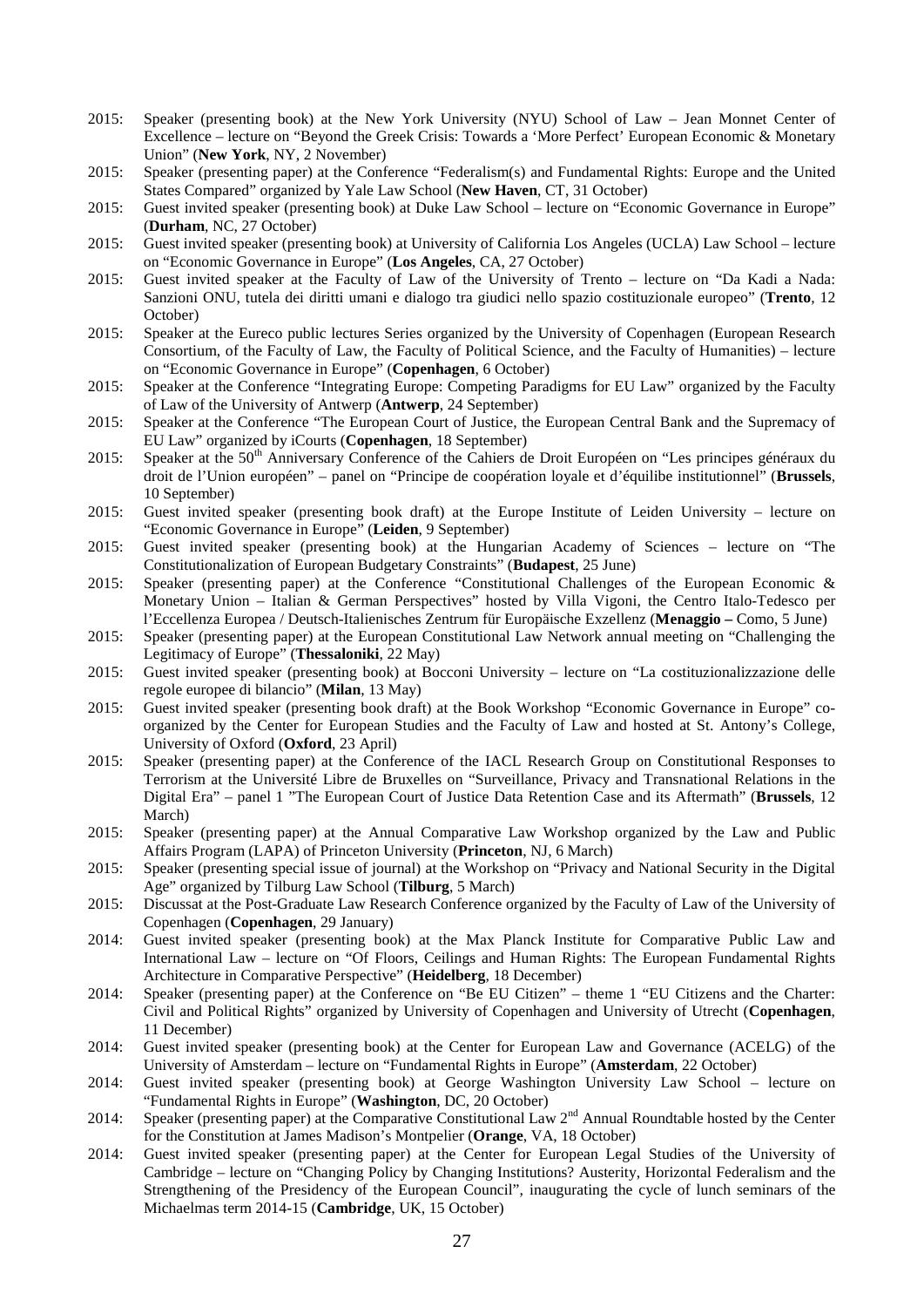2015: Speaker (presenting book) at the New York University (NYU) School of Law – Jean Monnet Center of Excellence – lecture on "Beyond the Greek Crisis: Towards a 'More Perfect' European Economic & Monetary Union" (**New York**, NY, 2 November)

2015: Speaker (presenting paper) at the Conference "Federalism(s) and Fundamental Rights: Europe and the United States Compared" organized by Yale Law School (**New Haven**, CT, 31 October)

2015: Guest invited speaker (presenting book) at Duke Law School – lecture on "Economic Governance in Europe" (**Durham**, NC, 27 October)

2015: Guest invited speaker (presenting book) at University of California Los Angeles (UCLA) Law School – lecture on "Economic Governance in Europe" (**Los Angeles**, CA, 27 October)

2015: Guest invited speaker at the Faculty of Law of the University of Trento – lecture on "Da Kadi a Nada: Sanzioni ONU, tutela dei diritti umani e dialogo tra giudici nello spazio costituzionale europeo" (**Trento**, 12 October)

2015: Speaker at the Eureco public lectures Series organized by the University of Copenhagen (European Research Consortium, of the Faculty of Law, the Faculty of Political Science, and the Faculty of Humanities) – lecture on "Economic Governance in Europe" (**Copenhagen**, 6 October)

2015: Speaker at the Conference "Integrating Europe: Competing Paradigms for EU Law" organized by the Faculty of Law of the University of Antwerp (**Antwerp**, 24 September)

2015: Speaker at the Conference "The European Court of Justice, the European Central Bank and the Supremacy of EU Law" organized by iCourts (**Copenhagen**, 18 September)

2015: Speaker at the 50th Anniversary Conference of the Cahiers de Droit Européen on "Les principes généraux du droit de l'Union européen" – panel on "Principe de coopération loyale et d'équilibe institutionnel" (**Brussels**, 10 September)

2015: Guest invited speaker (presenting book draft) at the Europe Institute of Leiden University – lecture on "Economic Governance in Europe" (**Leiden**, 9 September)

2015: Guest invited speaker (presenting book) at the Hungarian Academy of Sciences – lecture on "The Constitutionalization of European Budgetary Constraints" (**Budapest**, 25 June)

2015: Speaker (presenting paper) at the Conference "Constitutional Challenges of the European Economic & Monetary Union – Italian & German Perspectives" hosted by Villa Vigoni, the Centro Italo-Tedesco per l'Eccellenza Europea / Deutsch-Italienisches Zentrum für Europäische Exzellenz (**Menaggio –** Como, 5 June)

2015: Speaker (presenting paper) at the European Constitutional Law Network annual meeting on "Challenging the Legitimacy of Europe" (**Thessaloniki**, 22 May)

2015: Guest invited speaker (presenting book) at Bocconi University – lecture on "La costituzionalizzazione delle regole europee di bilancio" (**Milan**, 13 May)

2015: Guest invited speaker (presenting book draft) at the Book Workshop "Economic Governance in Europe" co-organized by the Center for European Studies and the Faculty of Law and hosted at St. Antony's College, University of Oxford (**Oxford**, 23 April)

2015: Speaker (presenting paper) at the Conference of the IACL Research Group on Constitutional Responses to Terrorism at the Université Libre de Bruxelles on "Surveillance, Privacy and Transnational Relations in the Digital Era" – panel 1 "The European Court of Justice Data Retention Case and its Aftermath" (**Brussels**, 12 March)

2015: Speaker (presenting paper) at the Annual Comparative Law Workshop organized by the Law and Public Affairs Program (LAPA) of Princeton University (**Princeton**, NJ, 6 March)

2015: Speaker (presenting special issue of journal) at the Workshop on "Privacy and National Security in the Digital Age" organized by Tilburg Law School (**Tilburg**, 5 March)

2015: Discussat at the Post-Graduate Law Research Conference organized by the Faculty of Law of the University of Copenhagen (**Copenhagen**, 29 January)

2014: Guest invited speaker (presenting book) at the Max Planck Institute for Comparative Public Law and International Law – lecture on "Of Floors, Ceilings and Human Rights: The European Fundamental Rights Architecture in Comparative Perspective" (**Heidelberg**, 18 December)

2014: Speaker (presenting paper) at the Conference on "Be EU Citizen" – theme 1 "EU Citizens and the Charter: Civil and Political Rights" organized by University of Copenhagen and University of Utrecht (**Copenhagen**, 11 December)

2014: Guest invited speaker (presenting book) at the Center for European Law and Governance (ACELG) of the University of Amsterdam – lecture on "Fundamental Rights in Europe" (**Amsterdam**, 22 October)

2014: Guest invited speaker (presenting book) at George Washington University Law School – lecture on "Fundamental Rights in Europe" (**Washington**, DC, 20 October)

2014: Speaker (presenting paper) at the Comparative Constitutional Law 2nd Annual Roundtable hosted by the Center for the Constitution at James Madison's Montpelier (**Orange**, VA, 18 October)

2014: Guest invited speaker (presenting paper) at the Center for European Legal Studies of the University of Cambridge – lecture on "Changing Policy by Changing Institutions? Austerity, Horizontal Federalism and the Strengthening of the Presidency of the European Council", inaugurating the cycle of lunch seminars of the Michaelmas term 2014-15 (**Cambridge**, UK, 15 October)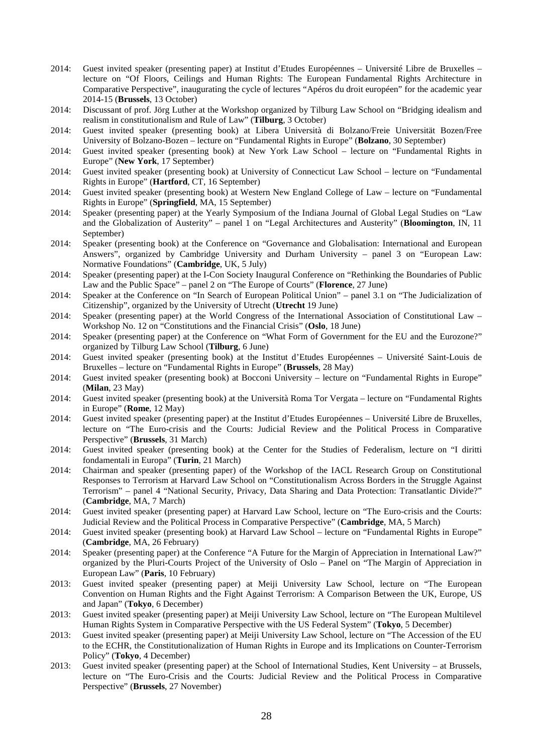2014: Guest invited speaker (presenting paper) at Institut d'Etudes Européennes – Université Libre de Bruxelles – lecture on "Of Floors, Ceilings and Human Rights: The European Fundamental Rights Architecture in Comparative Perspective", inaugurating the cycle of lectures "Apéros du droit européen" for the academic year 2014-15 (**Brussels**, 13 October)

2014: Discussant of prof. Jörg Luther at the Workshop organized by Tilburg Law School on "Bridging idealism and realism in constitutionalism and Rule of Law" (**Tilburg**, 3 October)

2014: Guest invited speaker (presenting book) at Libera Università di Bolzano/Freie Universität Bozen/Free University of Bolzano-Bozen – lecture on "Fundamental Rights in Europe" (**Bolzano**, 30 September)

2014: Guest invited speaker (presenting book) at New York Law School – lecture on "Fundamental Rights in Europe" (**New York**, 17 September)

2014: Guest invited speaker (presenting book) at University of Connecticut Law School – lecture on "Fundamental Rights in Europe" (**Hartford**, CT, 16 September)

2014: Guest invited speaker (presenting book) at Western New England College of Law – lecture on "Fundamental Rights in Europe" (**Springfield**, MA, 15 September)

2014: Speaker (presenting paper) at the Yearly Symposium of the Indiana Journal of Global Legal Studies on "Law and the Globalization of Austerity" – panel 1 on "Legal Architectures and Austerity" (**Bloomington**, IN, 11 September)

2014: Speaker (presenting book) at the Conference on "Governance and Globalisation: International and European Answers", organized by Cambridge University and Durham University – panel 3 on "European Law: Normative Foundations" (**Cambridge**, UK, 5 July)

2014: Speaker (presenting paper) at the I-Con Society Inaugural Conference on "Rethinking the Boundaries of Public Law and the Public Space" – panel 2 on "The Europe of Courts" (**Florence**, 27 June)

2014: Speaker at the Conference on "In Search of European Political Union" – panel 3.1 on "The Judicialization of Citizenship", organized by the University of Utrecht (**Utrecht** 19 June)

2014: Speaker (presenting paper) at the World Congress of the International Association of Constitutional Law – Workshop No. 12 on "Constitutions and the Financial Crisis" (**Oslo**, 18 June)

2014: Speaker (presenting paper) at the Conference on "What Form of Government for the EU and the Eurozone?" organized by Tilburg Law School (**Tilburg**, 6 June)

2014: Guest invited speaker (presenting book) at the Institut d'Etudes Européennes – Université Saint-Louis de Bruxelles – lecture on "Fundamental Rights in Europe" (**Brussels**, 28 May)

2014: Guest invited speaker (presenting book) at Bocconi University – lecture on "Fundamental Rights in Europe" (**Milan**, 23 May)

2014: Guest invited speaker (presenting book) at the Università Roma Tor Vergata – lecture on "Fundamental Rights in Europe" (**Rome**, 12 May)

2014: Guest invited speaker (presenting paper) at the Institut d'Etudes Européennes – Université Libre de Bruxelles, lecture on "The Euro-crisis and the Courts: Judicial Review and the Political Process in Comparative Perspective" (**Brussels**, 31 March)

2014: Guest invited speaker (presenting book) at the Center for the Studies of Federalism, lecture on "I diritti fondamentali in Europa" (**Turin**, 21 March)

2014: Chairman and speaker (presenting paper) of the Workshop of the IACL Research Group on Constitutional Responses to Terrorism at Harvard Law School on "Constitutionalism Across Borders in the Struggle Against Terrorism" – panel 4 "National Security, Privacy, Data Sharing and Data Protection: Transatlantic Divide?" (**Cambridge**, MA, 7 March)

2014: Guest invited speaker (presenting paper) at Harvard Law School, lecture on "The Euro-crisis and the Courts: Judicial Review and the Political Process in Comparative Perspective" (**Cambridge**, MA, 5 March)

2014: Guest invited speaker (presenting book) at Harvard Law School – lecture on "Fundamental Rights in Europe" (**Cambridge**, MA, 26 February)

2014: Speaker (presenting paper) at the Conference "A Future for the Margin of Appreciation in International Law?" organized by the Pluri-Courts Project of the University of Oslo – Panel on "The Margin of Appreciation in European Law" (**Paris**, 10 February)

2013: Guest invited speaker (presenting paper) at Meiji University Law School, lecture on "The European Convention on Human Rights and the Fight Against Terrorism: A Comparison Between the UK, Europe, US and Japan" (**Tokyo**, 6 December)

2013: Guest invited speaker (presenting paper) at Meiji University Law School, lecture on "The European Multilevel Human Rights System in Comparative Perspective with the US Federal System" (**Tokyo**, 5 December)

2013: Guest invited speaker (presenting paper) at Meiji University Law School, lecture on "The Accession of the EU to the ECHR, the Constitutionalization of Human Rights in Europe and its Implications on Counter-Terrorism Policy" (**Tokyo**, 4 December)

2013: Guest invited speaker (presenting paper) at the School of International Studies, Kent University – at Brussels, lecture on "The Euro-Crisis and the Courts: Judicial Review and the Political Process in Comparative Perspective" (**Brussels**, 27 November)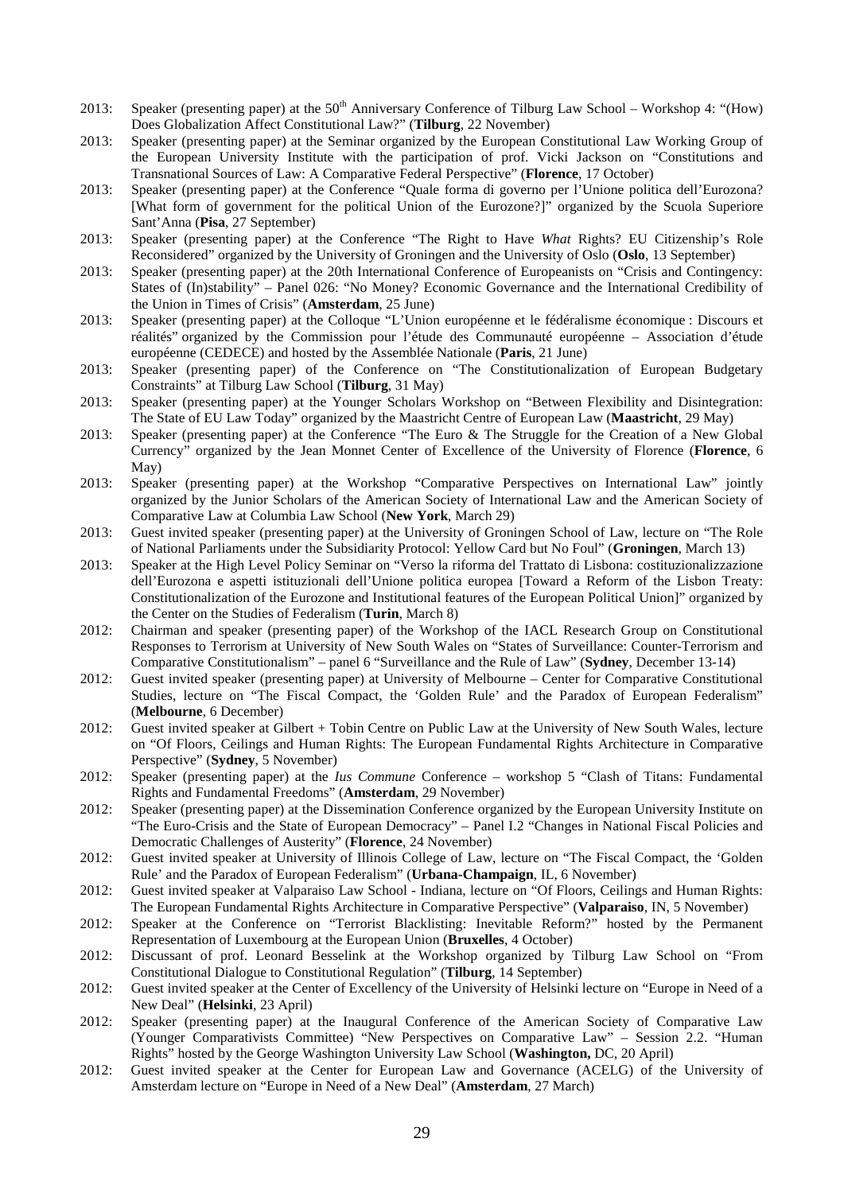2013: Speaker (presenting paper) at the 50th Anniversary Conference of Tilburg Law School – Workshop 4: "(How) Does Globalization Affect Constitutional Law?" (**Tilburg**, 22 November)

2013: Speaker (presenting paper) at the Seminar organized by the European Constitutional Law Working Group of the European University Institute with the participation of prof. Vicki Jackson on "Constitutions and Transnational Sources of Law: A Comparative Federal Perspective" (**Florence**, 17 October)

2013: Speaker (presenting paper) at the Conference "Quale forma di governo per l'Unione politica dell'Eurozona? [What form of government for the political Union of the Eurozone?]" organized by the Scuola Superiore Sant'Anna (**Pisa**, 27 September)

2013: Speaker (presenting paper) at the Conference "The Right to Have *What* Rights? EU Citizenship's Role Reconsidered" organized by the University of Groningen and the University of Oslo (**Oslo**, 13 September)

2013: Speaker (presenting paper) at the 20th International Conference of Europeanists on "Crisis and Contingency: States of (In)stability" – Panel 026: "No Money? Economic Governance and the International Credibility of the Union in Times of Crisis" (**Amsterdam**, 25 June)

2013: Speaker (presenting paper) at the Colloque "L'Union européenne et le fédéralisme économique : Discours et réalités" organized by the Commission pour l'étude des Communauté européenne – Association d'étude européenne (CEDECE) and hosted by the Assemblée Nationale (**Paris**, 21 June)

2013: Speaker (presenting paper) of the Conference on "The Constitutionalization of European Budgetary Constraints" at Tilburg Law School (**Tilburg**, 31 May)

2013: Speaker (presenting paper) at the Younger Scholars Workshop on "Between Flexibility and Disintegration: The State of EU Law Today" organized by the Maastricht Centre of European Law (**Maastricht**, 29 May)

2013: Speaker (presenting paper) at the Conference "The Euro & The Struggle for the Creation of a New Global Currency" organized by the Jean Monnet Center of Excellence of the University of Florence (**Florence**, 6 May)

2013: Speaker (presenting paper) at the Workshop "Comparative Perspectives on International Law" jointly organized by the Junior Scholars of the American Society of International Law and the American Society of Comparative Law at Columbia Law School (**New York**, March 29)

2013: Guest invited speaker (presenting paper) at the University of Groningen School of Law, lecture on "The Role of National Parliaments under the Subsidiarity Protocol: Yellow Card but No Foul" (**Groningen**, March 13)

2013: Speaker at the High Level Policy Seminar on "Verso la riforma del Trattato di Lisbona: costituzionalizzazione dell'Eurozona e aspetti istituzionali dell'Unione politica europea [Toward a Reform of the Lisbon Treaty: Constitutionalization of the Eurozone and Institutional features of the European Political Union]" organized by the Center on the Studies of Federalism (**Turin**, March 8)

2012: Chairman and speaker (presenting paper) of the Workshop of the IACL Research Group on Constitutional Responses to Terrorism at University of New South Wales on "States of Surveillance: Counter-Terrorism and Comparative Constitutionalism" – panel 6 "Surveillance and the Rule of Law" (**Sydney**, December 13-14)

2012: Guest invited speaker (presenting paper) at University of Melbourne – Center for Comparative Constitutional Studies, lecture on "The Fiscal Compact, the 'Golden Rule' and the Paradox of European Federalism" (**Melbourne**, 6 December)

2012: Guest invited speaker at Gilbert + Tobin Centre on Public Law at the University of New South Wales, lecture on "Of Floors, Ceilings and Human Rights: The European Fundamental Rights Architecture in Comparative Perspective" (**Sydney**, 5 November)

2012: Speaker (presenting paper) at the *Ius Commune* Conference – workshop 5 "Clash of Titans: Fundamental Rights and Fundamental Freedoms" (**Amsterdam**, 29 November)

2012: Speaker (presenting paper) at the Dissemination Conference organized by the European University Institute on "The Euro-Crisis and the State of European Democracy" – Panel I.2 "Changes in National Fiscal Policies and Democratic Challenges of Austerity" (**Florence**, 24 November)

2012: Guest invited speaker at University of Illinois College of Law, lecture on "The Fiscal Compact, the 'Golden Rule' and the Paradox of European Federalism" (**Urbana-Champaign**, IL, 6 November)

2012: Guest invited speaker at Valparaiso Law School - Indiana, lecture on "Of Floors, Ceilings and Human Rights: The European Fundamental Rights Architecture in Comparative Perspective" (**Valparaiso**, IN, 5 November)

2012: Speaker at the Conference on "Terrorist Blacklisting: Inevitable Reform?" hosted by the Permanent Representation of Luxembourg at the European Union (**Bruxelles**, 4 October)

2012: Discussant of prof. Leonard Besselink at the Workshop organized by Tilburg Law School on "From Constitutional Dialogue to Constitutional Regulation" (**Tilburg**, 14 September)

2012: Guest invited speaker at the Center of Excellency of the University of Helsinki lecture on "Europe in Need of a New Deal" (**Helsinki**, 23 April)

2012: Speaker (presenting paper) at the Inaugural Conference of the American Society of Comparative Law (Younger Comparativists Committee) "New Perspectives on Comparative Law" – Session 2.2. "Human Rights" hosted by the George Washington University Law School (**Washington,** DC, 20 April)

2012: Guest invited speaker at the Center for European Law and Governance (ACELG) of the University of Amsterdam lecture on "Europe in Need of a New Deal" (**Amsterdam**, 27 March)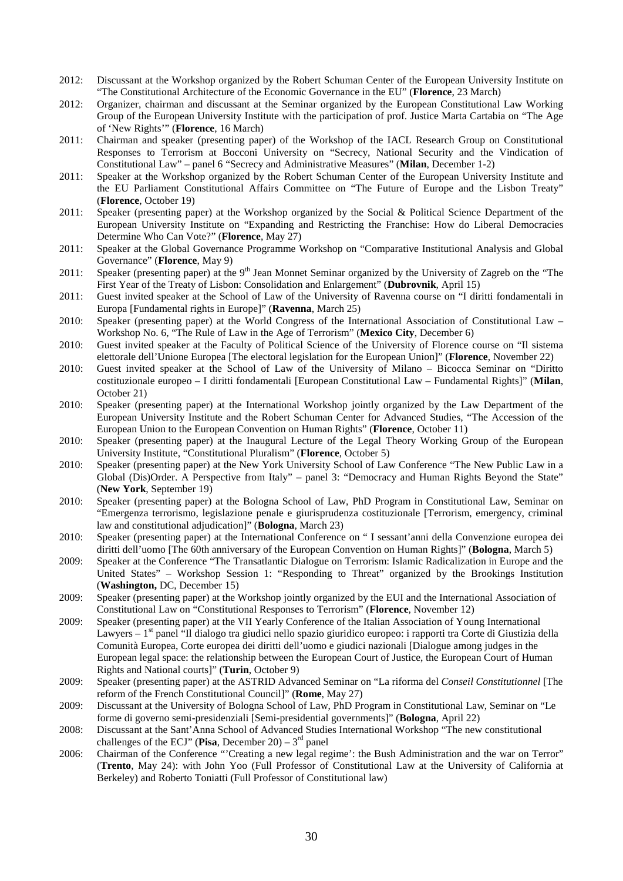2012: Discussant at the Workshop organized by the Robert Schuman Center of the European University Institute on "The Constitutional Architecture of the Economic Governance in the EU" (**Florence**, 23 March)

2012: Organizer, chairman and discussant at the Seminar organized by the European Constitutional Law Working Group of the European University Institute with the participation of prof. Justice Marta Cartabia on "The Age of 'New Rights'" (**Florence**, 16 March)

2011: Chairman and speaker (presenting paper) of the Workshop of the IACL Research Group on Constitutional Responses to Terrorism at Bocconi University on "Secrecy, National Security and the Vindication of Constitutional Law" – panel 6 "Secrecy and Administrative Measures" (**Milan**, December 1-2)

2011: Speaker at the Workshop organized by the Robert Schuman Center of the European University Institute and the EU Parliament Constitutional Affairs Committee on "The Future of Europe and the Lisbon Treaty" (**Florence**, October 19)

2011: Speaker (presenting paper) at the Workshop organized by the Social & Political Science Department of the European University Institute on "Expanding and Restricting the Franchise: How do Liberal Democracies Determine Who Can Vote?" (**Florence**, May 27)

2011: Speaker at the Global Governance Programme Workshop on "Comparative Institutional Analysis and Global Governance" (**Florence**, May 9)

2011: Speaker (presenting paper) at the 9th Jean Monnet Seminar organized by the University of Zagreb on the "The First Year of the Treaty of Lisbon: Consolidation and Enlargement" (**Dubrovnik**, April 15)

2011: Guest invited speaker at the School of Law of the University of Ravenna course on "I diritti fondamentali in Europa [Fundamental rights in Europe]" (**Ravenna**, March 25)

2010: Speaker (presenting paper) at the World Congress of the International Association of Constitutional Law – Workshop No. 6, "The Rule of Law in the Age of Terrorism" (**Mexico City**, December 6)

2010: Guest invited speaker at the Faculty of Political Science of the University of Florence course on "Il sistema elettorale dell'Unione Europea [The electoral legislation for the European Union]" (**Florence**, November 22)

2010: Guest invited speaker at the School of Law of the University of Milano – Bicocca Seminar on "Diritto costituzionale europeo – I diritti fondamentali [European Constitutional Law – Fundamental Rights]" (**Milan**, October 21)

2010: Speaker (presenting paper) at the International Workshop jointly organized by the Law Department of the European University Institute and the Robert Schuman Center for Advanced Studies, "The Accession of the European Union to the European Convention on Human Rights" (**Florence**, October 11)

2010: Speaker (presenting paper) at the Inaugural Lecture of the Legal Theory Working Group of the European University Institute, "Constitutional Pluralism" (**Florence**, October 5)

2010: Speaker (presenting paper) at the New York University School of Law Conference "The New Public Law in a Global (Dis)Order. A Perspective from Italy" – panel 3: "Democracy and Human Rights Beyond the State" (**New York**, September 19)

2010: Speaker (presenting paper) at the Bologna School of Law, PhD Program in Constitutional Law, Seminar on "Emergenza terrorismo, legislazione penale e giurisprudenza costituzionale [Terrorism, emergency, criminal law and constitutional adjudication]" (**Bologna**, March 23)

2010: Speaker (presenting paper) at the International Conference on " I sessant'anni della Convenzione europea dei diritti dell'uomo [The 60th anniversary of the European Convention on Human Rights]" (**Bologna**, March 5)

2009: Speaker at the Conference "The Transatlantic Dialogue on Terrorism: Islamic Radicalization in Europe and the United States" – Workshop Session 1: "Responding to Threat" organized by the Brookings Institution (**Washington,** DC, December 15)

2009: Speaker (presenting paper) at the Workshop jointly organized by the EUI and the International Association of Constitutional Law on "Constitutional Responses to Terrorism" (**Florence**, November 12)

2009: Speaker (presenting paper) at the VII Yearly Conference of the Italian Association of Young International Lawyers – 1st panel "Il dialogo tra giudici nello spazio giuridico europeo: i rapporti tra Corte di Giustizia della Comunità Europea, Corte europea dei diritti dell'uomo e giudici nazionali [Dialogue among judges in the European legal space: the relationship between the European Court of Justice, the European Court of Human Rights and National courts]" (**Turin**, October 9)

2009: Speaker (presenting paper) at the ASTRID Advanced Seminar on "La riforma del *Conseil Constitutionnel* [The reform of the French Constitutional Council]" (**Rome**, May 27)

2009: Discussant at the University of Bologna School of Law, PhD Program in Constitutional Law, Seminar on "Le forme di governo semi-presidenziali [Semi-presidential governments]" (**Bologna**, April 22)

2008: Discussant at the Sant'Anna School of Advanced Studies International Workshop "The new constitutional challenges of the ECJ" (**Pisa**, December 20) – 3rd panel

2006: Chairman of the Conference "'Creating a new legal regime': the Bush Administration and the war on Terror" (**Trento**, May 24): with John Yoo (Full Professor of Constitutional Law at the University of California at Berkeley) and Roberto Toniatti (Full Professor of Constitutional law)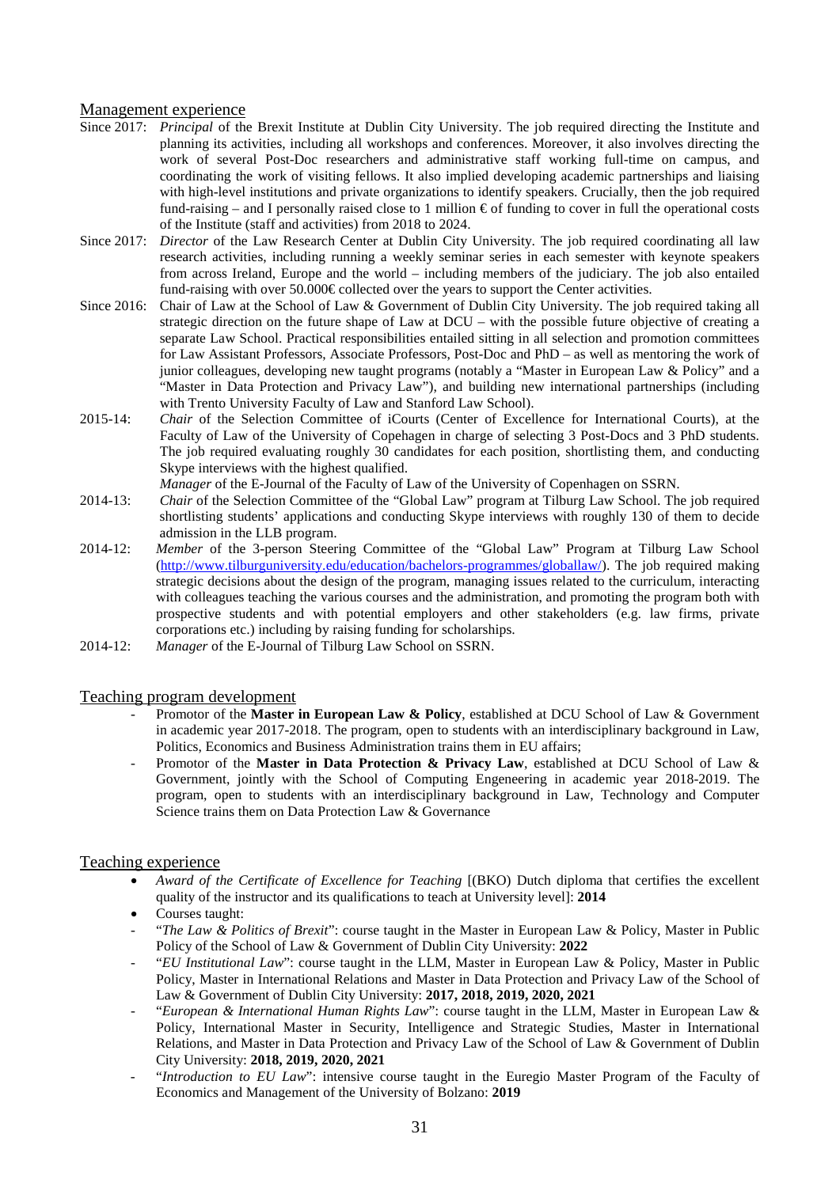## Management experience

Since 2017: *Principal* of the Brexit Institute at Dublin City University. The job required directing the Institute and planning its activities, including all workshops and conferences. Moreover, it also involves directing the work of several Post-Doc researchers and administrative staff working full-time on campus, and coordinating the work of visiting fellows. It also implied developing academic partnerships and liaising with high-level institutions and private organizations to identify speakers. Crucially, then the job required fund-raising – and I personally raised close to 1 million € of funding to cover in full the operational costs of the Institute (staff and activities) from 2018 to 2024.

Since 2017: *Director* of the Law Research Center at Dublin City University. The job required coordinating all law research activities, including running a weekly seminar series in each semester with keynote speakers from across Ireland, Europe and the world – including members of the judiciary. The job also entailed fund-raising with over 50.000€ collected over the years to support the Center activities.

Since 2016: Chair of Law at the School of Law & Government of Dublin City University. The job required taking all strategic direction on the future shape of Law at DCU – with the possible future objective of creating a separate Law School. Practical responsibilities entailed sitting in all selection and promotion committees for Law Assistant Professors, Associate Professors, Post-Doc and PhD – as well as mentoring the work of junior colleagues, developing new taught programs (notably a "Master in European Law & Policy" and a "Master in Data Protection and Privacy Law"), and building new international partnerships (including with Trento University Faculty of Law and Stanford Law School).

2015-14: *Chair* of the Selection Committee of iCourts (Center of Excellence for International Courts), at the Faculty of Law of the University of Copenhagen in charge of selecting 3 Post-Docs and 3 PhD students. The job required evaluating roughly 30 candidates for each position, shortlisting them, and conducting Skype interviews with the highest qualified.
*Manager* of the E-Journal of the Faculty of Law of the University of Copenhagen on SSRN.

2014-13: *Chair* of the Selection Committee of the "Global Law" program at Tilburg Law School. The job required shortlisting students' applications and conducting Skype interviews with roughly 130 of them to decide admission in the LLB program.

2014-12: *Member* of the 3-person Steering Committee of the "Global Law" Program at Tilburg Law School (http://www.tilburguniversity.edu/education/bachelors-programmes/globallaw/). The job required making strategic decisions about the design of the program, managing issues related to the curriculum, interacting with colleagues teaching the various courses and the administration, and promoting the program both with prospective students and with potential employers and other stakeholders (e.g. law firms, private corporations etc.) including by raising funding for scholarships.

2014-12: *Manager* of the E-Journal of Tilburg Law School on SSRN.

## Teaching program development

- Promotor of the **Master in European Law & Policy**, established at DCU School of Law & Government in academic year 2017-2018. The program, open to students with an interdisciplinary background in Law, Politics, Economics and Business Administration trains them in EU affairs;
- Promotor of the **Master in Data Protection & Privacy Law**, established at DCU School of Law & Government, jointly with the School of Computing Engeneering in academic year 2018-2019. The program, open to students with an interdisciplinary background in Law, Technology and Computer Science trains them on Data Protection Law & Governance

## Teaching experience

- *Award of the Certificate of Excellence for Teaching* [(BKO) Dutch diploma that certifies the excellent quality of the instructor and its qualifications to teach at University level]: **2014**
- Courses taught:
  - "*The Law & Politics of Brexit*": course taught in the Master in European Law & Policy, Master in Public Policy of the School of Law & Government of Dublin City University: **2022**
  - "*EU Institutional Law*": course taught in the LLM, Master in European Law & Policy, Master in Public Policy, Master in International Relations and Master in Data Protection and Privacy Law of the School of Law & Government of Dublin City University: **2017, 2018, 2019, 2020, 2021**
  - "*European & International Human Rights Law*": course taught in the LLM, Master in European Law & Policy, International Master in Security, Intelligence and Strategic Studies, Master in International Relations, and Master in Data Protection and Privacy Law of the School of Law & Government of Dublin City University: **2018, 2019, 2020, 2021**
  - "*Introduction to EU Law*": intensive course taught in the Euregio Master Program of the Faculty of Economics and Management of the University of Bolzano: **2019**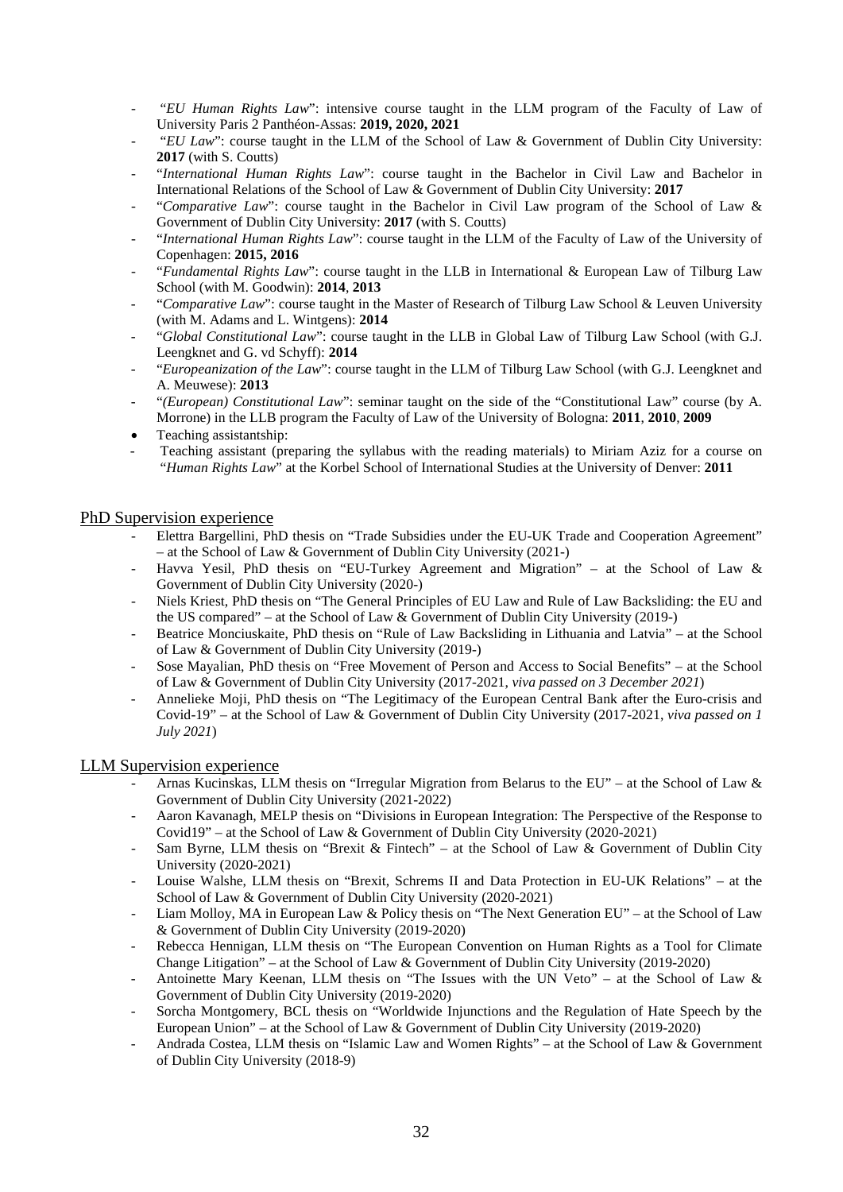- "*EU Human Rights Law*": intensive course taught in the LLM program of the Faculty of Law of University Paris 2 Panthéon-Assas: **2019, 2020, 2021**
- "*EU Law*": course taught in the LLM of the School of Law & Government of Dublin City University: **2017** (with S. Coutts)
- "*International Human Rights Law*": course taught in the Bachelor in Civil Law and Bachelor in International Relations of the School of Law & Government of Dublin City University: **2017**
- "*Comparative Law*": course taught in the Bachelor in Civil Law program of the School of Law & Government of Dublin City University: **2017** (with S. Coutts)
- "*International Human Rights Law*": course taught in the LLM of the Faculty of Law of the University of Copenhagen: **2015, 2016**
- "*Fundamental Rights Law*": course taught in the LLB in International & European Law of Tilburg Law School (with M. Goodwin): **2014**, **2013**
- "*Comparative Law*": course taught in the Master of Research of Tilburg Law School & Leuven University (with M. Adams and L. Wintgens): **2014**
- "*Global Constitutional Law*": course taught in the LLB in Global Law of Tilburg Law School (with G.J. Leengknet and G. vd Schyff): **2014**
- "*Europeanization of the Law*": course taught in the LLM of Tilburg Law School (with G.J. Leengknet and A. Meuwese): **2013**
- "*(European) Constitutional Law*": seminar taught on the side of the "Constitutional Law" course (by A. Morrone) in the LLB program the Faculty of Law of the University of Bologna: **2011**, **2010**, **2009**

- Teaching assistantship:
- Teaching assistant (preparing the syllabus with the reading materials) to Miriam Aziz for a course on "*Human Rights Law*" at the Korbel School of International Studies at the University of Denver: **2011**

## PhD Supervision experience

- Elettra Bargellini, PhD thesis on "Trade Subsidies under the EU-UK Trade and Cooperation Agreement" – at the School of Law & Government of Dublin City University (2021-)
- Havva Yesil, PhD thesis on "EU-Turkey Agreement and Migration" – at the School of Law & Government of Dublin City University (2020-)
- Niels Kriest, PhD thesis on "The General Principles of EU Law and Rule of Law Backsliding: the EU and the US compared" – at the School of Law & Government of Dublin City University (2019-)
- Beatrice Monciuskaite, PhD thesis on "Rule of Law Backsliding in Lithuania and Latvia" – at the School of Law & Government of Dublin City University (2019-)
- Sose Mayalian, PhD thesis on "Free Movement of Person and Access to Social Benefits" – at the School of Law & Government of Dublin City University (2017-2021, *viva passed on 3 December 2021*)
- Annelieke Moji, PhD thesis on "The Legitimacy of the European Central Bank after the Euro-crisis and Covid-19" – at the School of Law & Government of Dublin City University (2017-2021, *viva passed on 1 July 2021*)

## LLM Supervision experience

- Arnas Kucinskas, LLM thesis on "Irregular Migration from Belarus to the EU" – at the School of Law & Government of Dublin City University (2021-2022)
- Aaron Kavanagh, MELP thesis on "Divisions in European Integration: The Perspective of the Response to Covid19" – at the School of Law & Government of Dublin City University (2020-2021)
- Sam Byrne, LLM thesis on "Brexit & Fintech" – at the School of Law & Government of Dublin City University (2020-2021)
- Louise Walshe, LLM thesis on "Brexit, Schrems II and Data Protection in EU-UK Relations" – at the School of Law & Government of Dublin City University (2020-2021)
- Liam Molloy, MA in European Law & Policy thesis on "The Next Generation EU" – at the School of Law & Government of Dublin City University (2019-2020)
- Rebecca Hennigan, LLM thesis on "The European Convention on Human Rights as a Tool for Climate Change Litigation" – at the School of Law & Government of Dublin City University (2019-2020)
- Antoinette Mary Keenan, LLM thesis on "The Issues with the UN Veto" – at the School of Law & Government of Dublin City University (2019-2020)
- Sorcha Montgomery, BCL thesis on "Worldwide Injunctions and the Regulation of Hate Speech by the European Union" – at the School of Law & Government of Dublin City University (2019-2020)
- Andrada Costea, LLM thesis on "Islamic Law and Women Rights" – at the School of Law & Government of Dublin City University (2018-9)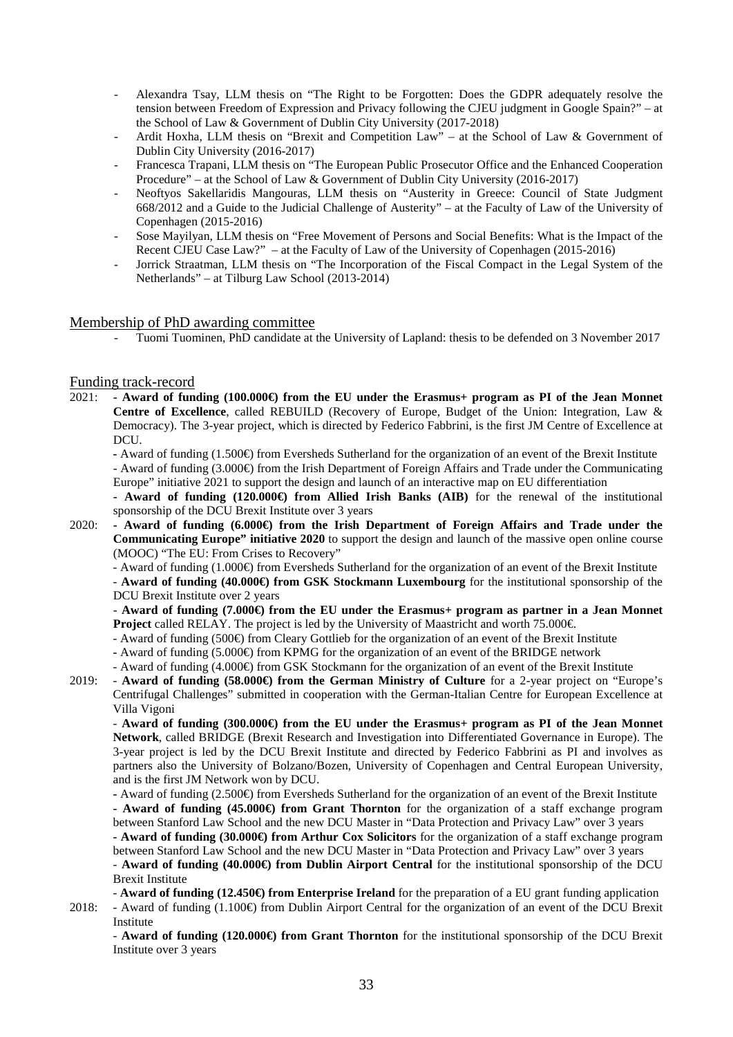- Alexandra Tsay, LLM thesis on “The Right to be Forgotten: Does the GDPR adequately resolve the tension between Freedom of Expression and Privacy following the CJEU judgment in Google Spain?” – at the School of Law & Government of Dublin City University (2017-2018)
- Ardit Hoxha, LLM thesis on “Brexit and Competition Law” – at the School of Law & Government of Dublin City University (2016-2017)
- Francesca Trapani, LLM thesis on “The European Public Prosecutor Office and the Enhanced Cooperation Procedure” – at the School of Law & Government of Dublin City University (2016-2017)
- Neoftyos Sakellaridis Mangouras, LLM thesis on “Austerity in Greece: Council of State Judgment 668/2012 and a Guide to the Judicial Challenge of Austerity” – at the Faculty of Law of the University of Copenhagen (2015-2016)
- Sose Mayilyan, LLM thesis on “Free Movement of Persons and Social Benefits: What is the Impact of the Recent CJEU Case Law?” – at the Faculty of Law of the University of Copenhagen (2015-2016)
- Jorrick Straatman, LLM thesis on “The Incorporation of the Fiscal Compact in the Legal System of the Netherlands” – at Tilburg Law School (2013-2014)

## Membership of PhD awarding committee

- Tuomi Tuominen, PhD candidate at the University of Lapland: thesis to be defended on 3 November 2017

## Funding track-record

2021:
- **Award of funding (100.000€) from the EU under the Erasmus+ program as PI of the Jean Monnet Centre of Excellence**, called REBUILD (Recovery of Europe, Budget of the Union: Integration, Law & Democracy). The 3-year project, which is directed by Federico Fabbrini, is the first JM Centre of Excellence at DCU.
- Award of funding (1.500€) from Eversheds Sutherland for the organization of an event of the Brexit Institute
- Award of funding (3.000€) from the Irish Department of Foreign Affairs and Trade under the Communicating Europe” initiative 2021 to support the design and launch of an interactive map on EU differentiation
- **Award of funding (120.000€) from Allied Irish Banks (AIB)** for the renewal of the institutional sponsorship of the DCU Brexit Institute over 3 years

2020:
- **Award of funding (6.000€) from the Irish Department of Foreign Affairs and Trade under the Communicating Europe” initiative 2020** to support the design and launch of the massive open online course (MOOC) “The EU: From Crises to Recovery”
- Award of funding (1.000€) from Eversheds Sutherland for the organization of an event of the Brexit Institute
- **Award of funding (40.000€) from GSK Stockmann Luxembourg** for the institutional sponsorship of the DCU Brexit Institute over 2 years
- **Award of funding (7.000€) from the EU under the Erasmus+ program as partner in a Jean Monnet Project** called RELAY. The project is led by the University of Maastricht and worth 75.000€.
- Award of funding (500€) from Cleary Gottlieb for the organization of an event of the Brexit Institute
- Award of funding (5.000€) from KPMG for the organization of an event of the BRIDGE network
- Award of funding (4.000€) from GSK Stockmann for the organization of an event of the Brexit Institute

2019:
- **Award of funding (58.000€) from the German Ministry of Culture** for a 2-year project on “Europe’s Centrifugal Challenges” submitted in cooperation with the German-Italian Centre for European Excellence at Villa Vigoni
- **Award of funding (300.000€) from the EU under the Erasmus+ program as PI of the Jean Monnet Network**, called BRIDGE (Brexit Research and Investigation into Differentiated Governance in Europe). The 3-year project is led by the DCU Brexit Institute and directed by Federico Fabbrini as PI and involves as partners also the University of Bolzano/Bozen, University of Copenhagen and Central European University, and is the first JM Network won by DCU.
- Award of funding (2.500€) from Eversheds Sutherland for the organization of an event of the Brexit Institute
- **Award of funding (45.000€) from Grant Thornton** for the organization of a staff exchange program between Stanford Law School and the new DCU Master in “Data Protection and Privacy Law” over 3 years
- **Award of funding (30.000€) from Arthur Cox Solicitors** for the organization of a staff exchange program between Stanford Law School and the new DCU Master in “Data Protection and Privacy Law” over 3 years
- **Award of funding (40.000€) from Dublin Airport Central** for the institutional sponsorship of the DCU Brexit Institute
- **Award of funding (12.450€) from Enterprise Ireland** for the preparation of a EU grant funding application

2018:
- Award of funding (1.100€) from Dublin Airport Central for the organization of an event of the DCU Brexit Institute
- **Award of funding (120.000€) from Grant Thornton** for the institutional sponsorship of the DCU Brexit Institute over 3 years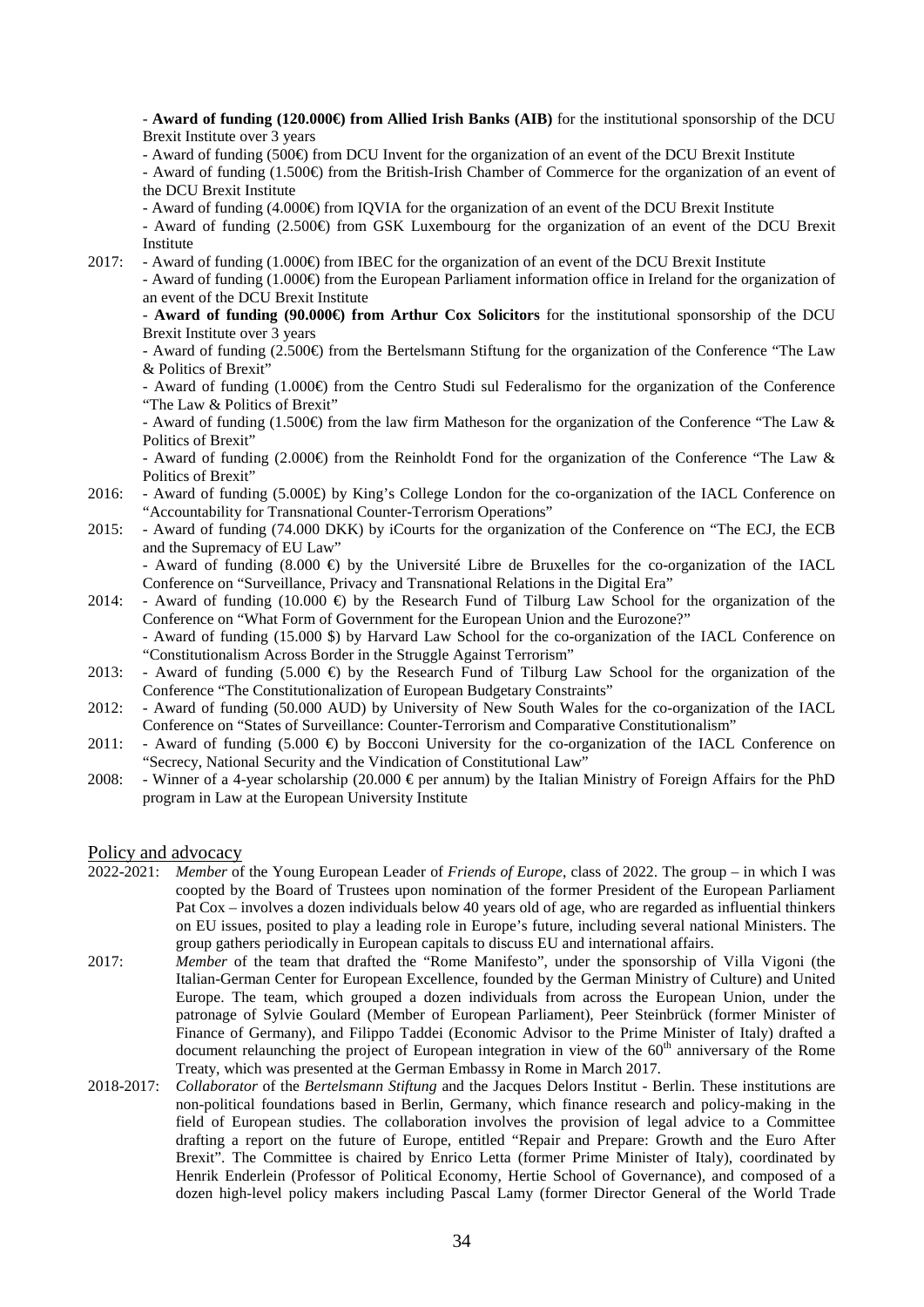- **Award of funding (120.000€) from Allied Irish Banks (AIB)** for the institutional sponsorship of the DCU Brexit Institute over 3 years

- Award of funding (500€) from DCU Invent for the organization of an event of the DCU Brexit Institute

- Award of funding (1.500€) from the British-Irish Chamber of Commerce for the organization of an event of the DCU Brexit Institute

- Award of funding (4.000€) from IQVIA for the organization of an event of the DCU Brexit Institute

- Award of funding (2.500€) from GSK Luxembourg for the organization of an event of the DCU Brexit Institute

2017: - Award of funding (1.000€) from IBEC for the organization of an event of the DCU Brexit Institute

- Award of funding (1.000€) from the European Parliament information office in Ireland for the organization of an event of the DCU Brexit Institute

- **Award of funding (90.000€) from Arthur Cox Solicitors** for the institutional sponsorship of the DCU Brexit Institute over 3 years

- Award of funding (2.500€) from the Bertelsmann Stiftung for the organization of the Conference "The Law & Politics of Brexit"

- Award of funding (1.000€) from the Centro Studi sul Federalismo for the organization of the Conference "The Law & Politics of Brexit"

- Award of funding (1.500€) from the law firm Matheson for the organization of the Conference "The Law & Politics of Brexit"

- Award of funding (2.000€) from the Reinholdt Fond for the organization of the Conference "The Law & Politics of Brexit"

2016: - Award of funding (5.000£) by King's College London for the co-organization of the IACL Conference on "Accountability for Transnational Counter-Terrorism Operations"

2015: - Award of funding (74.000 DKK) by iCourts for the organization of the Conference on "The ECJ, the ECB and the Supremacy of EU Law"

- Award of funding (8.000 €) by the Université Libre de Bruxelles for the co-organization of the IACL Conference on "Surveillance, Privacy and Transnational Relations in the Digital Era"

2014: - Award of funding (10.000 €) by the Research Fund of Tilburg Law School for the organization of the Conference on "What Form of Government for the European Union and the Eurozone?"

- Award of funding (15.000 $) by Harvard Law School for the co-organization of the IACL Conference on "Constitutionalism Across Border in the Struggle Against Terrorism"

2013: - Award of funding (5.000 €) by the Research Fund of Tilburg Law School for the organization of the Conference "The Constitutionalization of European Budgetary Constraints"

2012: - Award of funding (50.000 AUD) by University of New South Wales for the co-organization of the IACL Conference on "States of Surveillance: Counter-Terrorism and Comparative Constitutionalism"

2011: - Award of funding (5.000 €) by Bocconi University for the co-organization of the IACL Conference on "Secrecy, National Security and the Vindication of Constitutional Law"

2008: - Winner of a 4-year scholarship (20.000 € per annum) by the Italian Ministry of Foreign Affairs for the PhD program in Law at the European University Institute

## Policy and advocacy

2022-2021: *Member* of the Young European Leader of *Friends of Europe*, class of 2022. The group – in which I was coopted by the Board of Trustees upon nomination of the former President of the European Parliament Pat Cox – involves a dozen individuals below 40 years old of age, who are regarded as influential thinkers on EU issues, posited to play a leading role in Europe's future, including several national Ministers. The group gathers periodically in European capitals to discuss EU and international affairs.

2017: *Member* of the team that drafted the "Rome Manifesto", under the sponsorship of Villa Vigoni (the Italian-German Center for European Excellence, founded by the German Ministry of Culture) and United Europe. The team, which grouped a dozen individuals from across the European Union, under the patronage of Sylvie Goulard (Member of European Parliament), Peer Steinbrück (former Minister of Finance of Germany), and Filippo Taddei (Economic Advisor to the Prime Minister of Italy) drafted a document relaunching the project of European integration in view of the 60th anniversary of the Rome Treaty, which was presented at the German Embassy in Rome in March 2017.

2018-2017: *Collaborator* of the *Bertelsmann Stiftung* and the Jacques Delors Institut - Berlin. These institutions are non-political foundations based in Berlin, Germany, which finance research and policy-making in the field of European studies. The collaboration involves the provision of legal advice to a Committee drafting a report on the future of Europe, entitled "Repair and Prepare: Growth and the Euro After Brexit". The Committee is chaired by Enrico Letta (former Prime Minister of Italy), coordinated by Henrik Enderlein (Professor of Political Economy, Hertie School of Governance), and composed of a dozen high-level policy makers including Pascal Lamy (former Director General of the World Trade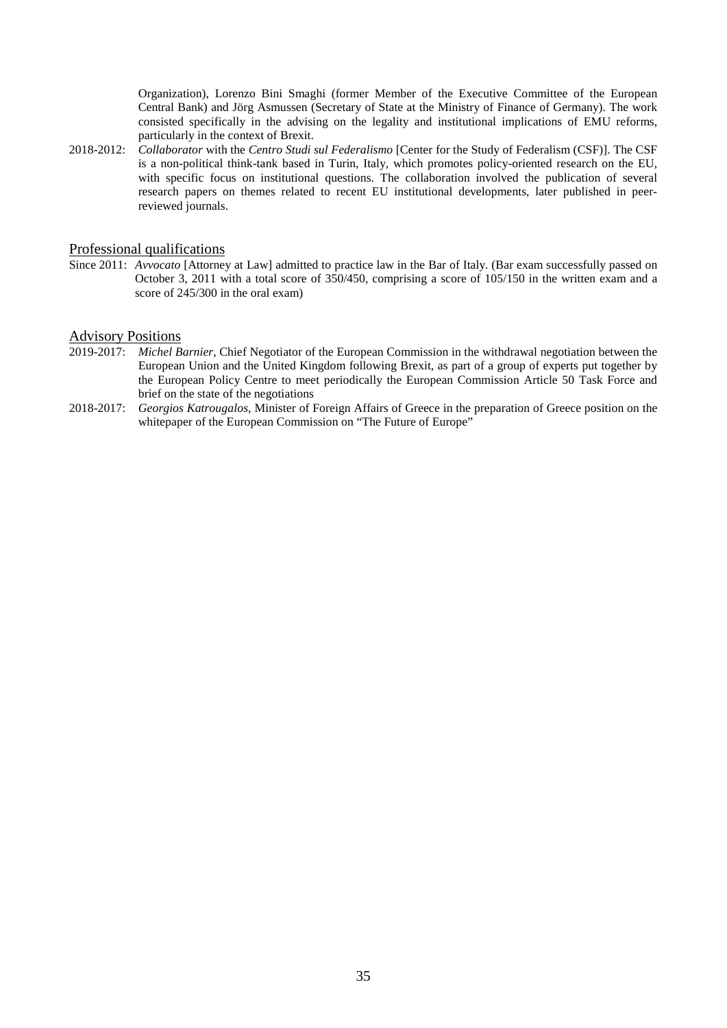Organization), Lorenzo Bini Smaghi (former Member of the Executive Committee of the European Central Bank) and Jörg Asmussen (Secretary of State at the Ministry of Finance of Germany). The work consisted specifically in the advising on the legality and institutional implications of EMU reforms, particularly in the context of Brexit.

2018-2012: *Collaborator* with the *Centro Studi sul Federalismo* [Center for the Study of Federalism (CSF)]. The CSF is a non-political think-tank based in Turin, Italy, which promotes policy-oriented research on the EU, with specific focus on institutional questions. The collaboration involved the publication of several research papers on themes related to recent EU institutional developments, later published in peer-reviewed journals.

## Professional qualifications

Since 2011: *Avvocato* [Attorney at Law] admitted to practice law in the Bar of Italy. (Bar exam successfully passed on October 3, 2011 with a total score of 350/450, comprising a score of 105/150 in the written exam and a score of 245/300 in the oral exam)

## Advisory Positions

2019-2017: *Michel Barnier*, Chief Negotiator of the European Commission in the withdrawal negotiation between the European Union and the United Kingdom following Brexit, as part of a group of experts put together by the European Policy Centre to meet periodically the European Commission Article 50 Task Force and brief on the state of the negotiations

2018-2017: *Georgios Katrougalos*, Minister of Foreign Affairs of Greece in the preparation of Greece position on the whitepaper of the European Commission on "The Future of Europe"